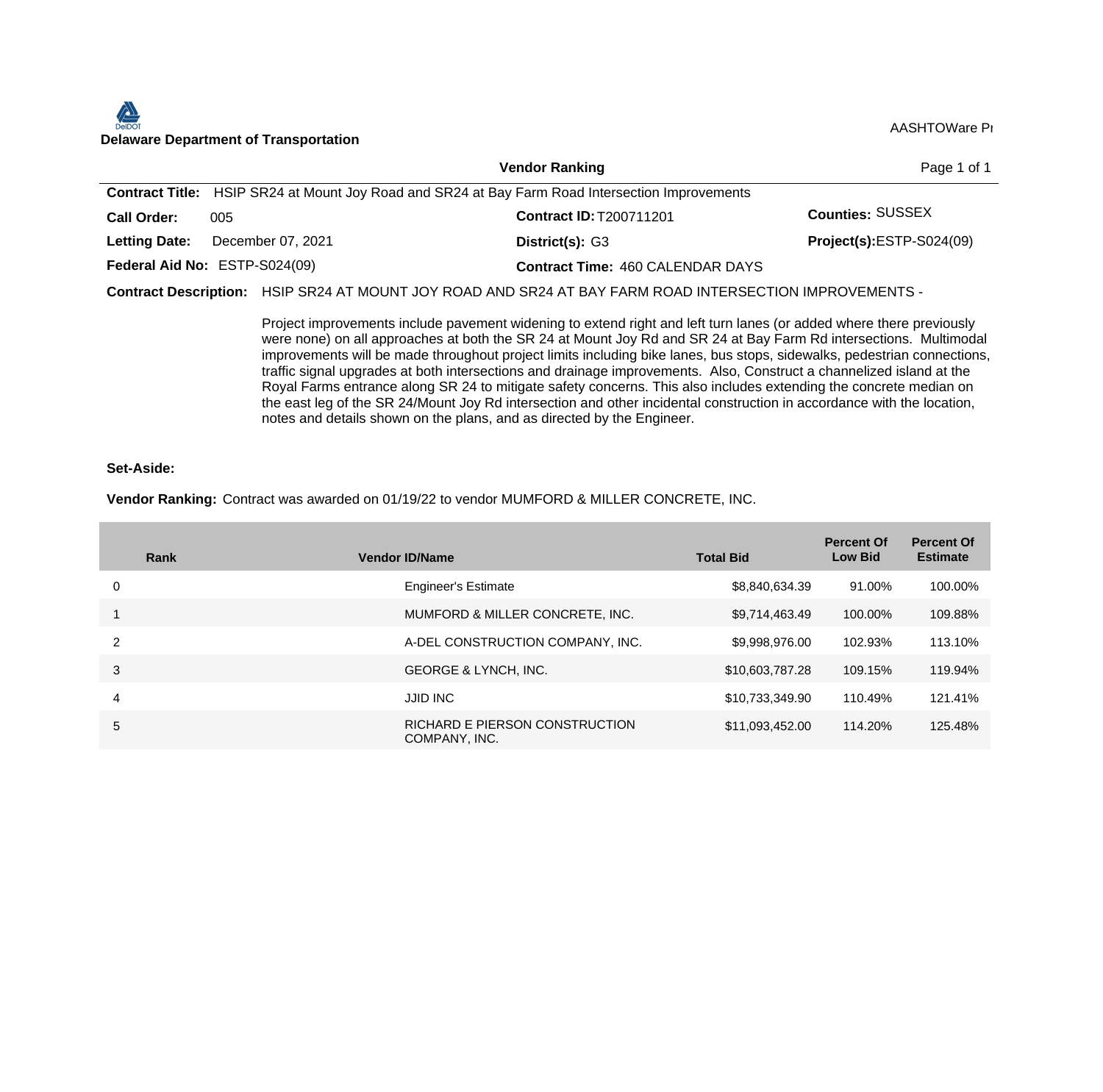**Delaware Department of Transportation**

AASHTOWare Pr

## Vendor Ranking

**Contract Title:** HSIP SR24 at Mount Joy Road and SR24 at Bay Farm Road Intersection Improvements

**Call Order:** 005

**Contract ID:** T200711201

**Counties:** SUSSEX

**Letting Date:** December 07, 2021

**District(s):** G3

**Project(s):** ESTP-S024(09)

**Federal Aid No:** ESTP-S024(09)

**Contract Time:** 460 CALENDAR DAYS

**Contract Description:** HSIP SR24 AT MOUNT JOY ROAD AND SR24 AT BAY FARM ROAD INTERSECTION IMPROVEMENTS -

Project improvements include pavement widening to extend right and left turn lanes (or added where there previously were none) on all approaches at both the SR 24 at Mount Joy Rd and SR 24 at Bay Farm Rd intersections. Multimodal improvements will be made throughout project limits including bike lanes, bus stops, sidewalks, pedestrian connections, traffic signal upgrades at both intersections and drainage improvements. Also, Construct a channelized island at the Royal Farms entrance along SR 24 to mitigate safety concerns. This also includes extending the concrete median on the east leg of the SR 24/Mount Joy Rd intersection and other incidental construction in accordance with the location, notes and details shown on the plans, and as directed by the Engineer.

**Set-Aside:**

**Vendor Ranking:** Contract was awarded on 01/19/22 to vendor MUMFORD & MILLER CONCRETE, INC.

| Rank | Vendor ID/Name | Total Bid | Percent Of Low Bid | Percent Of Estimate |
|---|---|---|---|---|
| 0 | Engineer's Estimate | $8,840,634.39 | 91.00% | 100.00% |
| 1 | MUMFORD & MILLER CONCRETE, INC. | $9,714,463.49 | 100.00% | 109.88% |
| 2 | A-DEL CONSTRUCTION COMPANY, INC. | $9,998,976.00 | 102.93% | 113.10% |
| 3 | GEORGE & LYNCH, INC. | $10,603,787.28 | 109.15% | 119.94% |
| 4 | JJID INC | $10,733,349.90 | 110.49% | 121.41% |
| 5 | RICHARD E PIERSON CONSTRUCTION COMPANY, INC. | $11,093,452.00 | 114.20% | 125.48% |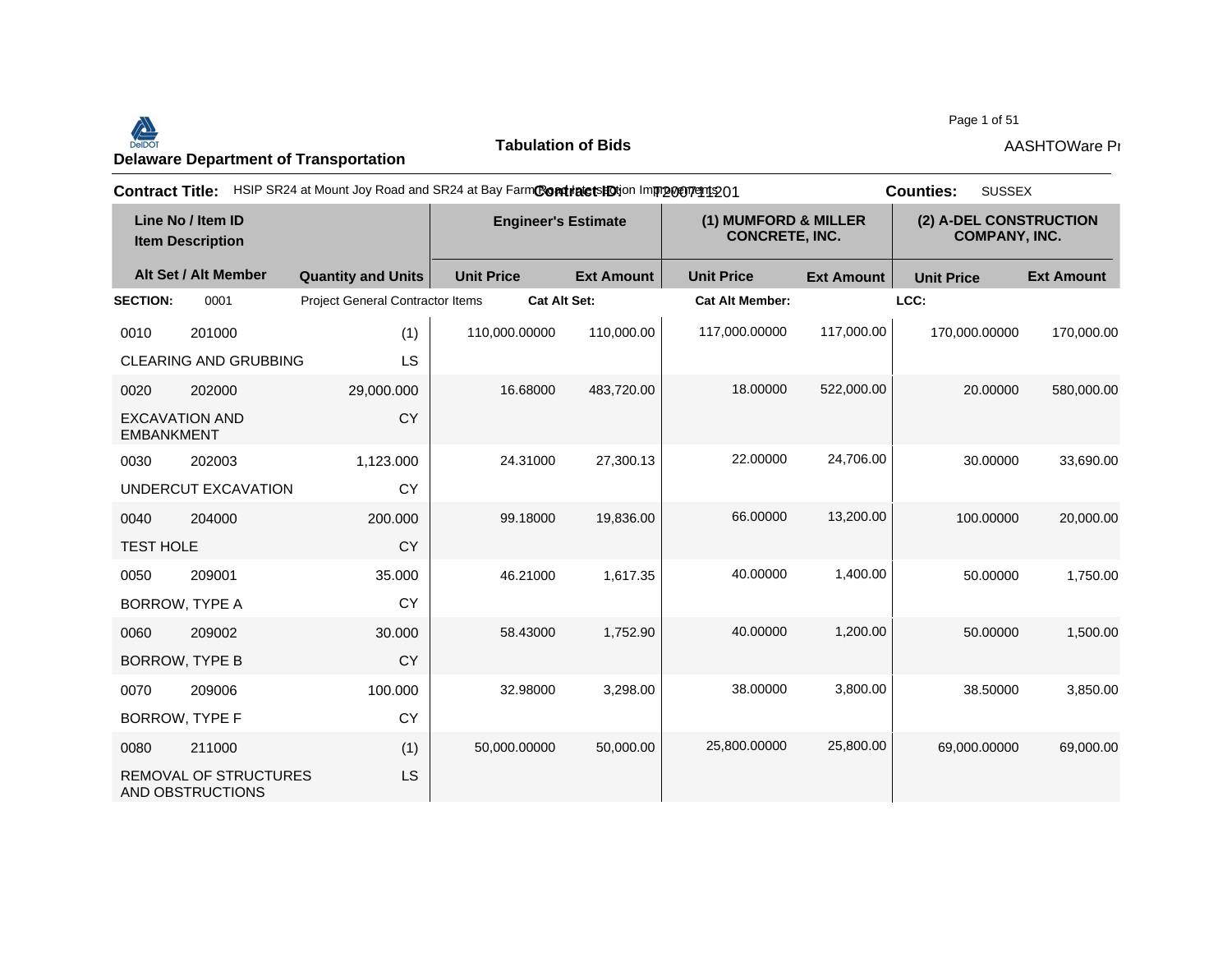**Delaware Department of Transportation**

**Tabulation of Bids**

AASHTOWare Pr

**Contract Title:** HSIP SR24 at Mount Joy Road and SR24 at Bay Farm Road Intersection Improvements **Contract ID:** T200711201 **Counties:** SUSSEX

| Line No / Item ID | | | Engineer's Estimate | | (1) MUMFORD & MILLER CONCRETE, INC. | | (2) A-DEL CONSTRUCTION COMPANY, INC. | |
|---|---|---|---|---|---|---|---|---|
| Item Description | Alt Set / Alt Member | Quantity and Units | Unit Price | Ext Amount | Unit Price | Ext Amount | Unit Price | Ext Amount |
| **SECTION:** 0001 | | Project General Contractor Items | **Cat Alt Set:** | | **Cat Alt Member:** | | **LCC:** | |
| 0010 201000 | | (1) | 110,000.00000 | 110,000.00 | 117,000.00000 | 117,000.00 | 170,000.00000 | 170,000.00 |
| CLEARING AND GRUBBING | | LS | | | | | | |
| 0020 202000 | | 29,000.000 | 16.68000 | 483,720.00 | 18.00000 | 522,000.00 | 20.00000 | 580,000.00 |
| EXCAVATION AND EMBANKMENT | | CY | | | | | | |
| 0030 202003 | | 1,123.000 | 24.31000 | 27,300.13 | 22.00000 | 24,706.00 | 30.00000 | 33,690.00 |
| UNDERCUT EXCAVATION | | CY | | | | | | |
| 0040 204000 | | 200.000 | 99.18000 | 19,836.00 | 66.00000 | 13,200.00 | 100.00000 | 20,000.00 |
| TEST HOLE | | CY | | | | | | |
| 0050 209001 | | 35.000 | 46.21000 | 1,617.35 | 40.00000 | 1,400.00 | 50.00000 | 1,750.00 |
| BORROW, TYPE A | | CY | | | | | | |
| 0060 209002 | | 30.000 | 58.43000 | 1,752.90 | 40.00000 | 1,200.00 | 50.00000 | 1,500.00 |
| BORROW, TYPE B | | CY | | | | | | |
| 0070 209006 | | 100.000 | 32.98000 | 3,298.00 | 38.00000 | 3,800.00 | 38.50000 | 3,850.00 |
| BORROW, TYPE F | | CY | | | | | | |
| 0080 211000 | | (1) | 50,000.00000 | 50,000.00 | 25,800.00000 | 25,800.00 | 69,000.00000 | 69,000.00 |
| REMOVAL OF STRUCTURES AND OBSTRUCTIONS | | LS | | | | | | |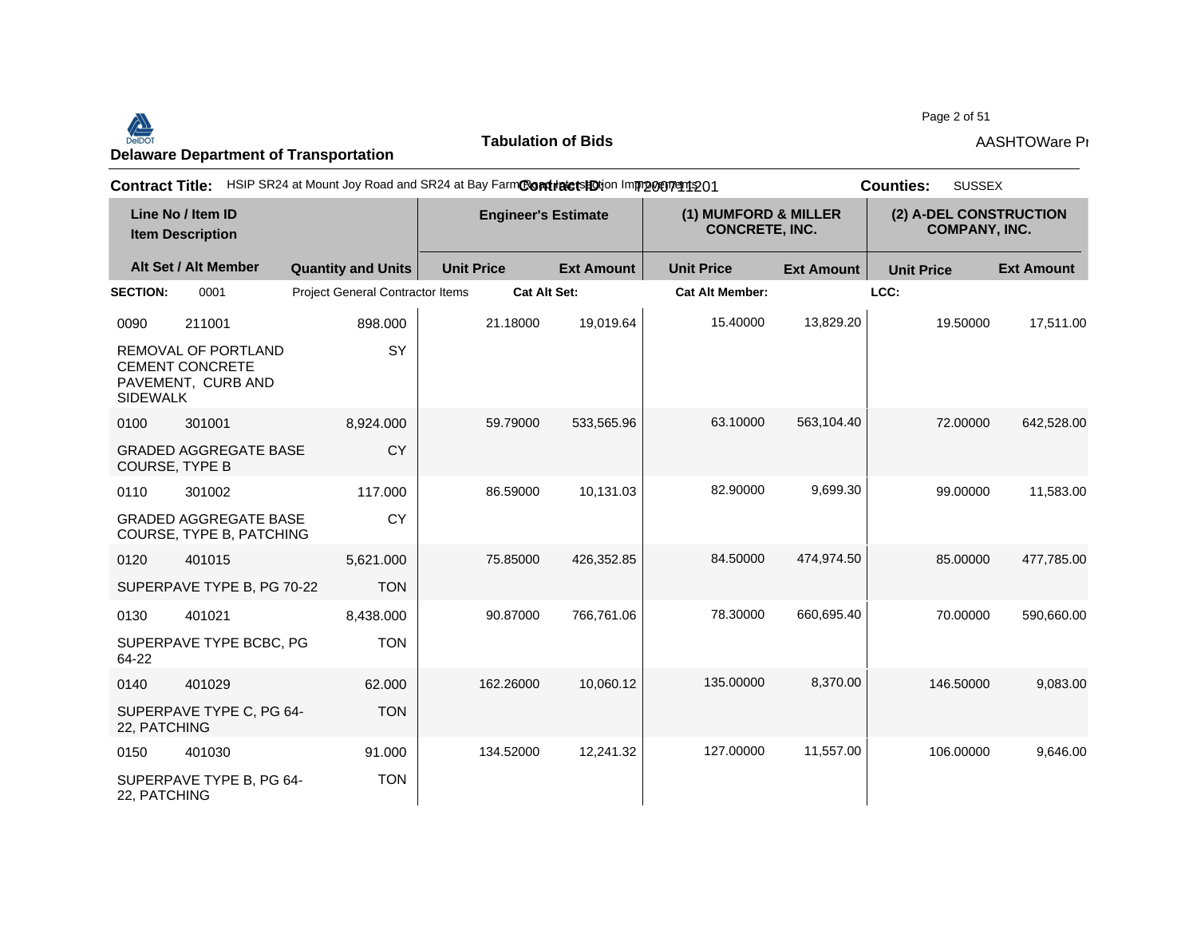**Delaware Department of Transportation**

**Tabulation of Bids**

**Contract Title:** HSIP SR24 at Mount Joy Road and SR24 at Bay Farm Road Intersection Improvements **Contract ID:** T200711201 **Counties:** SUSSEX

| Line No / Item ID | Item Description | Quantity and Units | Engineer's Estimate Unit Price | Engineer's Estimate Ext Amount | (1) MUMFORD & MILLER CONCRETE, INC. Unit Price | (1) MUMFORD & MILLER CONCRETE, INC. Ext Amount | (2) A-DEL CONSTRUCTION COMPANY, INC. Unit Price | (2) A-DEL CONSTRUCTION COMPANY, INC. Ext Amount |
|---|---|---|---|---|---|---|---|---|
| **SECTION:** 0001 | Project General Contractor Items | | **Cat Alt Set:** | | **Cat Alt Member:** | | **LCC:** | |
| 0090 211001 | REMOVAL OF PORTLAND CEMENT CONCRETE PAVEMENT, CURB AND SIDEWALK | 898.000 SY | 21.18000 | 19,019.64 | 15.40000 | 13,829.20 | 19.50000 | 17,511.00 |
| 0100 301001 | GRADED AGGREGATE BASE COURSE, TYPE B | 8,924.000 CY | 59.79000 | 533,565.96 | 63.10000 | 563,104.40 | 72.00000 | 642,528.00 |
| 0110 301002 | GRADED AGGREGATE BASE COURSE, TYPE B, PATCHING | 117.000 CY | 86.59000 | 10,131.03 | 82.90000 | 9,699.30 | 99.00000 | 11,583.00 |
| 0120 401015 | SUPERPAVE TYPE B, PG 70-22 | 5,621.000 TON | 75.85000 | 426,352.85 | 84.50000 | 474,974.50 | 85.00000 | 477,785.00 |
| 0130 401021 | SUPERPAVE TYPE BCBC, PG 64-22 | 8,438.000 TON | 90.87000 | 766,761.06 | 78.30000 | 660,695.40 | 70.00000 | 590,660.00 |
| 0140 401029 | SUPERPAVE TYPE C, PG 64-22, PATCHING | 62.000 TON | 162.26000 | 10,060.12 | 135.00000 | 8,370.00 | 146.50000 | 9,083.00 |
| 0150 401030 | SUPERPAVE TYPE B, PG 64-22, PATCHING | 91.000 TON | 134.52000 | 12,241.32 | 127.00000 | 11,557.00 | 106.00000 | 9,646.00 |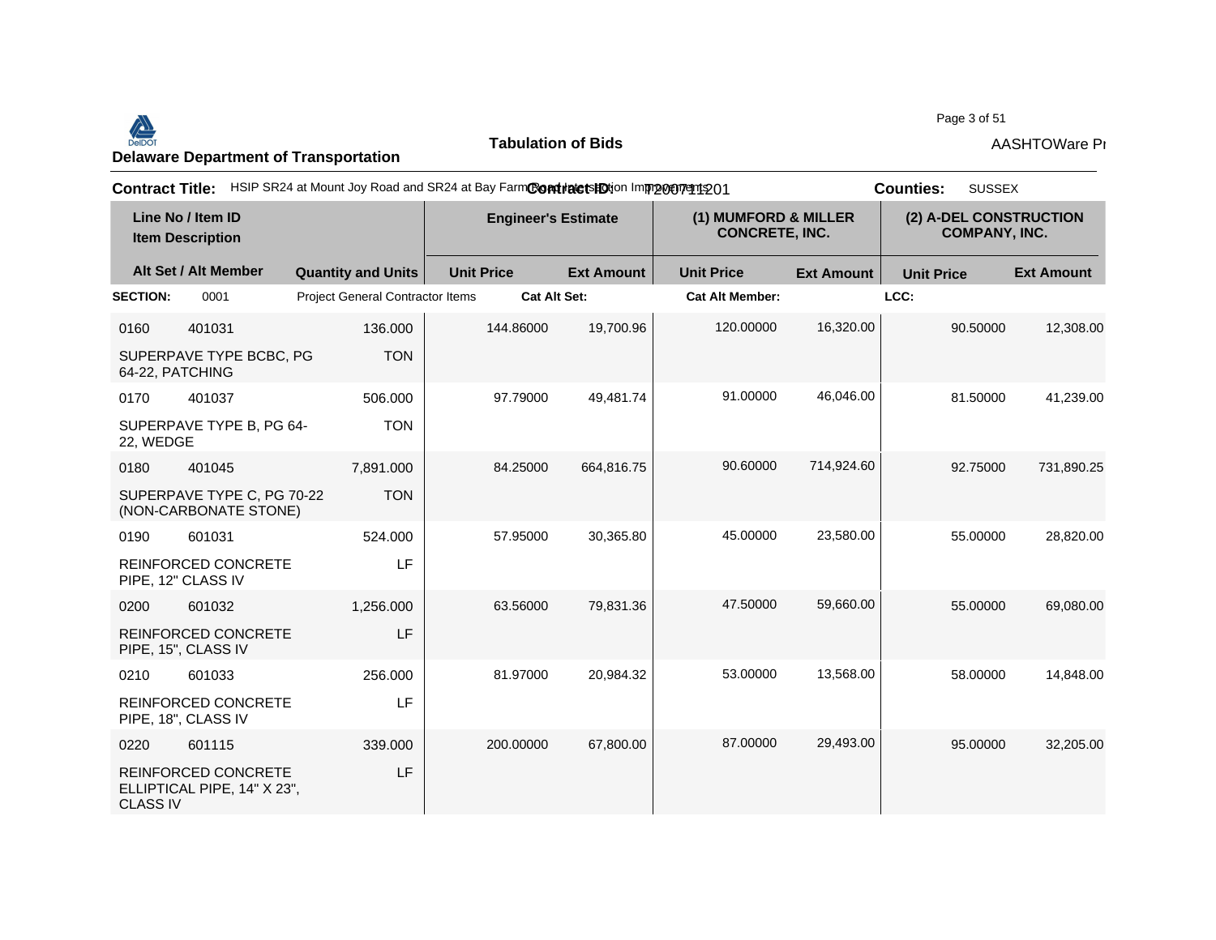**Delaware Department of Transportation**

**Tabulation of Bids**

AASHTOWare Pr

**Contract Title:** HSIP SR24 at Mount Joy Road and SR24 at Bay Farm Road Intersection Improvements **Contract ID:** T200711201 **Counties:** SUSSEX

| Line No / Item ID | Item Description | Quantity and Units | Engineer's Estimate | | (1) MUMFORD & MILLER CONCRETE, INC. | | (2) A-DEL CONSTRUCTION COMPANY, INC. | |
|---|---|---|---|---|---|---|---|---|
| | | | Unit Price | Ext Amount | Unit Price | Ext Amount | Unit Price | Ext Amount |
| **SECTION:** 0001 | Project General Contractor Items | | **Cat Alt Set:** | | **Cat Alt Member:** | | **LCC:** | |
| 0160 401031 | SUPERPAVE TYPE BCBC, PG 64-22, PATCHING | 136.000 TON | 144.86000 | 19,700.96 | 120.00000 | 16,320.00 | 90.50000 | 12,308.00 |
| 0170 401037 | SUPERPAVE TYPE B, PG 64-22, WEDGE | 506.000 TON | 97.79000 | 49,481.74 | 91.00000 | 46,046.00 | 81.50000 | 41,239.00 |
| 0180 401045 | SUPERPAVE TYPE C, PG 70-22 (NON-CARBONATE STONE) | 7,891.000 TON | 84.25000 | 664,816.75 | 90.60000 | 714,924.60 | 92.75000 | 731,890.25 |
| 0190 601031 | REINFORCED CONCRETE PIPE, 12" CLASS IV | 524.000 LF | 57.95000 | 30,365.80 | 45.00000 | 23,580.00 | 55.00000 | 28,820.00 |
| 0200 601032 | REINFORCED CONCRETE PIPE, 15", CLASS IV | 1,256.000 LF | 63.56000 | 79,831.36 | 47.50000 | 59,660.00 | 55.00000 | 69,080.00 |
| 0210 601033 | REINFORCED CONCRETE PIPE, 18", CLASS IV | 256.000 LF | 81.97000 | 20,984.32 | 53.00000 | 13,568.00 | 58.00000 | 14,848.00 |
| 0220 601115 | REINFORCED CONCRETE ELLIPTICAL PIPE, 14" X 23", CLASS IV | 339.000 LF | 200.00000 | 67,800.00 | 87.00000 | 29,493.00 | 95.00000 | 32,205.00 |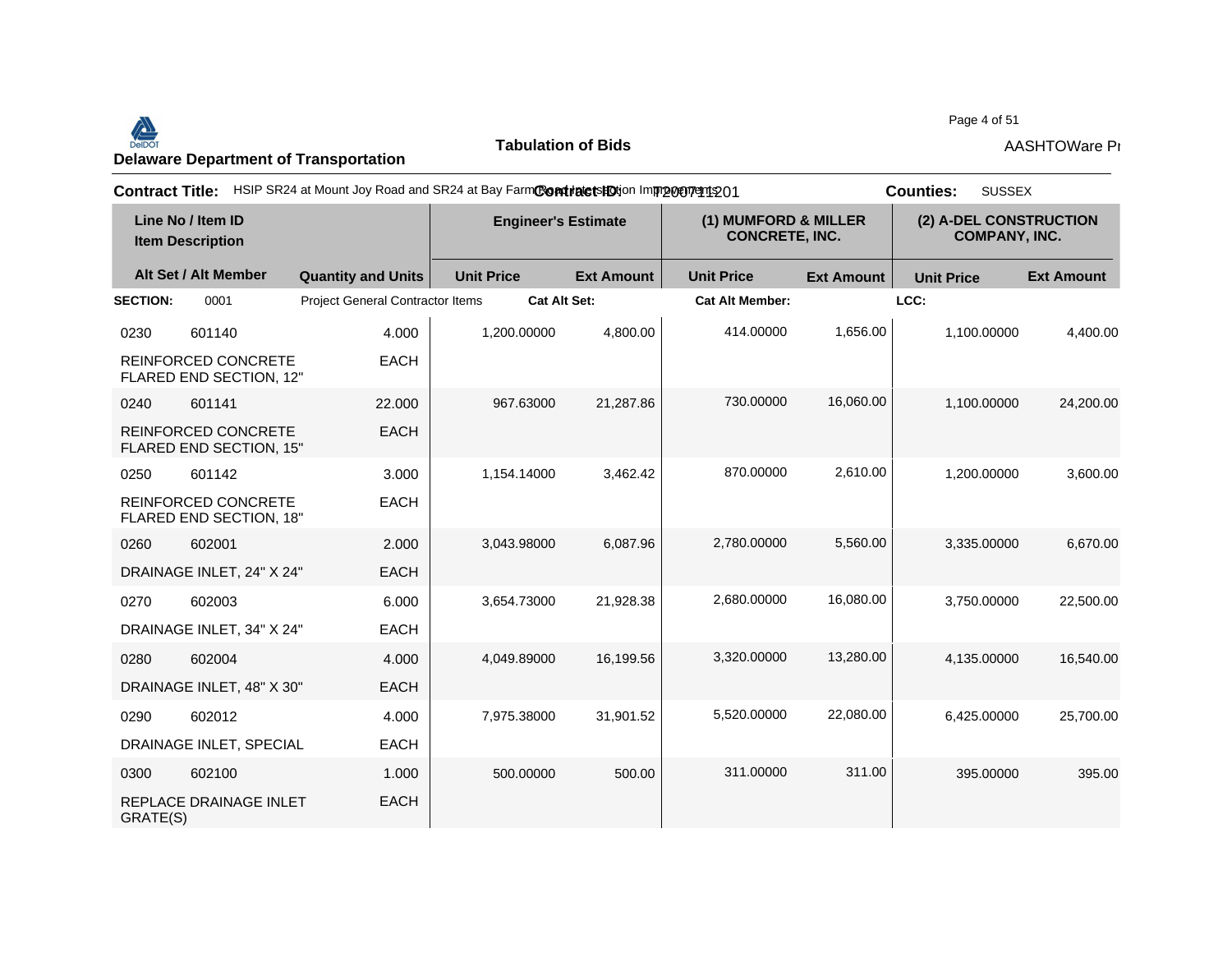**Delaware Department of Transportation**

**Tabulation of Bids**

AASHTOWare Pr

**Contract Title:** HSIP SR24 at Mount Joy Road and SR24 at Bay Farm Road Intersection Improvements

**Contract ID:** T200711201

**Counties:** SUSSEX

| Line No / Item ID<br>Item Description | | Engineer's Estimate | | (1) MUMFORD & MILLER CONCRETE, INC. | | (2) A-DEL CONSTRUCTION COMPANY, INC. | |
|---|---|---|---|---|---|---|---|
| **Alt Set / Alt Member** | **Quantity and Units** | **Unit Price** | **Ext Amount** | **Unit Price** | **Ext Amount** | **Unit Price** | **Ext Amount** |
| **SECTION:** 0001 | Project General Contractor Items | **Cat Alt Set:** | | **Cat Alt Member:** | | **LCC:** | |
| 0230 601140<br>REINFORCED CONCRETE FLARED END SECTION, 12" | 4.000<br>EACH | 1,200.00000 | 4,800.00 | 414.00000 | 1,656.00 | 1,100.00000 | 4,400.00 |
| 0240 601141<br>REINFORCED CONCRETE FLARED END SECTION, 15" | 22.000<br>EACH | 967.63000 | 21,287.86 | 730.00000 | 16,060.00 | 1,100.00000 | 24,200.00 |
| 0250 601142<br>REINFORCED CONCRETE FLARED END SECTION, 18" | 3.000<br>EACH | 1,154.14000 | 3,462.42 | 870.00000 | 2,610.00 | 1,200.00000 | 3,600.00 |
| 0260 602001<br>DRAINAGE INLET, 24" X 24" | 2.000<br>EACH | 3,043.98000 | 6,087.96 | 2,780.00000 | 5,560.00 | 3,335.00000 | 6,670.00 |
| 0270 602003<br>DRAINAGE INLET, 34" X 24" | 6.000<br>EACH | 3,654.73000 | 21,928.38 | 2,680.00000 | 16,080.00 | 3,750.00000 | 22,500.00 |
| 0280 602004<br>DRAINAGE INLET, 48" X 30" | 4.000<br>EACH | 4,049.89000 | 16,199.56 | 3,320.00000 | 13,280.00 | 4,135.00000 | 16,540.00 |
| 0290 602012<br>DRAINAGE INLET, SPECIAL | 4.000<br>EACH | 7,975.38000 | 31,901.52 | 5,520.00000 | 22,080.00 | 6,425.00000 | 25,700.00 |
| 0300 602100<br>REPLACE DRAINAGE INLET GRATE(S) | 1.000<br>EACH | 500.00000 | 500.00 | 311.00000 | 311.00 | 395.00000 | 395.00 |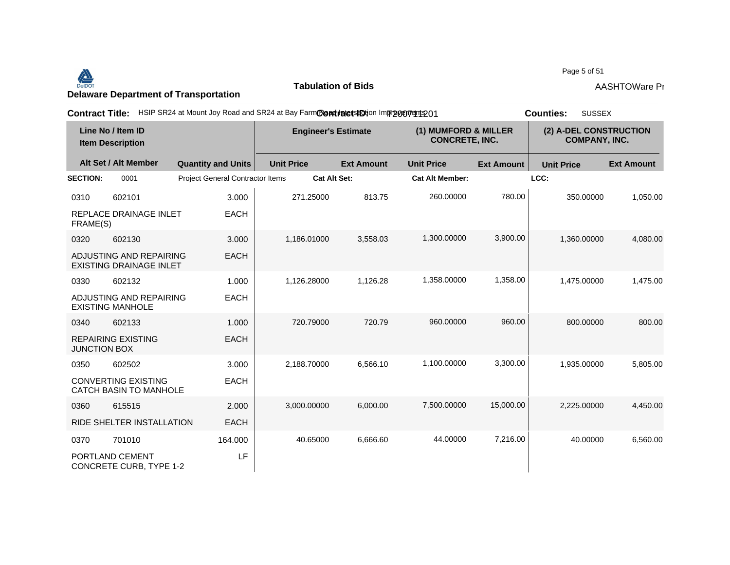**Delaware Department of Transportation**

**Tabulation of Bids**

**Contract Title:** HSIP SR24 at Mount Joy Road and SR24 at Bay Farm Road Intersection Improvements **Contract ID:** T200711201 **Counties:** SUSSEX

| Line No / Item ID<br>Item Description | | | Engineer's Estimate | | (1) MUMFORD & MILLER CONCRETE, INC. | | (2) A-DEL CONSTRUCTION COMPANY, INC. | |
|---|---|---|---|---|---|---|---|---|
| Alt Set / Alt Member | | Quantity and Units | Unit Price | Ext Amount | Unit Price | Ext Amount | Unit Price | Ext Amount |
| **SECTION:** | 0001 | Project General Contractor Items | **Cat Alt Set:** | | **Cat Alt Member:** | | **LCC:** | |
| 0310 | 602101 | 3.000 | 271.25000 | 813.75 | 260.00000 | 780.00 | 350.00000 | 1,050.00 |
| REPLACE DRAINAGE INLET FRAME(S) | | EACH | | | | | | |
| 0320 | 602130 | 3.000 | 1,186.01000 | 3,558.03 | 1,300.00000 | 3,900.00 | 1,360.00000 | 4,080.00 |
| ADJUSTING AND REPAIRING EXISTING DRAINAGE INLET | | EACH | | | | | | |
| 0330 | 602132 | 1.000 | 1,126.28000 | 1,126.28 | 1,358.00000 | 1,358.00 | 1,475.00000 | 1,475.00 |
| ADJUSTING AND REPAIRING EXISTING MANHOLE | | EACH | | | | | | |
| 0340 | 602133 | 1.000 | 720.79000 | 720.79 | 960.00000 | 960.00 | 800.00000 | 800.00 |
| REPAIRING EXISTING JUNCTION BOX | | EACH | | | | | | |
| 0350 | 602502 | 3.000 | 2,188.70000 | 6,566.10 | 1,100.00000 | 3,300.00 | 1,935.00000 | 5,805.00 |
| CONVERTING EXISTING CATCH BASIN TO MANHOLE | | EACH | | | | | | |
| 0360 | 615515 | 2.000 | 3,000.00000 | 6,000.00 | 7,500.00000 | 15,000.00 | 2,225.00000 | 4,450.00 |
| RIDE SHELTER INSTALLATION | | EACH | | | | | | |
| 0370 | 701010 | 164.000 | 40.65000 | 6,666.60 | 44.00000 | 7,216.00 | 40.00000 | 6,560.00 |
| PORTLAND CEMENT CONCRETE CURB, TYPE 1-2 | | LF | | | | | | |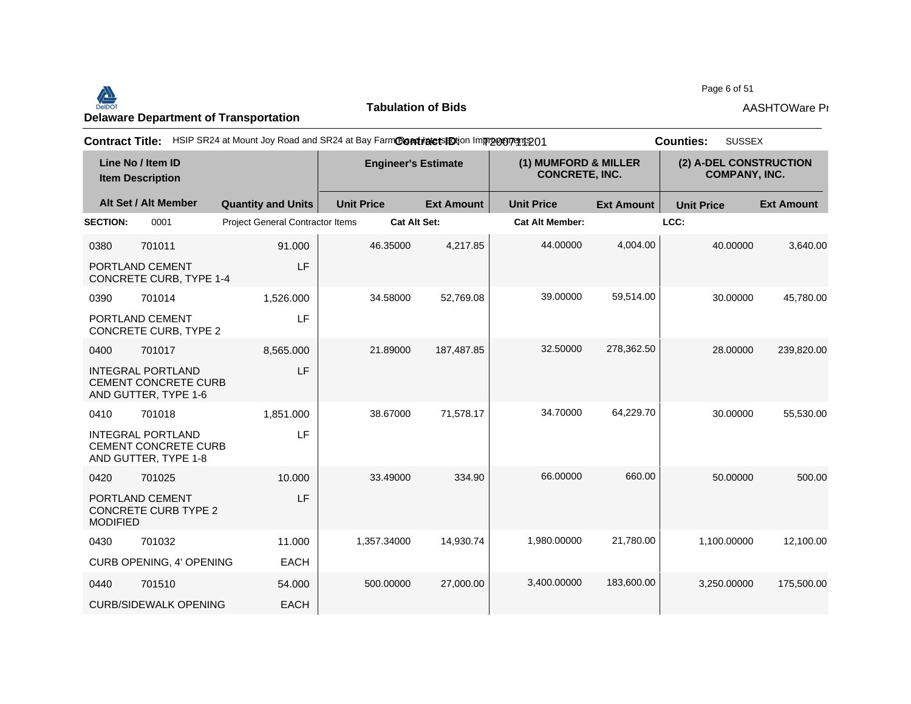**Delaware Department of Transportation**

**Tabulation of Bids**

AASHTOWare Pr

**Contract Title:** HSIP SR24 at Mount Joy Road and SR24 at Bay Farm Road Intersection Improvements **Contract ID:** T200711201 **Counties:** SUSSEX

| Line No / Item ID<br>Item Description | | | Engineer's Estimate | | (1) MUMFORD & MILLER CONCRETE, INC. | | (2) A-DEL CONSTRUCTION COMPANY, INC. | |
|---|---|---|---|---|---|---|---|---|
| Alt Set / Alt Member | | Quantity and Units | Unit Price | Ext Amount | Unit Price | Ext Amount | Unit Price | Ext Amount |
| **SECTION:** | 0001 | Project General Contractor Items | **Cat Alt Set:** | | **Cat Alt Member:** | | **LCC:** | |
| 0380 | 701011 | 91.000 | 46.35000 | 4,217.85 | 44.00000 | 4,004.00 | 40.00000 | 3,640.00 |
| PORTLAND CEMENT CONCRETE CURB, TYPE 1-4 | | LF | | | | | | |
| 0390 | 701014 | 1,526.000 | 34.58000 | 52,769.08 | 39.00000 | 59,514.00 | 30.00000 | 45,780.00 |
| PORTLAND CEMENT CONCRETE CURB, TYPE 2 | | LF | | | | | | |
| 0400 | 701017 | 8,565.000 | 21.89000 | 187,487.85 | 32.50000 | 278,362.50 | 28.00000 | 239,820.00 |
| INTEGRAL PORTLAND CEMENT CONCRETE CURB AND GUTTER, TYPE 1-6 | | LF | | | | | | |
| 0410 | 701018 | 1,851.000 | 38.67000 | 71,578.17 | 34.70000 | 64,229.70 | 30.00000 | 55,530.00 |
| INTEGRAL PORTLAND CEMENT CONCRETE CURB AND GUTTER, TYPE 1-8 | | LF | | | | | | |
| 0420 | 701025 | 10.000 | 33.49000 | 334.90 | 66.00000 | 660.00 | 50.00000 | 500.00 |
| PORTLAND CEMENT CONCRETE CURB TYPE 2 MODIFIED | | LF | | | | | | |
| 0430 | 701032 | 11.000 | 1,357.34000 | 14,930.74 | 1,980.00000 | 21,780.00 | 1,100.00000 | 12,100.00 |
| CURB OPENING, 4' OPENING | | EACH | | | | | | |
| 0440 | 701510 | 54.000 | 500.00000 | 27,000.00 | 3,400.00000 | 183,600.00 | 3,250.00000 | 175,500.00 |
| CURB/SIDEWALK OPENING | | EACH | | | | | | |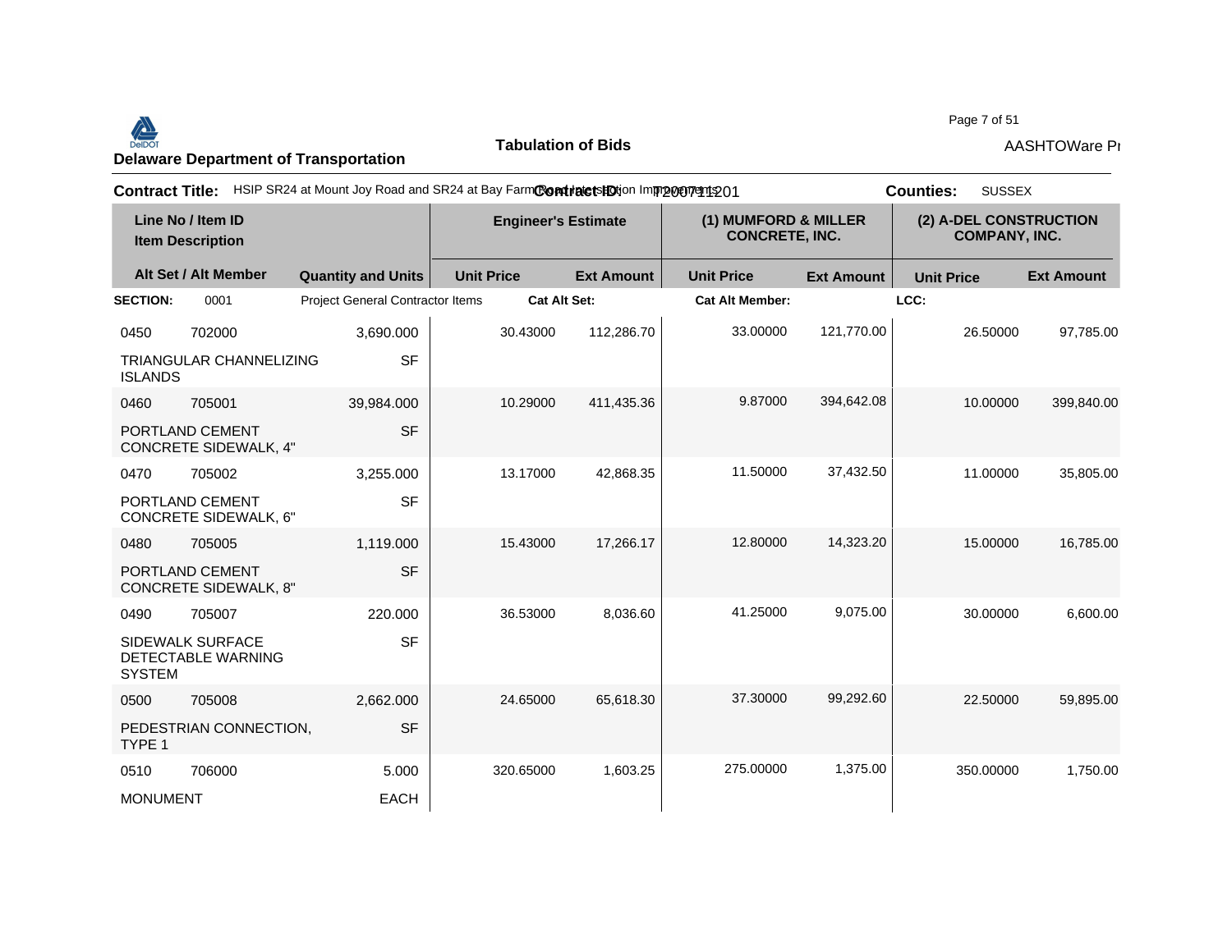**Delaware Department of Transportation**

**Tabulation of Bids**

AASHTOWare Pr

**Contract Title:** HSIP SR24 at Mount Joy Road and SR24 at Bay Farm Road Intersection Improvements **Contract ID:** T200711201 **Counties:** SUSSEX

| Line No / Item ID<br>Item Description | | | Engineer's Estimate | | (1) MUMFORD & MILLER CONCRETE, INC. | | (2) A-DEL CONSTRUCTION COMPANY, INC. | |
|---|---|---|---|---|---|---|---|---|
| **Alt Set / Alt Member** | | **Quantity and Units** | **Unit Price** | **Ext Amount** | **Unit Price** | **Ext Amount** | **Unit Price** | **Ext Amount** |
| **SECTION:** | 0001 | Project General Contractor Items | **Cat Alt Set:** | | **Cat Alt Member:** | | **LCC:** | |
| 0450 | 702000 | 3,690.000 | 30.43000 | 112,286.70 | 33.00000 | 121,770.00 | 26.50000 | 97,785.00 |
| TRIANGULAR CHANNELIZING ISLANDS | | SF | | | | | | |
| 0460 | 705001 | 39,984.000 | 10.29000 | 411,435.36 | 9.87000 | 394,642.08 | 10.00000 | 399,840.00 |
| PORTLAND CEMENT CONCRETE SIDEWALK, 4" | | SF | | | | | | |
| 0470 | 705002 | 3,255.000 | 13.17000 | 42,868.35 | 11.50000 | 37,432.50 | 11.00000 | 35,805.00 |
| PORTLAND CEMENT CONCRETE SIDEWALK, 6" | | SF | | | | | | |
| 0480 | 705005 | 1,119.000 | 15.43000 | 17,266.17 | 12.80000 | 14,323.20 | 15.00000 | 16,785.00 |
| PORTLAND CEMENT CONCRETE SIDEWALK, 8" | | SF | | | | | | |
| 0490 | 705007 | 220.000 | 36.53000 | 8,036.60 | 41.25000 | 9,075.00 | 30.00000 | 6,600.00 |
| SIDEWALK SURFACE DETECTABLE WARNING SYSTEM | | SF | | | | | | |
| 0500 | 705008 | 2,662.000 | 24.65000 | 65,618.30 | 37.30000 | 99,292.60 | 22.50000 | 59,895.00 |
| PEDESTRIAN CONNECTION, TYPE 1 | | SF | | | | | | |
| 0510 | 706000 | 5.000 | 320.65000 | 1,603.25 | 275.00000 | 1,375.00 | 350.00000 | 1,750.00 |
| MONUMENT | | EACH | | | | | | |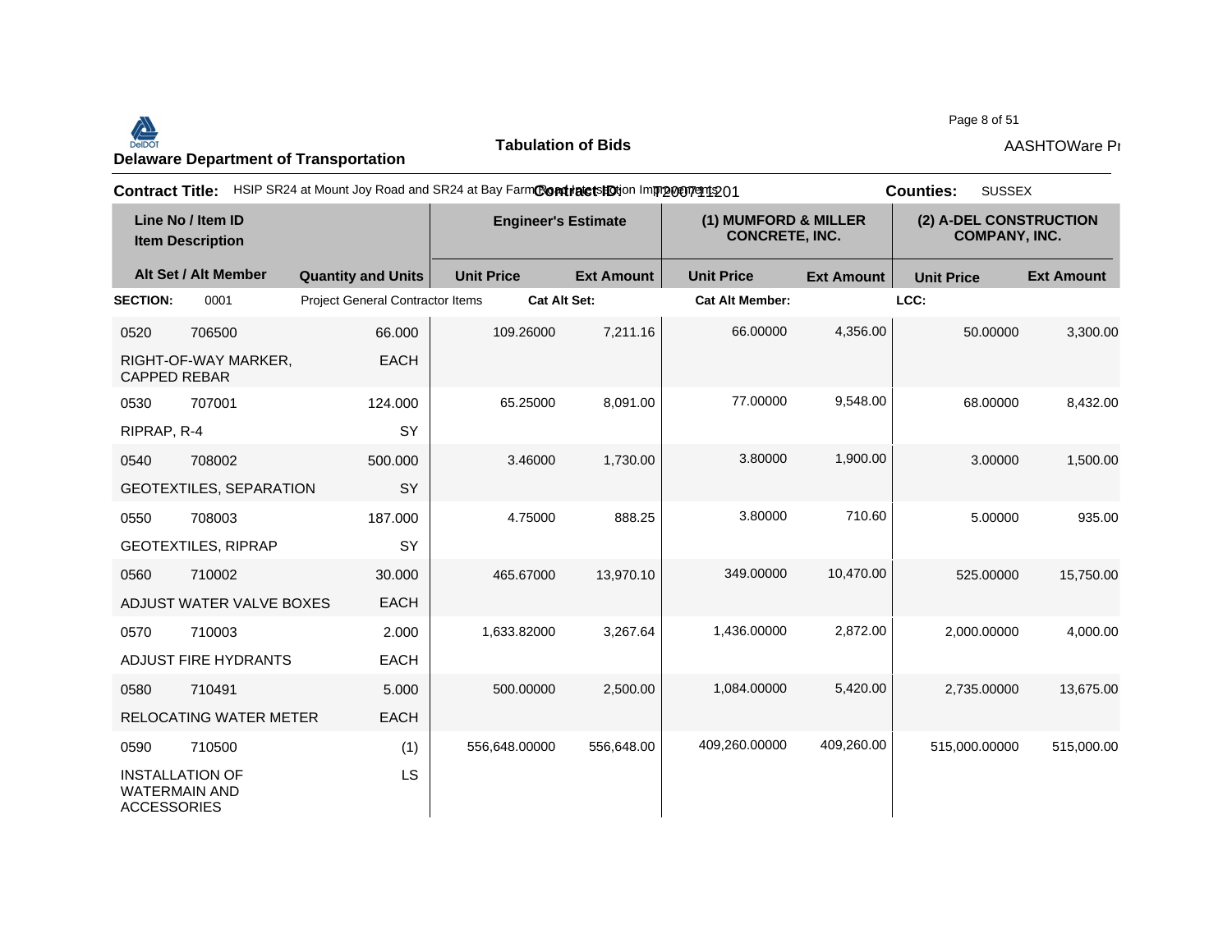**Delaware Department of Transportation**

**Tabulation of Bids**

AASHTOWare Pr

**Contract Title:** HSIP SR24 at Mount Joy Road and SR24 at Bay Farm Road Intersection Improvements

**Contract ID:** T200711201

**Counties:** SUSSEX

| Line No / Item ID | | | Engineer's Estimate | | (1) MUMFORD & MILLER CONCRETE, INC. | | (2) A-DEL CONSTRUCTION COMPANY, INC. | |
|---|---|---|---|---|---|---|---|---|
| Item Description | | | | | | | | |
| Alt Set / Alt Member | | Quantity and Units | Unit Price | Ext Amount | Unit Price | Ext Amount | Unit Price | Ext Amount |
| **SECTION:** | 0001 | Project General Contractor Items | **Cat Alt Set:** | | **Cat Alt Member:** | | **LCC:** | |
| 0520 | 706500 | 66.000 | 109.26000 | 7,211.16 | 66.00000 | 4,356.00 | 50.00000 | 3,300.00 |
| RIGHT-OF-WAY MARKER, CAPPED REBAR | | EACH | | | | | | |
| 0530 | 707001 | 124.000 | 65.25000 | 8,091.00 | 77.00000 | 9,548.00 | 68.00000 | 8,432.00 |
| RIPRAP, R-4 | | SY | | | | | | |
| 0540 | 708002 | 500.000 | 3.46000 | 1,730.00 | 3.80000 | 1,900.00 | 3.00000 | 1,500.00 |
| GEOTEXTILES, SEPARATION | | SY | | | | | | |
| 0550 | 708003 | 187.000 | 4.75000 | 888.25 | 3.80000 | 710.60 | 5.00000 | 935.00 |
| GEOTEXTILES, RIPRAP | | SY | | | | | | |
| 0560 | 710002 | 30.000 | 465.67000 | 13,970.10 | 349.00000 | 10,470.00 | 525.00000 | 15,750.00 |
| ADJUST WATER VALVE BOXES | | EACH | | | | | | |
| 0570 | 710003 | 2.000 | 1,633.82000 | 3,267.64 | 1,436.00000 | 2,872.00 | 2,000.00000 | 4,000.00 |
| ADJUST FIRE HYDRANTS | | EACH | | | | | | |
| 0580 | 710491 | 5.000 | 500.00000 | 2,500.00 | 1,084.00000 | 5,420.00 | 2,735.00000 | 13,675.00 |
| RELOCATING WATER METER | | EACH | | | | | | |
| 0590 | 710500 | (1) | 556,648.00000 | 556,648.00 | 409,260.00000 | 409,260.00 | 515,000.00000 | 515,000.00 |
| INSTALLATION OF WATERMAIN AND ACCESSORIES | | LS | | | | | | |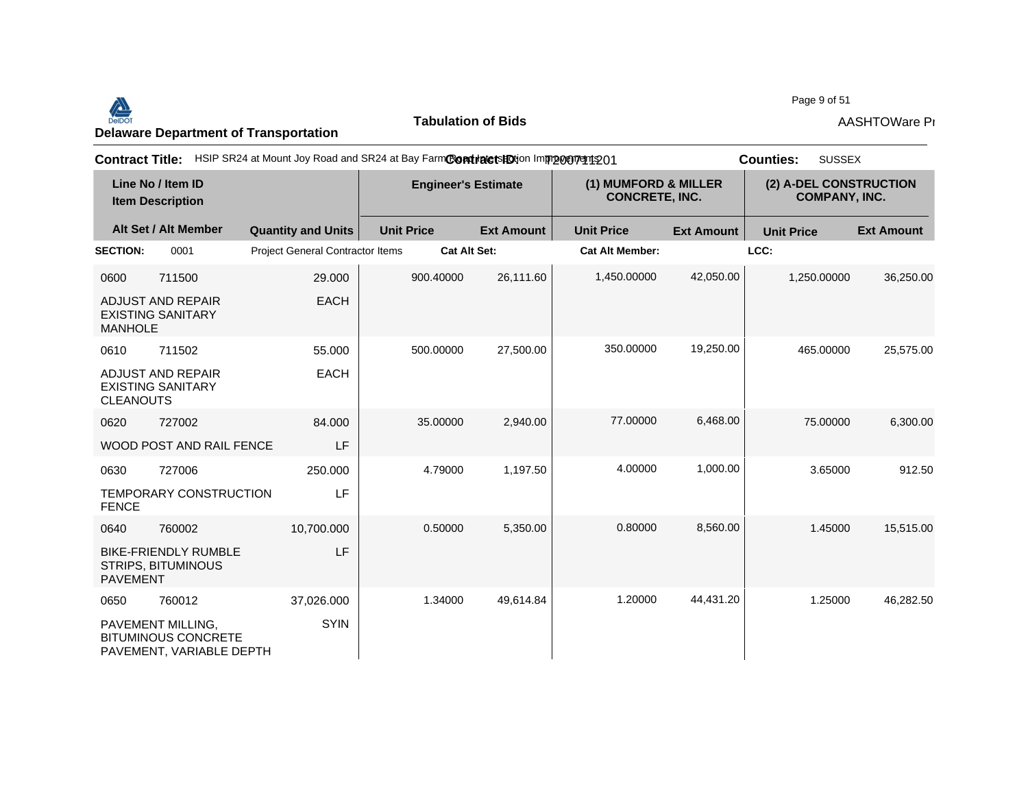**Delaware Department of Transportation**

**Tabulation of Bids**

AASHTOWare Pr

**Contract Title:** HSIP SR24 at Mount Joy Road and SR24 at Bay Farm Road Intersection Improvements **Contract ID:** T200711201 **Counties:** SUSSEX

| Line No / Item ID | Item Description | Alt Set / Alt Member | Quantity and Units | Engineer's Estimate Unit Price | Engineer's Estimate Ext Amount | (1) MUMFORD & MILLER CONCRETE, INC. Unit Price | (1) MUMFORD & MILLER CONCRETE, INC. Ext Amount | (2) A-DEL CONSTRUCTION COMPANY, INC. Unit Price | (2) A-DEL CONSTRUCTION COMPANY, INC. Ext Amount |
|---|---|---|---|---|---|---|---|---|---|
| **SECTION:** 0001 | Project General Contractor Items | | **Cat Alt Set:** | | **Cat Alt Member:** | | | **LCC:** | |
| 0600 711500 | ADJUST AND REPAIR EXISTING SANITARY MANHOLE | | 29.000 EACH | 900.40000 | 26,111.60 | 1,450.00000 | 42,050.00 | 1,250.00000 | 36,250.00 |
| 0610 711502 | ADJUST AND REPAIR EXISTING SANITARY CLEANOUTS | | 55.000 EACH | 500.00000 | 27,500.00 | 350.00000 | 19,250.00 | 465.00000 | 25,575.00 |
| 0620 727002 | WOOD POST AND RAIL FENCE | | 84.000 LF | 35.00000 | 2,940.00 | 77.00000 | 6,468.00 | 75.00000 | 6,300.00 |
| 0630 727006 | TEMPORARY CONSTRUCTION FENCE | | 250.000 LF | 4.79000 | 1,197.50 | 4.00000 | 1,000.00 | 3.65000 | 912.50 |
| 0640 760002 | BIKE-FRIENDLY RUMBLE STRIPS, BITUMINOUS PAVEMENT | | 10,700.000 LF | 0.50000 | 5,350.00 | 0.80000 | 8,560.00 | 1.45000 | 15,515.00 |
| 0650 760012 | PAVEMENT MILLING, BITUMINOUS CONCRETE PAVEMENT, VARIABLE DEPTH | | 37,026.000 SYIN | 1.34000 | 49,614.84 | 1.20000 | 44,431.20 | 1.25000 | 46,282.50 |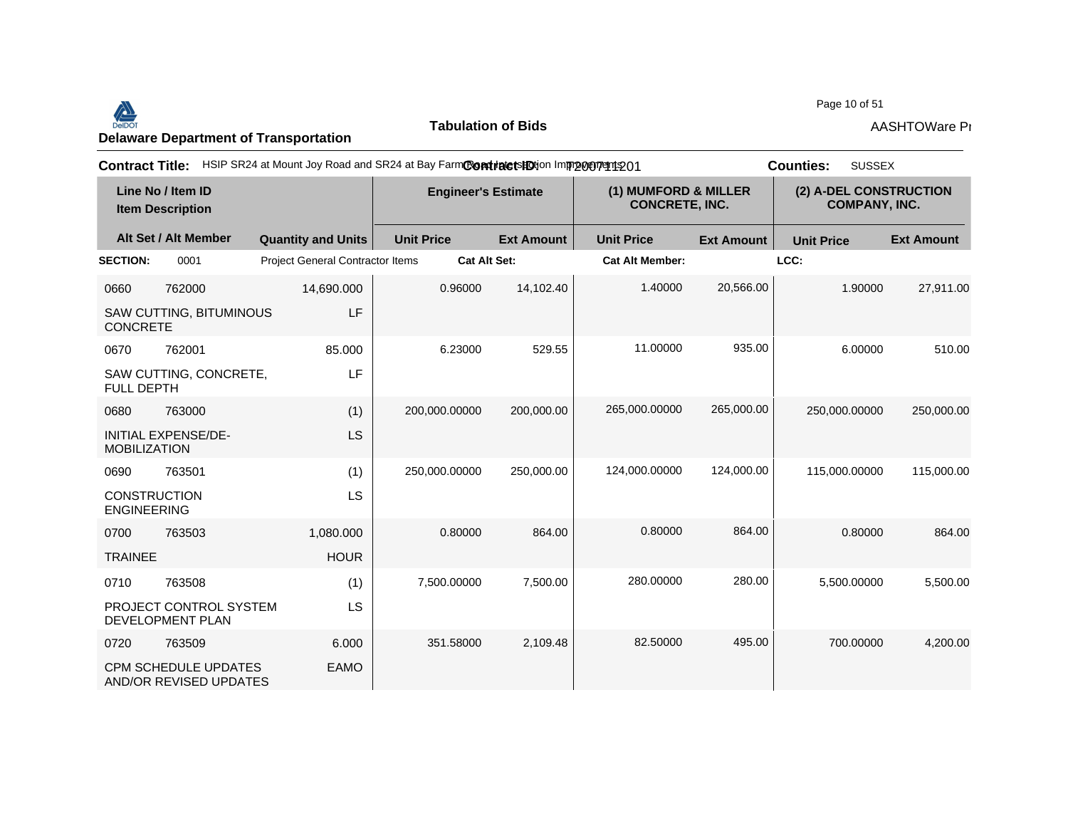**Delaware Department of Transportation**

**Tabulation of Bids**

AASHTOWare Pr

**Contract Title:** HSIP SR24 at Mount Joy Road and SR24 at Bay Farm Road Intersection Improvements **Contract ID:** T200711201 **Counties:** SUSSEX

| Line No / Item ID Item Description | | Engineer's Estimate | | (1) MUMFORD & MILLER CONCRETE, INC. | | (2) A-DEL CONSTRUCTION COMPANY, INC. | |
|---|---|---|---|---|---|---|---|
| **Alt Set / Alt Member** | **Quantity and Units** | **Unit Price** | **Ext Amount** | **Unit Price** | **Ext Amount** | **Unit Price** | **Ext Amount** |
| **SECTION:** 0001 | Project General Contractor Items | **Cat Alt Set:** | | **Cat Alt Member:** | | **LCC:** | |
| 0660 762000 SAW CUTTING, BITUMINOUS CONCRETE | 14,690.000 LF | 0.96000 | 14,102.40 | 1.40000 | 20,566.00 | 1.90000 | 27,911.00 |
| 0670 762001 SAW CUTTING, CONCRETE, FULL DEPTH | 85.000 LF | 6.23000 | 529.55 | 11.00000 | 935.00 | 6.00000 | 510.00 |
| 0680 763000 INITIAL EXPENSE/DE-MOBILIZATION | (1) LS | 200,000.00000 | 200,000.00 | 265,000.00000 | 265,000.00 | 250,000.00000 | 250,000.00 |
| 0690 763501 CONSTRUCTION ENGINEERING | (1) LS | 250,000.00000 | 250,000.00 | 124,000.00000 | 124,000.00 | 115,000.00000 | 115,000.00 |
| 0700 763503 TRAINEE | 1,080.000 HOUR | 0.80000 | 864.00 | 0.80000 | 864.00 | 0.80000 | 864.00 |
| 0710 763508 PROJECT CONTROL SYSTEM DEVELOPMENT PLAN | (1) LS | 7,500.00000 | 7,500.00 | 280.00000 | 280.00 | 5,500.00000 | 5,500.00 |
| 0720 763509 CPM SCHEDULE UPDATES AND/OR REVISED UPDATES | 6.000 EAMO | 351.58000 | 2,109.48 | 82.50000 | 495.00 | 700.00000 | 4,200.00 |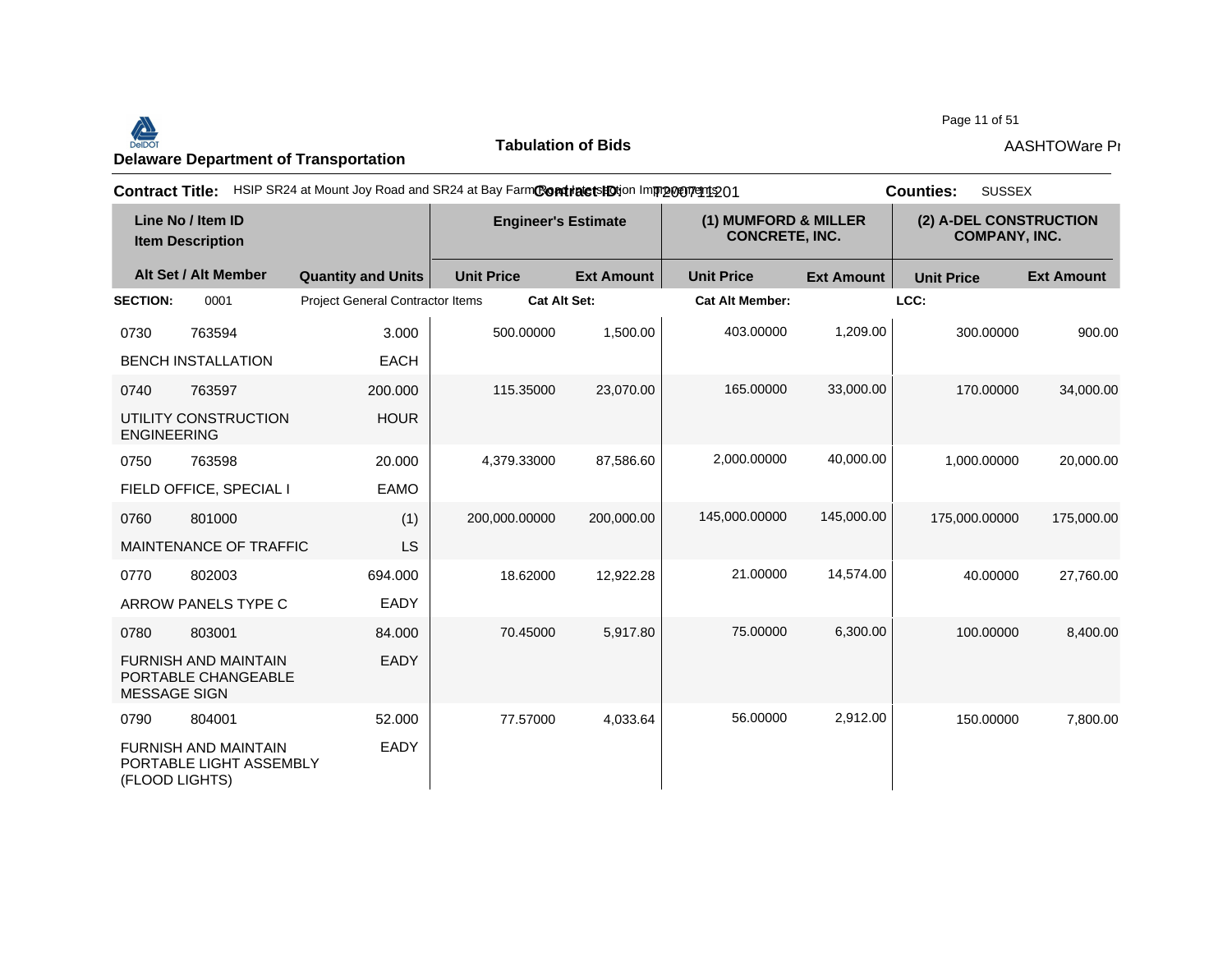**Delaware Department of Transportation**

**Tabulation of Bids**

**Contract Title:** HSIP SR24 at Mount Joy Road and SR24 at Bay Farm Road Intersection Improvements

**Contract ID:** T200711201

**Counties:** SUSSEX

| Line No / Item ID | Item Description | Quantity and Units | Engineer's Estimate Unit Price | Engineer's Estimate Ext Amount | (1) MUMFORD & MILLER CONCRETE, INC. Unit Price | (1) MUMFORD & MILLER CONCRETE, INC. Ext Amount | (2) A-DEL CONSTRUCTION COMPANY, INC. Unit Price | (2) A-DEL CONSTRUCTION COMPANY, INC. Ext Amount |
|---|---|---|---|---|---|---|---|---|
| **SECTION: 0001** | Project General Contractor Items | | | | | | | |
| 0730 763594 | BENCH INSTALLATION | 3.000 EACH | 500.00000 | 1,500.00 | 403.00000 | 1,209.00 | 300.00000 | 900.00 |
| 0740 763597 | UTILITY CONSTRUCTION ENGINEERING | 200.000 HOUR | 115.35000 | 23,070.00 | 165.00000 | 33,000.00 | 170.00000 | 34,000.00 |
| 0750 763598 | FIELD OFFICE, SPECIAL I | 20.000 EAMO | 4,379.33000 | 87,586.60 | 2,000.00000 | 40,000.00 | 1,000.00000 | 20,000.00 |
| 0760 801000 | MAINTENANCE OF TRAFFIC | (1) LS | 200,000.00000 | 200,000.00 | 145,000.00000 | 145,000.00 | 175,000.00000 | 175,000.00 |
| 0770 802003 | ARROW PANELS TYPE C | 694.000 EADY | 18.62000 | 12,922.28 | 21.00000 | 14,574.00 | 40.00000 | 27,760.00 |
| 0780 803001 | FURNISH AND MAINTAIN PORTABLE CHANGEABLE MESSAGE SIGN | 84.000 EADY | 70.45000 | 5,917.80 | 75.00000 | 6,300.00 | 100.00000 | 8,400.00 |
| 0790 804001 | FURNISH AND MAINTAIN PORTABLE LIGHT ASSEMBLY (FLOOD LIGHTS) | 52.000 EADY | 77.57000 | 4,033.64 | 56.00000 | 2,912.00 | 150.00000 | 7,800.00 |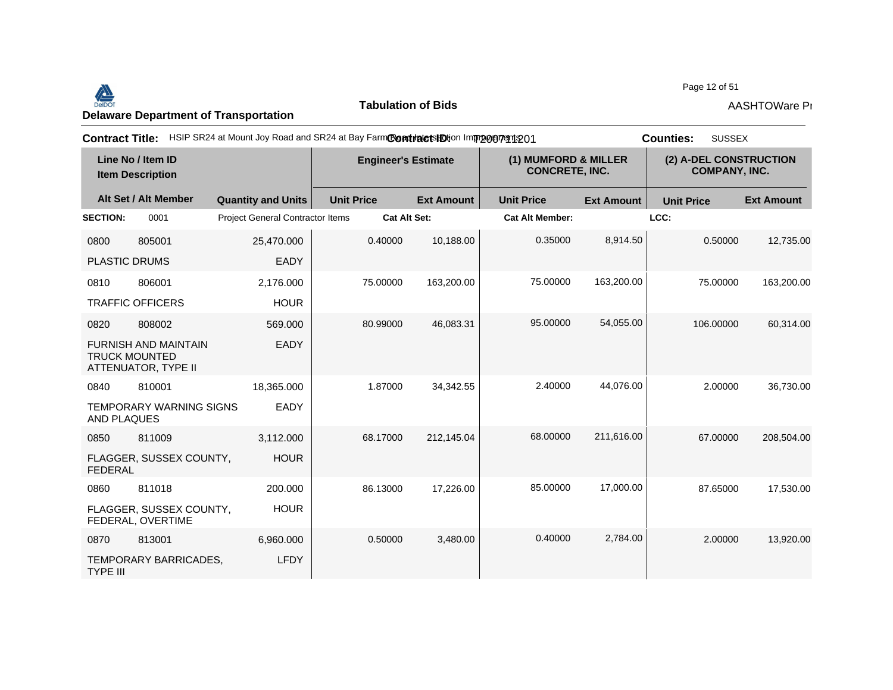**Delaware Department of Transportation**

**Tabulation of Bids**

AASHTOWare Pr

**Contract Title:** HSIP SR24 at Mount Joy Road and SR24 at Bay Farm Road Intersection Improvements **Contract ID:** T200711201 **Counties:** SUSSEX

| Line No / Item ID | | | Engineer's Estimate | | (1) MUMFORD & MILLER CONCRETE, INC. | | (2) A-DEL CONSTRUCTION COMPANY, INC. | |
|---|---|---|---|---|---|---|---|---|
| Item Description | Alt Set / Alt Member | Quantity and Units | Unit Price | Ext Amount | Unit Price | Ext Amount | Unit Price | Ext Amount |
| **SECTION:** 0001 | | Project General Contractor Items | **Cat Alt Set:** | | **Cat Alt Member:** | | **LCC:** | |
| 0800 805001 | | 25,470.000 | 0.40000 | 10,188.00 | 0.35000 | 8,914.50 | 0.50000 | 12,735.00 |
| PLASTIC DRUMS | | EADY | | | | | | |
| 0810 806001 | | 2,176.000 | 75.00000 | 163,200.00 | 75.00000 | 163,200.00 | 75.00000 | 163,200.00 |
| TRAFFIC OFFICERS | | HOUR | | | | | | |
| 0820 808002 | | 569.000 | 80.99000 | 46,083.31 | 95.00000 | 54,055.00 | 106.00000 | 60,314.00 |
| FURNISH AND MAINTAIN TRUCK MOUNTED ATTENUATOR, TYPE II | | EADY | | | | | | |
| 0840 810001 | | 18,365.000 | 1.87000 | 34,342.55 | 2.40000 | 44,076.00 | 2.00000 | 36,730.00 |
| TEMPORARY WARNING SIGNS AND PLAQUES | | EADY | | | | | | |
| 0850 811009 | | 3,112.000 | 68.17000 | 212,145.04 | 68.00000 | 211,616.00 | 67.00000 | 208,504.00 |
| FLAGGER, SUSSEX COUNTY, FEDERAL | | HOUR | | | | | | |
| 0860 811018 | | 200.000 | 86.13000 | 17,226.00 | 85.00000 | 17,000.00 | 87.65000 | 17,530.00 |
| FLAGGER, SUSSEX COUNTY, FEDERAL, OVERTIME | | HOUR | | | | | | |
| 0870 813001 | | 6,960.000 | 0.50000 | 3,480.00 | 0.40000 | 2,784.00 | 2.00000 | 13,920.00 |
| TEMPORARY BARRICADES, TYPE III | | LFDY | | | | | | |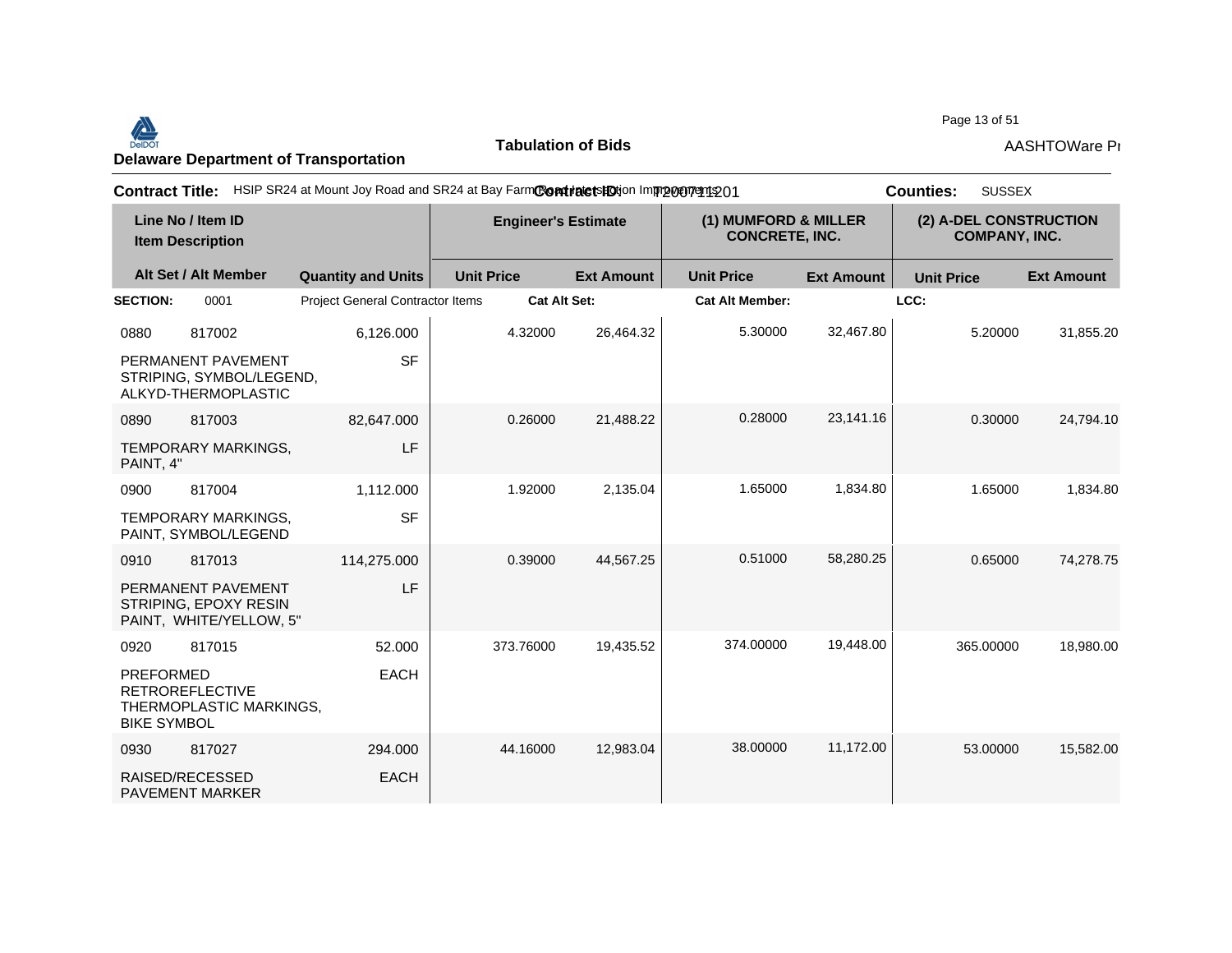**Delaware Department of Transportation**

**Tabulation of Bids**

AASHTOWare Pr

**Contract Title:** HSIP SR24 at Mount Joy Road and SR24 at Bay Farm Road Intersection Improvements **Contract ID:** T200711201 **Counties:** SUSSEX

| Line No / Item ID | | | Engineer's Estimate | | (1) MUMFORD & MILLER CONCRETE, INC. | | (2) A-DEL CONSTRUCTION COMPANY, INC. | |
|---|---|---|---|---|---|---|---|---|
| Item Description | | | | | | | | |
| Alt Set / Alt Member | | Quantity and Units | Unit Price | Ext Amount | Unit Price | Ext Amount | Unit Price | Ext Amount |
| **SECTION:** | 0001 | Project General Contractor Items | **Cat Alt Set:** | | **Cat Alt Member:** | | **LCC:** | |
| 0880 | 817002 | 6,126.000 | 4.32000 | 26,464.32 | 5.30000 | 32,467.80 | 5.20000 | 31,855.20 |
| PERMANENT PAVEMENT STRIPING, SYMBOL/LEGEND, ALKYD-THERMOPLASTIC | | SF | | | | | | |
| 0890 | 817003 | 82,647.000 | 0.26000 | 21,488.22 | 0.28000 | 23,141.16 | 0.30000 | 24,794.10 |
| TEMPORARY MARKINGS, PAINT, 4" | | LF | | | | | | |
| 0900 | 817004 | 1,112.000 | 1.92000 | 2,135.04 | 1.65000 | 1,834.80 | 1.65000 | 1,834.80 |
| TEMPORARY MARKINGS, PAINT, SYMBOL/LEGEND | | SF | | | | | | |
| 0910 | 817013 | 114,275.000 | 0.39000 | 44,567.25 | 0.51000 | 58,280.25 | 0.65000 | 74,278.75 |
| PERMANENT PAVEMENT STRIPING, EPOXY RESIN PAINT, WHITE/YELLOW, 5" | | LF | | | | | | |
| 0920 | 817015 | 52.000 | 373.76000 | 19,435.52 | 374.00000 | 19,448.00 | 365.00000 | 18,980.00 |
| PREFORMED RETROREFLECTIVE THERMOPLASTIC MARKINGS, BIKE SYMBOL | | EACH | | | | | | |
| 0930 | 817027 | 294.000 | 44.16000 | 12,983.04 | 38.00000 | 11,172.00 | 53.00000 | 15,582.00 |
| RAISED/RECESSED PAVEMENT MARKER | | EACH | | | | | | |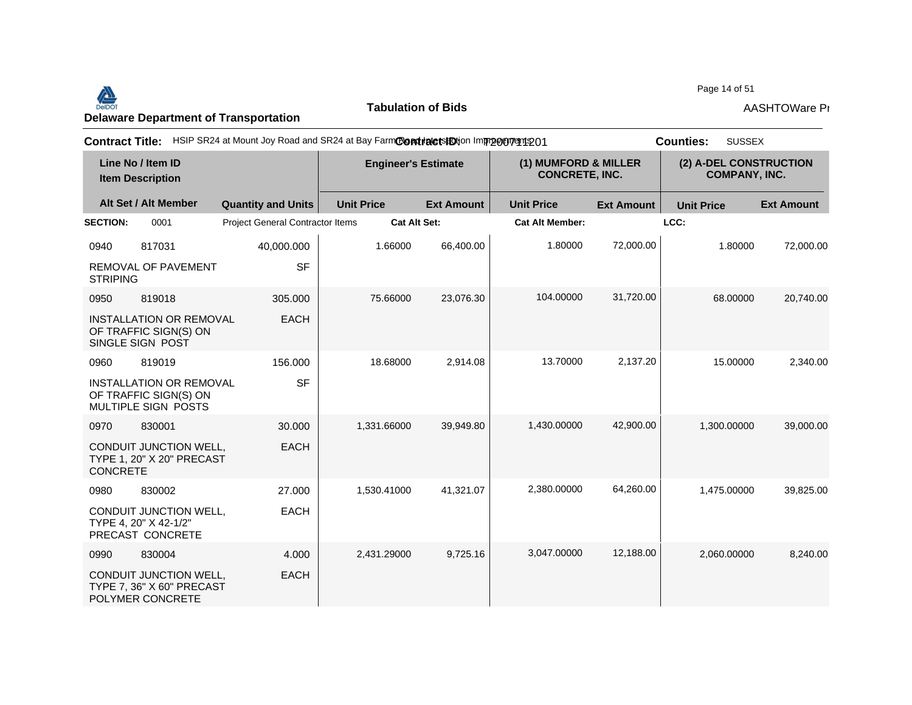**Delaware Department of Transportation**

**Tabulation of Bids**

**Contract Title:** HSIP SR24 at Mount Joy Road and SR24 at Bay Farm Road Intersection Improvements **Contract ID:** T200711201

**Counties:** SUSSEX

| Line No / Item ID / Item Description | | Quantity and Units | Engineer's Estimate | | (1) MUMFORD & MILLER CONCRETE, INC. | | (2) A-DEL CONSTRUCTION COMPANY, INC. | |
|---|---|---|---|---|---|---|---|---|
| Alt Set / Alt Member | | | Unit Price | Ext Amount | Unit Price | Ext Amount | Unit Price | Ext Amount |
| **SECTION:** | 0001 | Project General Contractor Items | **Cat Alt Set:** | | **Cat Alt Member:** | | **LCC:** | |
| 0940 | 817031 | 40,000.000 | 1.66000 | 66,400.00 | 1.80000 | 72,000.00 | 1.80000 | 72,000.00 |
| REMOVAL OF PAVEMENT STRIPING | | SF | | | | | | |
| 0950 | 819018 | 305.000 | 75.66000 | 23,076.30 | 104.00000 | 31,720.00 | 68.00000 | 20,740.00 |
| INSTALLATION OR REMOVAL OF TRAFFIC SIGN(S) ON SINGLE SIGN POST | | EACH | | | | | | |
| 0960 | 819019 | 156.000 | 18.68000 | 2,914.08 | 13.70000 | 2,137.20 | 15.00000 | 2,340.00 |
| INSTALLATION OR REMOVAL OF TRAFFIC SIGN(S) ON MULTIPLE SIGN POSTS | | SF | | | | | | |
| 0970 | 830001 | 30.000 | 1,331.66000 | 39,949.80 | 1,430.00000 | 42,900.00 | 1,300.00000 | 39,000.00 |
| CONDUIT JUNCTION WELL, TYPE 1, 20" X 20" PRECAST CONCRETE | | EACH | | | | | | |
| 0980 | 830002 | 27.000 | 1,530.41000 | 41,321.07 | 2,380.00000 | 64,260.00 | 1,475.00000 | 39,825.00 |
| CONDUIT JUNCTION WELL, TYPE 4, 20" X 42-1/2" PRECAST CONCRETE | | EACH | | | | | | |
| 0990 | 830004 | 4.000 | 2,431.29000 | 9,725.16 | 3,047.00000 | 12,188.00 | 2,060.00000 | 8,240.00 |
| CONDUIT JUNCTION WELL, TYPE 7, 36" X 60" PRECAST POLYMER CONCRETE | | EACH | | | | | | |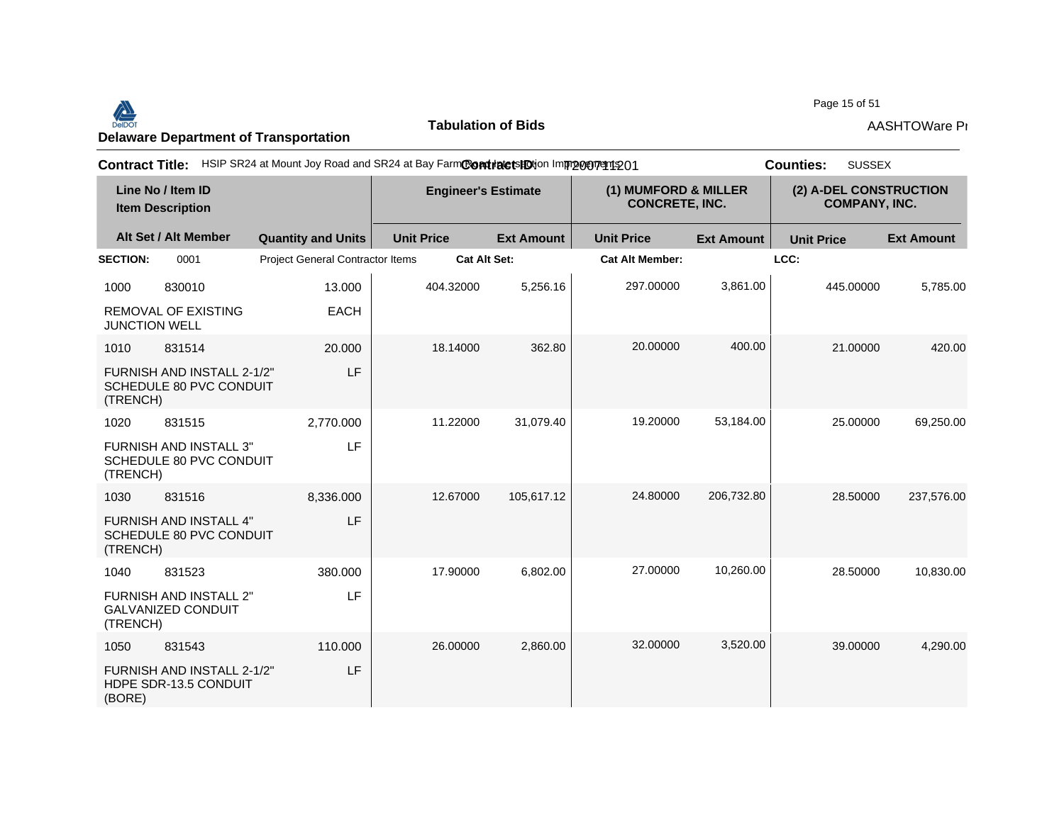**Delaware Department of Transportation**

**Tabulation of Bids**

**Contract Title:** HSIP SR24 at Mount Joy Road and SR24 at Bay Farm Road Intersection Improvements

**Contract ID:** T200711201

**Counties:** SUSSEX

| Line No / Item ID | | Quantity and Units | Engineer's Estimate | | (1) MUMFORD & MILLER CONCRETE, INC. | | (2) A-DEL CONSTRUCTION COMPANY, INC. | |
|---|---|---|---|---|---|---|---|---|
| Item Description / Alt Set / Alt Member | | | Unit Price | Ext Amount | Unit Price | Ext Amount | Unit Price | Ext Amount |
| **SECTION:** 0001 | | Project General Contractor Items | **Cat Alt Set:** | | **Cat Alt Member:** | | **LCC:** | |
| 1000 | 830010 | 13.000 | 404.32000 | 5,256.16 | 297.00000 | 3,861.00 | 445.00000 | 5,785.00 |
| REMOVAL OF EXISTING JUNCTION WELL | | EACH | | | | | | |
| 1010 | 831514 | 20.000 | 18.14000 | 362.80 | 20.00000 | 400.00 | 21.00000 | 420.00 |
| FURNISH AND INSTALL 2-1/2" SCHEDULE 80 PVC CONDUIT (TRENCH) | | LF | | | | | | |
| 1020 | 831515 | 2,770.000 | 11.22000 | 31,079.40 | 19.20000 | 53,184.00 | 25.00000 | 69,250.00 |
| FURNISH AND INSTALL 3" SCHEDULE 80 PVC CONDUIT (TRENCH) | | LF | | | | | | |
| 1030 | 831516 | 8,336.000 | 12.67000 | 105,617.12 | 24.80000 | 206,732.80 | 28.50000 | 237,576.00 |
| FURNISH AND INSTALL 4" SCHEDULE 80 PVC CONDUIT (TRENCH) | | LF | | | | | | |
| 1040 | 831523 | 380.000 | 17.90000 | 6,802.00 | 27.00000 | 10,260.00 | 28.50000 | 10,830.00 |
| FURNISH AND INSTALL 2" GALVANIZED CONDUIT (TRENCH) | | LF | | | | | | |
| 1050 | 831543 | 110.000 | 26.00000 | 2,860.00 | 32.00000 | 3,520.00 | 39.00000 | 4,290.00 |
| FURNISH AND INSTALL 2-1/2" HDPE SDR-13.5 CONDUIT (BORE) | | LF | | | | | | |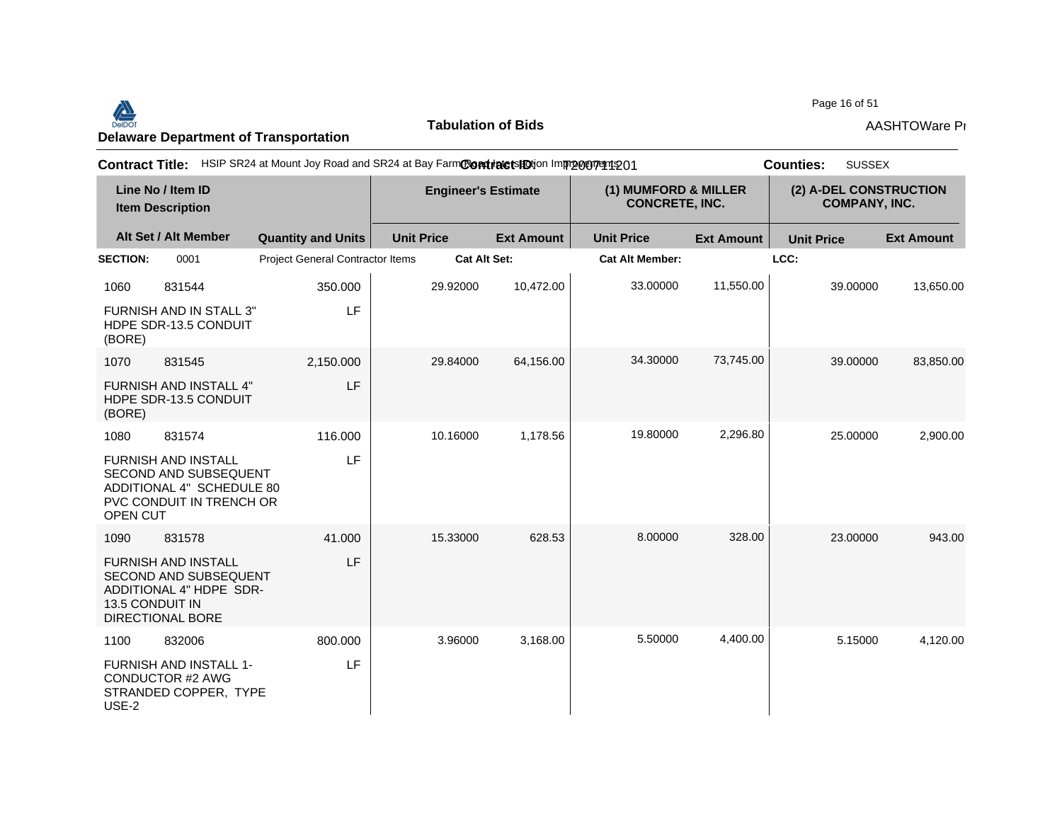**Delaware Department of Transportation**

**Tabulation of Bids**

**Contract Title:** HSIP SR24 at Mount Joy Road and SR24 at Bay Farm Road Intersection Improvements **Contract ID:** T200711201 **Counties:** SUSSEX

| Line No / Item ID<br>Item Description | | Engineer's Estimate | | (1) MUMFORD & MILLER CONCRETE, INC. | | (2) A-DEL CONSTRUCTION COMPANY, INC. | |
|---|---|---|---|---|---|---|---|
| Alt Set / Alt Member | Quantity and Units | Unit Price | Ext Amount | Unit Price | Ext Amount | Unit Price | Ext Amount |
| **SECTION:** 0001 | Project General Contractor Items | **Cat Alt Set:** | | **Cat Alt Member:** | | **LCC:** | |
| 1060 831544<br>FURNISH AND IN STALL 3" HDPE SDR-13.5 CONDUIT (BORE) | 350.000<br>LF | 29.92000 | 10,472.00 | 33.00000 | 11,550.00 | 39.00000 | 13,650.00 |
| 1070 831545<br>FURNISH AND INSTALL 4" HDPE SDR-13.5 CONDUIT (BORE) | 2,150.000<br>LF | 29.84000 | 64,156.00 | 34.30000 | 73,745.00 | 39.00000 | 83,850.00 |
| 1080 831574<br>FURNISH AND INSTALL SECOND AND SUBSEQUENT ADDITIONAL 4" SCHEDULE 80 PVC CONDUIT IN TRENCH OR OPEN CUT | 116.000<br>LF | 10.16000 | 1,178.56 | 19.80000 | 2,296.80 | 25.00000 | 2,900.00 |
| 1090 831578<br>FURNISH AND INSTALL SECOND AND SUBSEQUENT ADDITIONAL 4" HDPE SDR-13.5 CONDUIT IN DIRECTIONAL BORE | 41.000<br>LF | 15.33000 | 628.53 | 8.00000 | 328.00 | 23.00000 | 943.00 |
| 1100 832006<br>FURNISH AND INSTALL 1-CONDUCTOR #2 AWG STRANDED COPPER, TYPE USE-2 | 800.000<br>LF | 3.96000 | 3,168.00 | 5.50000 | 4,400.00 | 5.15000 | 4,120.00 |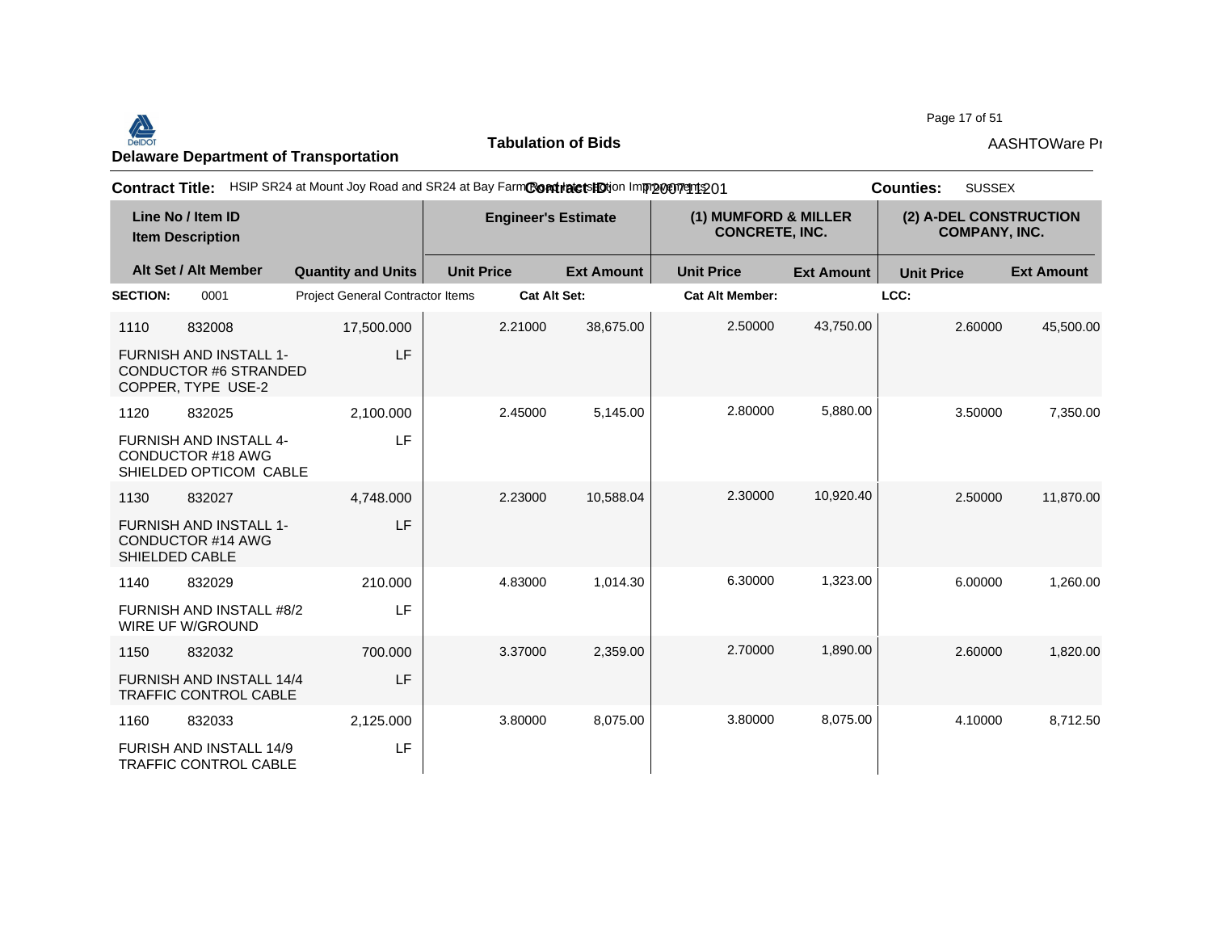**Delaware Department of Transportation**

**Tabulation of Bids**

AASHTOWare Pr

**Contract Title:** HSIP SR24 at Mount Joy Road and SR24 at Bay Farm Road Intersection Improvements **Contract ID:** T200711201 **Counties:** SUSSEX

| Line No / Item ID | | | Engineer's Estimate | | (1) MUMFORD & MILLER CONCRETE, INC. | | (2) A-DEL CONSTRUCTION COMPANY, INC. | |
|---|---|---|---|---|---|---|---|---|
| Item Description | | | | | | | | |
| Alt Set / Alt Member | | Quantity and Units | Unit Price | Ext Amount | Unit Price | Ext Amount | Unit Price | Ext Amount |
| **SECTION:** | 0001 | Project General Contractor Items | **Cat Alt Set:** | | **Cat Alt Member:** | | **LCC:** | |
| 1110 | 832008 | 17,500.000 | 2.21000 | 38,675.00 | 2.50000 | 43,750.00 | 2.60000 | 45,500.00 |
| FURNISH AND INSTALL 1-CONDUCTOR #6 STRANDED COPPER, TYPE USE-2 | | LF | | | | | | |
| 1120 | 832025 | 2,100.000 | 2.45000 | 5,145.00 | 2.80000 | 5,880.00 | 3.50000 | 7,350.00 |
| FURNISH AND INSTALL 4-CONDUCTOR #18 AWG SHIELDED OPTICOM CABLE | | LF | | | | | | |
| 1130 | 832027 | 4,748.000 | 2.23000 | 10,588.04 | 2.30000 | 10,920.40 | 2.50000 | 11,870.00 |
| FURNISH AND INSTALL 1-CONDUCTOR #14 AWG SHIELDED CABLE | | LF | | | | | | |
| 1140 | 832029 | 210.000 | 4.83000 | 1,014.30 | 6.30000 | 1,323.00 | 6.00000 | 1,260.00 |
| FURNISH AND INSTALL #8/2 WIRE UF W/GROUND | | LF | | | | | | |
| 1150 | 832032 | 700.000 | 3.37000 | 2,359.00 | 2.70000 | 1,890.00 | 2.60000 | 1,820.00 |
| FURNISH AND INSTALL 14/4 TRAFFIC CONTROL CABLE | | LF | | | | | | |
| 1160 | 832033 | 2,125.000 | 3.80000 | 8,075.00 | 3.80000 | 8,075.00 | 4.10000 | 8,712.50 |
| FURISH AND INSTALL 14/9 TRAFFIC CONTROL CABLE | | LF | | | | | | |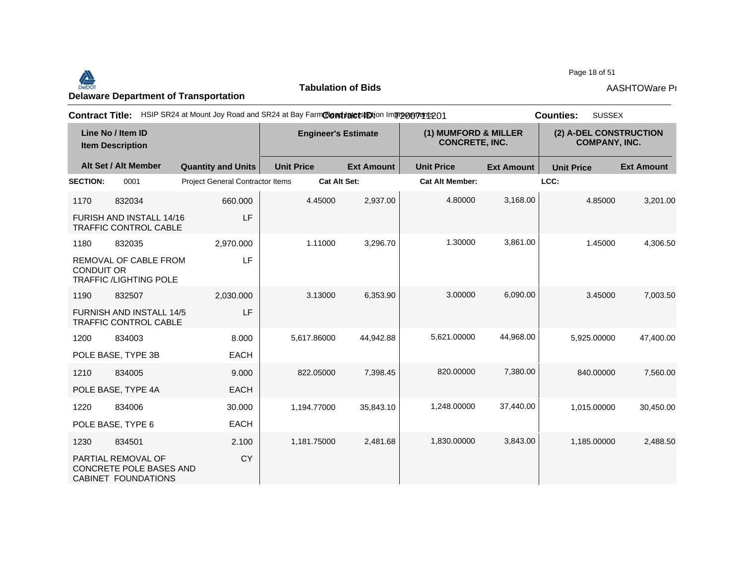**Delaware Department of Transportation**

**Tabulation of Bids**

AASHTOWare Pr

**Contract Title:** HSIP SR24 at Mount Joy Road and SR24 at Bay Farm Road Intersection Improvements **Contract ID:** T200711201 **Counties:** SUSSEX

| Line No / Item ID | | Quantity and Units | Engineer's Estimate | | (1) MUMFORD & MILLER CONCRETE, INC. | | (2) A-DEL CONSTRUCTION COMPANY, INC. | |
|---|---|---|---|---|---|---|---|---|
| Item Description / Alt Set / Alt Member | | | Unit Price | Ext Amount | Unit Price | Ext Amount | Unit Price | Ext Amount |
| **SECTION:** 0001 | | Project General Contractor Items | **Cat Alt Set:** | | **Cat Alt Member:** | | **LCC:** | |
| 1170 | 832034 | 660.000 | 4.45000 | 2,937.00 | 4.80000 | 3,168.00 | 4.85000 | 3,201.00 |
| FURISH AND INSTALL 14/16 TRAFFIC CONTROL CABLE | | LF | | | | | | |
| 1180 | 832035 | 2,970.000 | 1.11000 | 3,296.70 | 1.30000 | 3,861.00 | 1.45000 | 4,306.50 |
| REMOVAL OF CABLE FROM CONDUIT OR TRAFFIC /LIGHTING POLE | | LF | | | | | | |
| 1190 | 832507 | 2,030.000 | 3.13000 | 6,353.90 | 3.00000 | 6,090.00 | 3.45000 | 7,003.50 |
| FURNISH AND INSTALL 14/5 TRAFFIC CONTROL CABLE | | LF | | | | | | |
| 1200 | 834003 | 8.000 | 5,617.86000 | 44,942.88 | 5,621.00000 | 44,968.00 | 5,925.00000 | 47,400.00 |
| POLE BASE, TYPE 3B | | EACH | | | | | | |
| 1210 | 834005 | 9.000 | 822.05000 | 7,398.45 | 820.00000 | 7,380.00 | 840.00000 | 7,560.00 |
| POLE BASE, TYPE 4A | | EACH | | | | | | |
| 1220 | 834006 | 30.000 | 1,194.77000 | 35,843.10 | 1,248.00000 | 37,440.00 | 1,015.00000 | 30,450.00 |
| POLE BASE, TYPE 6 | | EACH | | | | | | |
| 1230 | 834501 | 2.100 | 1,181.75000 | 2,481.68 | 1,830.00000 | 3,843.00 | 1,185.00000 | 2,488.50 |
| PARTIAL REMOVAL OF CONCRETE POLE BASES AND CABINET FOUNDATIONS | | CY | | | | | | |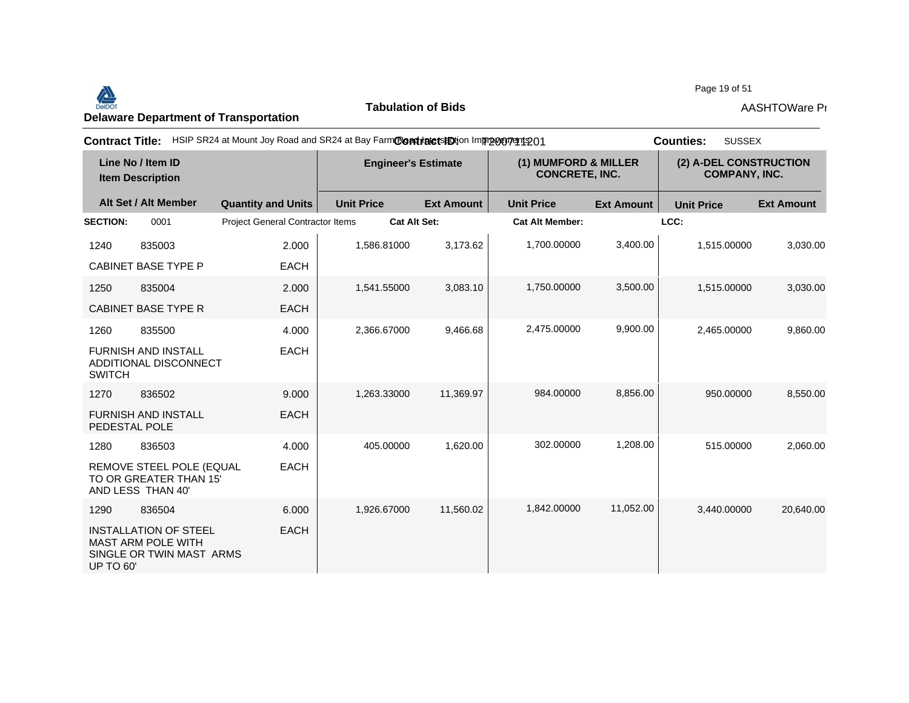**Delaware Department of Transportation**

**Tabulation of Bids**

AASHTOWare Pr

**Contract Title:** HSIP SR24 at Mount Joy Road and SR24 at Bay Farm Road Intersection Improvements **Contract ID:** T200711201 **Counties:** SUSSEX

| Line No / Item ID | | | Engineer's Estimate | | (1) MUMFORD & MILLER CONCRETE, INC. | | (2) A-DEL CONSTRUCTION COMPANY, INC. | |
|---|---|---|---|---|---|---|---|---|
| Item Description / Alt Set / Alt Member | | Quantity and Units | Unit Price | Ext Amount | Unit Price | Ext Amount | Unit Price | Ext Amount |
| **SECTION:** | 0001 | Project General Contractor Items | **Cat Alt Set:** | | **Cat Alt Member:** | | **LCC:** | |
| 1240 | 835003 | 2.000 | 1,586.81000 | 3,173.62 | 1,700.00000 | 3,400.00 | 1,515.00000 | 3,030.00 |
| CABINET BASE TYPE P | | EACH | | | | | | |
| 1250 | 835004 | 2.000 | 1,541.55000 | 3,083.10 | 1,750.00000 | 3,500.00 | 1,515.00000 | 3,030.00 |
| CABINET BASE TYPE R | | EACH | | | | | | |
| 1260 | 835500 | 4.000 | 2,366.67000 | 9,466.68 | 2,475.00000 | 9,900.00 | 2,465.00000 | 9,860.00 |
| FURNISH AND INSTALL ADDITIONAL DISCONNECT SWITCH | | EACH | | | | | | |
| 1270 | 836502 | 9.000 | 1,263.33000 | 11,369.97 | 984.00000 | 8,856.00 | 950.00000 | 8,550.00 |
| FURNISH AND INSTALL PEDESTAL POLE | | EACH | | | | | | |
| 1280 | 836503 | 4.000 | 405.00000 | 1,620.00 | 302.00000 | 1,208.00 | 515.00000 | 2,060.00 |
| REMOVE STEEL POLE (EQUAL TO OR GREATER THAN 15' AND LESS THAN 40' | | EACH | | | | | | |
| 1290 | 836504 | 6.000 | 1,926.67000 | 11,560.02 | 1,842.00000 | 11,052.00 | 3,440.00000 | 20,640.00 |
| INSTALLATION OF STEEL MAST ARM POLE WITH SINGLE OR TWIN MAST ARMS UP TO 60' | | EACH | | | | | | |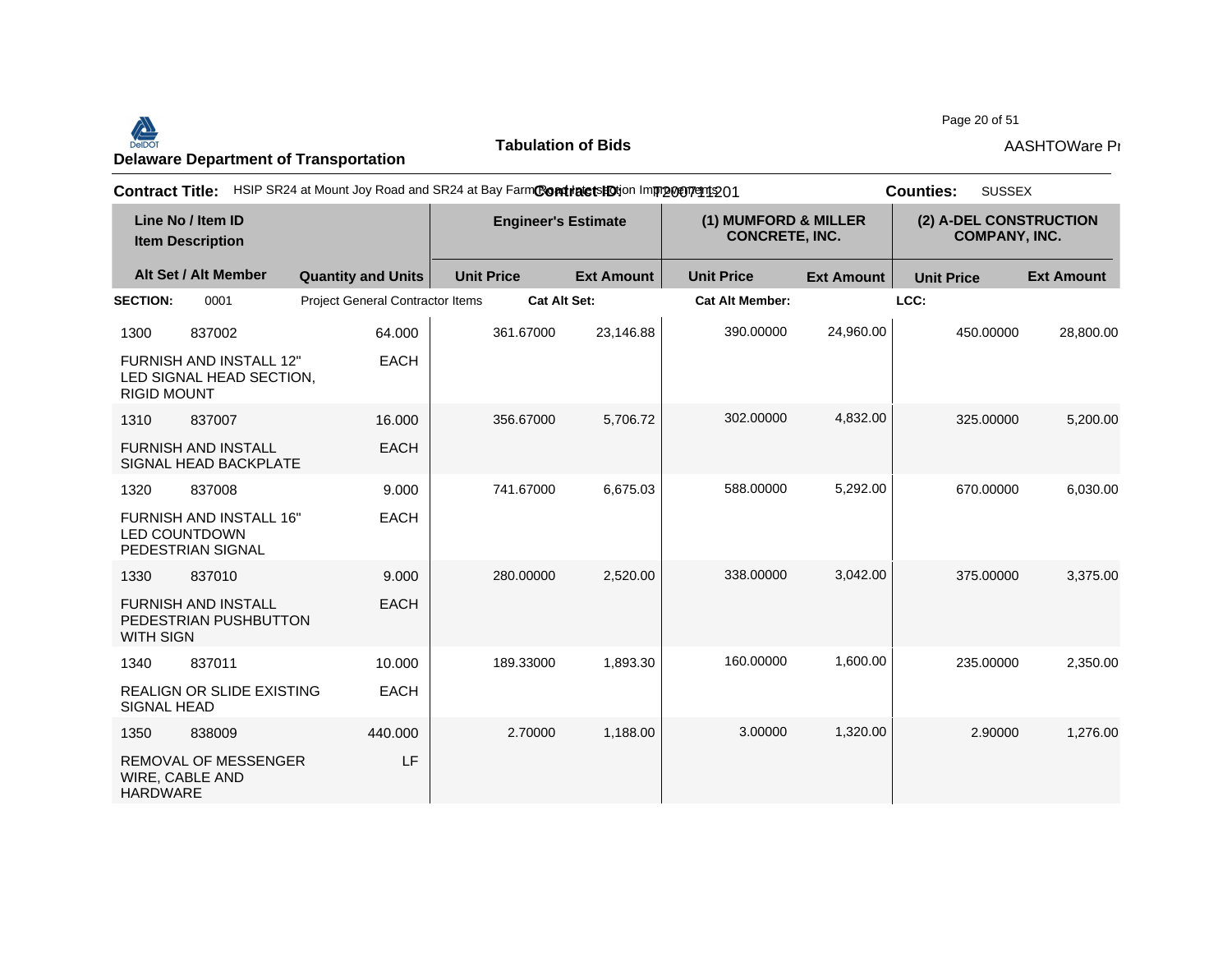**Delaware Department of Transportation**

**Tabulation of Bids**

AASHTOWare Pr

**Contract Title:** HSIP SR24 at Mount Joy Road and SR24 at Bay Farm Road Intersection Improvements **Contract ID:** T200711201 **Counties:** SUSSEX

| Line No / Item ID<br>Item Description | | Quantity and Units | Engineer's Estimate | | (1) MUMFORD & MILLER CONCRETE, INC. | | (2) A-DEL CONSTRUCTION COMPANY, INC. | |
|---|---|---|---|---|---|---|---|---|
| Alt Set / Alt Member | | | Unit Price | Ext Amount | Unit Price | Ext Amount | Unit Price | Ext Amount |
| **SECTION:** | 0001 | Project General Contractor Items | **Cat Alt Set:** | | **Cat Alt Member:** | | **LCC:** | |
| 1300 | 837002 | 64.000 | 361.67000 | 23,146.88 | 390.00000 | 24,960.00 | 450.00000 | 28,800.00 |
| FURNISH AND INSTALL 12" LED SIGNAL HEAD SECTION, RIGID MOUNT | | EACH | | | | | | |
| 1310 | 837007 | 16.000 | 356.67000 | 5,706.72 | 302.00000 | 4,832.00 | 325.00000 | 5,200.00 |
| FURNISH AND INSTALL SIGNAL HEAD BACKPLATE | | EACH | | | | | | |
| 1320 | 837008 | 9.000 | 741.67000 | 6,675.03 | 588.00000 | 5,292.00 | 670.00000 | 6,030.00 |
| FURNISH AND INSTALL 16" LED COUNTDOWN PEDESTRIAN SIGNAL | | EACH | | | | | | |
| 1330 | 837010 | 9.000 | 280.00000 | 2,520.00 | 338.00000 | 3,042.00 | 375.00000 | 3,375.00 |
| FURNISH AND INSTALL PEDESTRIAN PUSHBUTTON WITH SIGN | | EACH | | | | | | |
| 1340 | 837011 | 10.000 | 189.33000 | 1,893.30 | 160.00000 | 1,600.00 | 235.00000 | 2,350.00 |
| REALIGN OR SLIDE EXISTING SIGNAL HEAD | | EACH | | | | | | |
| 1350 | 838009 | 440.000 | 2.70000 | 1,188.00 | 3.00000 | 1,320.00 | 2.90000 | 1,276.00 |
| REMOVAL OF MESSENGER WIRE, CABLE AND HARDWARE | | LF | | | | | | |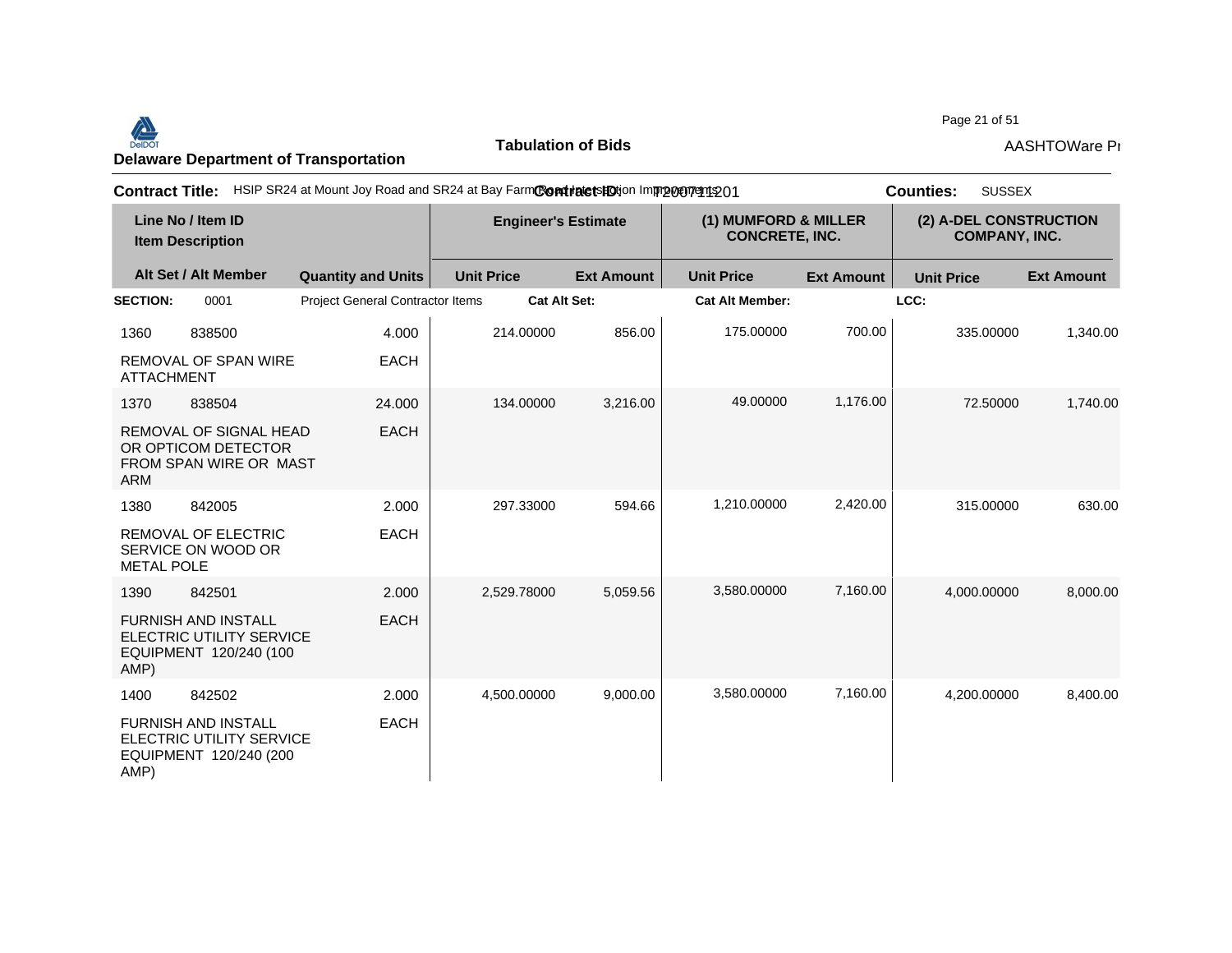**Delaware Department of Transportation**

**Tabulation of Bids**

AASHTOWare Pr

**Contract Title:** HSIP SR24 at Mount Joy Road and SR24 at Bay Farm Road Intersection Improvements **Contract ID:** T200711201 **Counties:** SUSSEX

| Line No / Item ID | Item Description | Alt Set / Alt Member | Quantity and Units | Engineer's Estimate Unit Price | Engineer's Estimate Ext Amount | (1) MUMFORD & MILLER CONCRETE, INC. Unit Price | (1) MUMFORD & MILLER CONCRETE, INC. Ext Amount | (2) A-DEL CONSTRUCTION COMPANY, INC. Unit Price | (2) A-DEL CONSTRUCTION COMPANY, INC. Ext Amount |
|---|---|---|---|---|---|---|---|---|---|
| **SECTION:** 0001 | Project General Contractor Items | **Cat Alt Set:** | | | **Cat Alt Member:** | | | **LCC:** | |
| 1360 838500 | REMOVAL OF SPAN WIRE ATTACHMENT | | 4.000 EACH | 214.00000 | 856.00 | 175.00000 | 700.00 | 335.00000 | 1,340.00 |
| 1370 838504 | REMOVAL OF SIGNAL HEAD OR OPTICOM DETECTOR FROM SPAN WIRE OR MAST ARM | | 24.000 EACH | 134.00000 | 3,216.00 | 49.00000 | 1,176.00 | 72.50000 | 1,740.00 |
| 1380 842005 | REMOVAL OF ELECTRIC SERVICE ON WOOD OR METAL POLE | | 2.000 EACH | 297.33000 | 594.66 | 1,210.00000 | 2,420.00 | 315.00000 | 630.00 |
| 1390 842501 | FURNISH AND INSTALL ELECTRIC UTILITY SERVICE EQUIPMENT 120/240 (100 AMP) | | 2.000 EACH | 2,529.78000 | 5,059.56 | 3,580.00000 | 7,160.00 | 4,000.00000 | 8,000.00 |
| 1400 842502 | FURNISH AND INSTALL ELECTRIC UTILITY SERVICE EQUIPMENT 120/240 (200 AMP) | | 2.000 EACH | 4,500.00000 | 9,000.00 | 3,580.00000 | 7,160.00 | 4,200.00000 | 8,400.00 |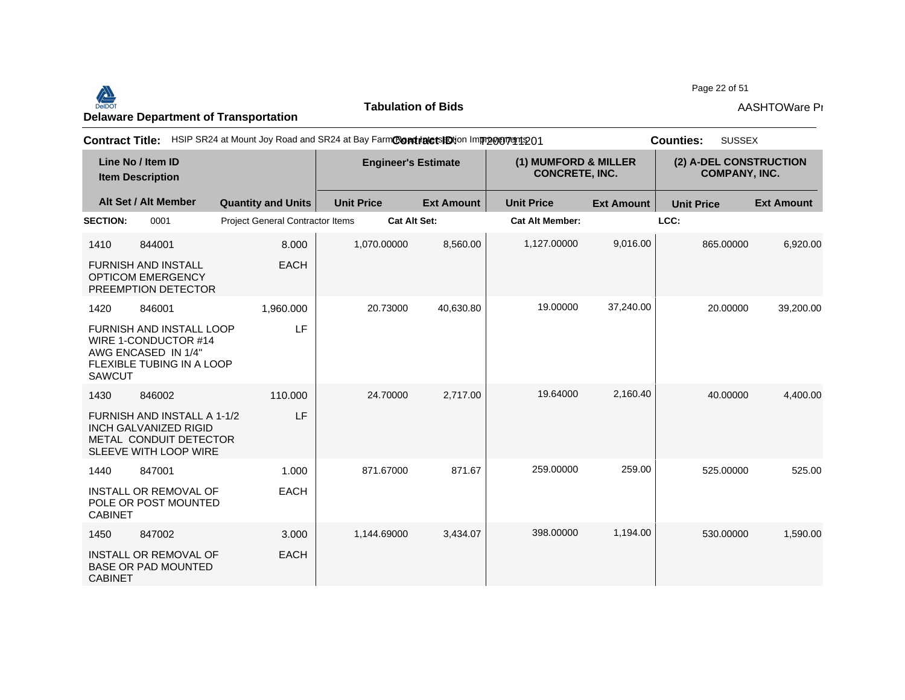**Delaware Department of Transportation**

**Tabulation of Bids**

AASHTOWare Pr

**Contract Title:** HSIP SR24 at Mount Joy Road and SR24 at Bay Farm Road Intersection Improvements **Contract ID:** T200711201 **Counties:** SUSSEX

| Line No / Item ID | Item Description | Quantity and Units | Engineer's Estimate Unit Price | Engineer's Estimate Ext Amount | (1) MUMFORD & MILLER CONCRETE, INC. Unit Price | (1) MUMFORD & MILLER CONCRETE, INC. Ext Amount | (2) A-DEL CONSTRUCTION COMPANY, INC. Unit Price | (2) A-DEL CONSTRUCTION COMPANY, INC. Ext Amount |
|---|---|---|---|---|---|---|---|---|
| **SECTION:** 0001 | Project General Contractor Items | | **Cat Alt Set:** | | **Cat Alt Member:** | | **LCC:** | |
| 1410 844001 | FURNISH AND INSTALL OPTICOM EMERGENCY PREEMPTION DETECTOR | 8.000 EACH | 1,070.00000 | 8,560.00 | 1,127.00000 | 9,016.00 | 865.00000 | 6,920.00 |
| 1420 846001 | FURNISH AND INSTALL LOOP WIRE 1-CONDUCTOR #14 AWG ENCASED IN 1/4" FLEXIBLE TUBING IN A LOOP SAWCUT | 1,960.000 LF | 20.73000 | 40,630.80 | 19.00000 | 37,240.00 | 20.00000 | 39,200.00 |
| 1430 846002 | FURNISH AND INSTALL A 1-1/2 INCH GALVANIZED RIGID METAL CONDUIT DETECTOR SLEEVE WITH LOOP WIRE | 110.000 LF | 24.70000 | 2,717.00 | 19.64000 | 2,160.40 | 40.00000 | 4,400.00 |
| 1440 847001 | INSTALL OR REMOVAL OF POLE OR POST MOUNTED CABINET | 1.000 EACH | 871.67000 | 871.67 | 259.00000 | 259.00 | 525.00000 | 525.00 |
| 1450 847002 | INSTALL OR REMOVAL OF BASE OR PAD MOUNTED CABINET | 3.000 EACH | 1,144.69000 | 3,434.07 | 398.00000 | 1,194.00 | 530.00000 | 1,590.00 |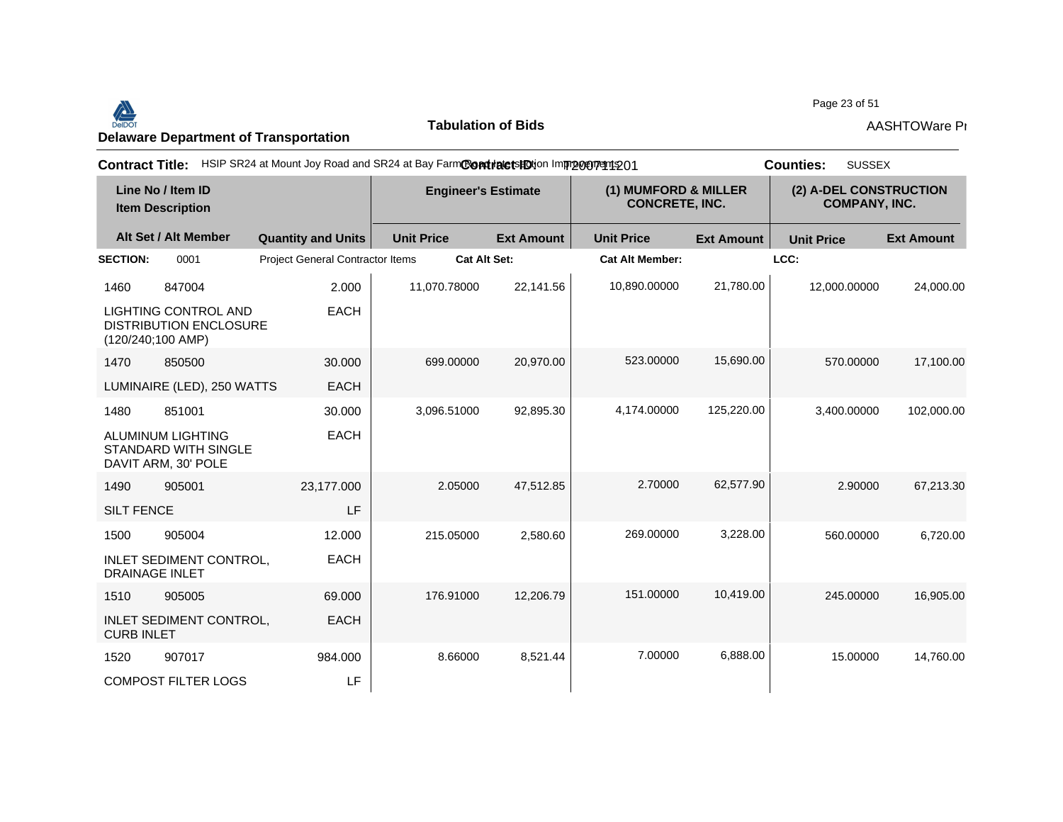**Delaware Department of Transportation**

**Tabulation of Bids**

AASHTOWare Pr

**Contract Title:** HSIP SR24 at Mount Joy Road and SR24 at Bay Farm Road Intersection Improvements **Contract ID:** T200711201 **Counties:** SUSSEX

| Line No / Item ID | | Quantity and Units | Engineer's Estimate | | (1) MUMFORD & MILLER CONCRETE, INC. | | (2) A-DEL CONSTRUCTION COMPANY, INC. | |
|---|---|---|---|---|---|---|---|---|
| Item Description / Alt Set / Alt Member | | | Unit Price | Ext Amount | Unit Price | Ext Amount | Unit Price | Ext Amount |
| **SECTION:** | 0001 | Project General Contractor Items | **Cat Alt Set:** | | **Cat Alt Member:** | | **LCC:** | |
| 1460 | 847004 | 2.000 | 11,070.78000 | 22,141.56 | 10,890.00000 | 21,780.00 | 12,000.00000 | 24,000.00 |
| LIGHTING CONTROL AND DISTRIBUTION ENCLOSURE (120/240;100 AMP) | | EACH | | | | | | |
| 1470 | 850500 | 30.000 | 699.00000 | 20,970.00 | 523.00000 | 15,690.00 | 570.00000 | 17,100.00 |
| LUMINAIRE (LED), 250 WATTS | | EACH | | | | | | |
| 1480 | 851001 | 30.000 | 3,096.51000 | 92,895.30 | 4,174.00000 | 125,220.00 | 3,400.00000 | 102,000.00 |
| ALUMINUM LIGHTING STANDARD WITH SINGLE DAVIT ARM, 30' POLE | | EACH | | | | | | |
| 1490 | 905001 | 23,177.000 | 2.05000 | 47,512.85 | 2.70000 | 62,577.90 | 2.90000 | 67,213.30 |
| SILT FENCE | | LF | | | | | | |
| 1500 | 905004 | 12.000 | 215.05000 | 2,580.60 | 269.00000 | 3,228.00 | 560.00000 | 6,720.00 |
| INLET SEDIMENT CONTROL, DRAINAGE INLET | | EACH | | | | | | |
| 1510 | 905005 | 69.000 | 176.91000 | 12,206.79 | 151.00000 | 10,419.00 | 245.00000 | 16,905.00 |
| INLET SEDIMENT CONTROL, CURB INLET | | EACH | | | | | | |
| 1520 | 907017 | 984.000 | 8.66000 | 8,521.44 | 7.00000 | 6,888.00 | 15.00000 | 14,760.00 |
| COMPOST FILTER LOGS | | LF | | | | | | |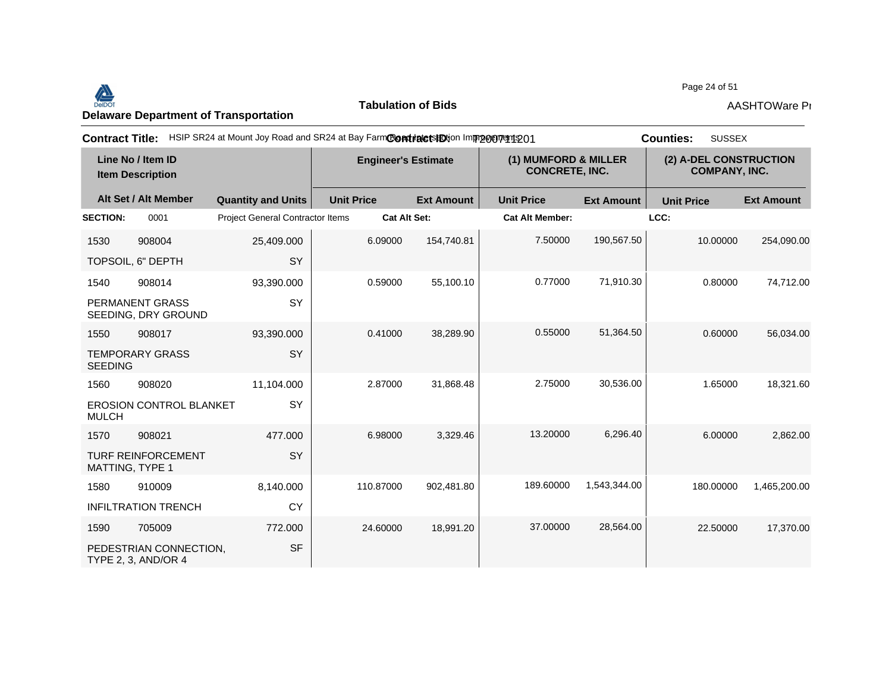**Delaware Department of Transportation**

**Tabulation of Bids**

**Contract Title:** HSIP SR24 at Mount Joy Road and SR24 at Bay Farm Road Intersection Improvements

**Contract ID:** T200711201

**Counties:** SUSSEX

| Line No / Item ID | | Quantity and Units | Engineer's Estimate | | (1) MUMFORD & MILLER CONCRETE, INC. | | (2) A-DEL CONSTRUCTION COMPANY, INC. | |
|---|---|---|---|---|---|---|---|---|
| Item Description / Alt Set / Alt Member | | | Unit Price | Ext Amount | Unit Price | Ext Amount | Unit Price | Ext Amount |
| **SECTION:** | 0001 | Project General Contractor Items | **Cat Alt Set:** | | **Cat Alt Member:** | | **LCC:** | |
| 1530 | 908004 | 25,409.000 | 6.09000 | 154,740.81 | 7.50000 | 190,567.50 | 10.00000 | 254,090.00 |
| TOPSOIL, 6" DEPTH | | SY | | | | | | |
| 1540 | 908014 | 93,390.000 | 0.59000 | 55,100.10 | 0.77000 | 71,910.30 | 0.80000 | 74,712.00 |
| PERMANENT GRASS SEEDING, DRY GROUND | | SY | | | | | | |
| 1550 | 908017 | 93,390.000 | 0.41000 | 38,289.90 | 0.55000 | 51,364.50 | 0.60000 | 56,034.00 |
| TEMPORARY GRASS SEEDING | | SY | | | | | | |
| 1560 | 908020 | 11,104.000 | 2.87000 | 31,868.48 | 2.75000 | 30,536.00 | 1.65000 | 18,321.60 |
| EROSION CONTROL BLANKET MULCH | | SY | | | | | | |
| 1570 | 908021 | 477.000 | 6.98000 | 3,329.46 | 13.20000 | 6,296.40 | 6.00000 | 2,862.00 |
| TURF REINFORCEMENT MATTING, TYPE 1 | | SY | | | | | | |
| 1580 | 910009 | 8,140.000 | 110.87000 | 902,481.80 | 189.60000 | 1,543,344.00 | 180.00000 | 1,465,200.00 |
| INFILTRATION TRENCH | | CY | | | | | | |
| 1590 | 705009 | 772.000 | 24.60000 | 18,991.20 | 37.00000 | 28,564.00 | 22.50000 | 17,370.00 |
| PEDESTRIAN CONNECTION, TYPE 2, 3, AND/OR 4 | | SF | | | | | | |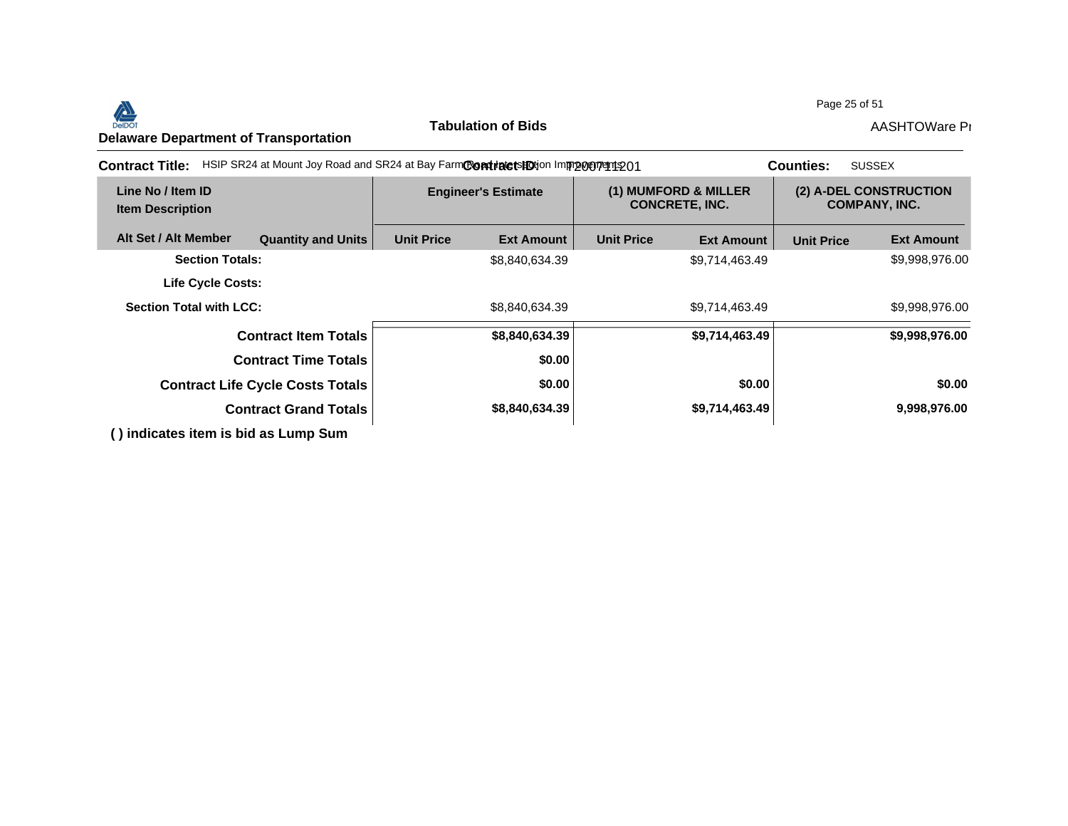**Delaware Department of Transportation**

**Tabulation of Bids**

**Contract Title:** HSIP SR24 at Mount Joy Road and SR24 at Bay Farm Road Intersection Improvements **Contract ID:** T200711201 **Counties:** SUSSEX

| Line No / Item ID<br>Item Description | | Engineer's Estimate | | (1) MUMFORD & MILLER CONCRETE, INC. | | (2) A-DEL CONSTRUCTION COMPANY, INC. | |
|---|---|---|---|---|---|---|---|
| **Alt Set / Alt Member** | **Quantity and Units** | **Unit Price** | **Ext Amount** | **Unit Price** | **Ext Amount** | **Unit Price** | **Ext Amount** |
| **Section Totals:** | | | $8,840,634.39 | | $9,714,463.49 | | $9,998,976.00 |
| **Life Cycle Costs:** | | | | | | | |
| **Section Total with LCC:** | | | $8,840,634.39 | | $9,714,463.49 | | $9,998,976.00 |
| | **Contract Item Totals** | | **$8,840,634.39** | | **$9,714,463.49** | | **$9,998,976.00** |
| | **Contract Time Totals** | | **$0.00** | | | | |
| | **Contract Life Cycle Costs Totals** | | **$0.00** | | **$0.00** | | **$0.00** |
| | **Contract Grand Totals** | | **$8,840,634.39** | | **$9,714,463.49** | | **9,998,976.00** |

**( ) indicates item is bid as Lump Sum**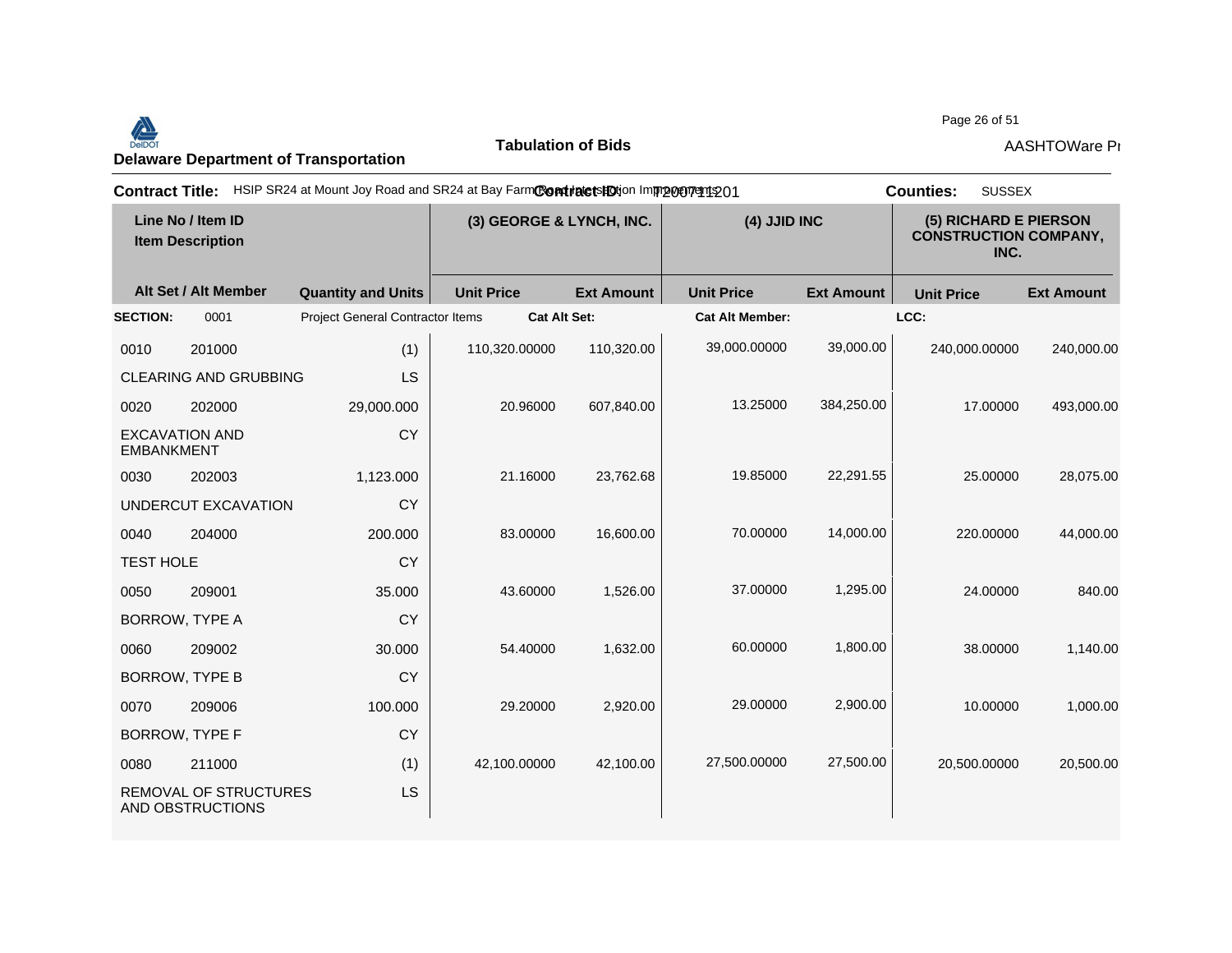**Delaware Department of Transportation**

**Tabulation of Bids**

AASHTOWare Pr

**Contract Title:** HSIP SR24 at Mount Joy Road and SR24 at Bay Farm Road Intersection Improvements **Contract ID:** T200711201 **Counties:** SUSSEX

| Line No / Item ID<br>Item Description | | | (3) GEORGE & LYNCH, INC. | | (4) JJID INC | | (5) RICHARD E PIERSON CONSTRUCTION COMPANY, INC. | |
|---|---|---|---|---|---|---|---|---|
| **Alt Set / Alt Member** | | **Quantity and Units** | **Unit Price** | **Ext Amount** | **Unit Price** | **Ext Amount** | **Unit Price** | **Ext Amount** |
| **SECTION:** | 0001 | Project General Contractor Items | **Cat Alt Set:** | | **Cat Alt Member:** | | **LCC:** | |
| 0010 | 201000 | (1) | 110,320.00000 | 110,320.00 | 39,000.00000 | 39,000.00 | 240,000.00000 | 240,000.00 |
| CLEARING AND GRUBBING | | LS | | | | | | |
| 0020 | 202000 | 29,000.000 | 20.96000 | 607,840.00 | 13.25000 | 384,250.00 | 17.00000 | 493,000.00 |
| EXCAVATION AND EMBANKMENT | | CY | | | | | | |
| 0030 | 202003 | 1,123.000 | 21.16000 | 23,762.68 | 19.85000 | 22,291.55 | 25.00000 | 28,075.00 |
| UNDERCUT EXCAVATION | | CY | | | | | | |
| 0040 | 204000 | 200.000 | 83.00000 | 16,600.00 | 70.00000 | 14,000.00 | 220.00000 | 44,000.00 |
| TEST HOLE | | CY | | | | | | |
| 0050 | 209001 | 35.000 | 43.60000 | 1,526.00 | 37.00000 | 1,295.00 | 24.00000 | 840.00 |
| BORROW, TYPE A | | CY | | | | | | |
| 0060 | 209002 | 30.000 | 54.40000 | 1,632.00 | 60.00000 | 1,800.00 | 38.00000 | 1,140.00 |
| BORROW, TYPE B | | CY | | | | | | |
| 0070 | 209006 | 100.000 | 29.20000 | 2,920.00 | 29.00000 | 2,900.00 | 10.00000 | 1,000.00 |
| BORROW, TYPE F | | CY | | | | | | |
| 0080 | 211000 | (1) | 42,100.00000 | 42,100.00 | 27,500.00000 | 27,500.00 | 20,500.00000 | 20,500.00 |
| REMOVAL OF STRUCTURES AND OBSTRUCTIONS | | LS | | | | | | |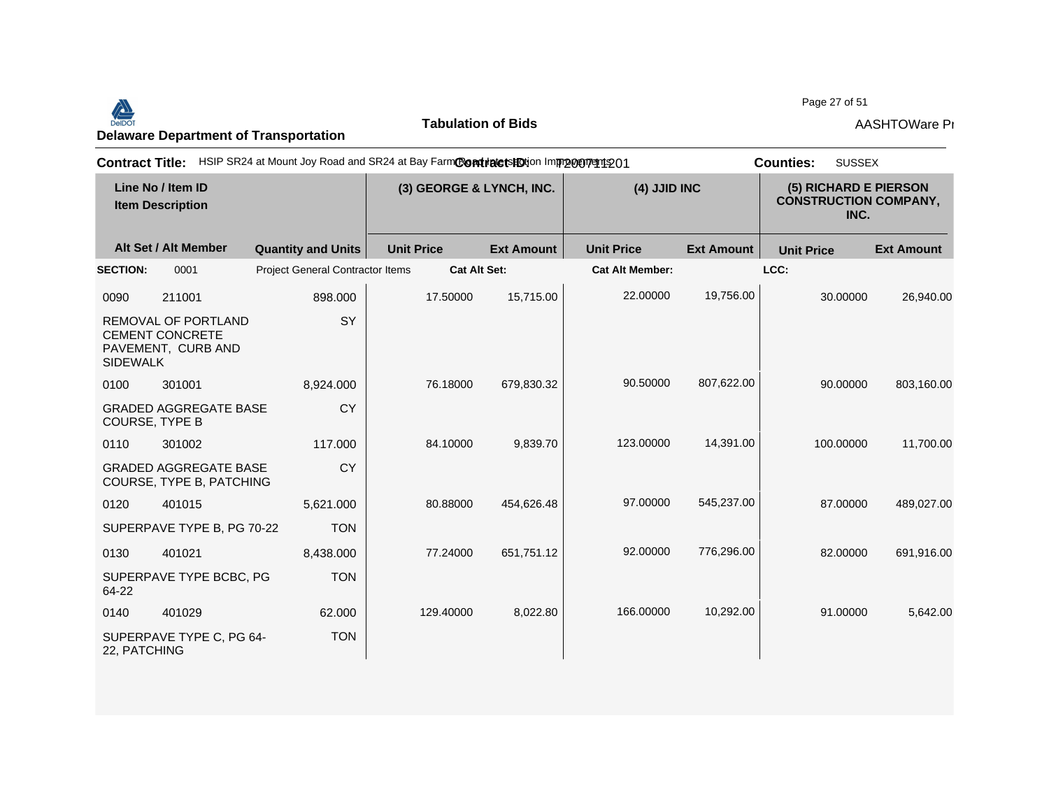**Delaware Department of Transportation**

**Tabulation of Bids**

AASHTOWare Pr

**Contract Title:** HSIP SR24 at Mount Joy Road and SR24 at Bay Farm Road Intersection Improvements **Contract ID:** T200711201 **Counties:** SUSSEX

| Line No / Item ID | | | (3) GEORGE & LYNCH, INC. | | (4) JJID INC | | (5) RICHARD E PIERSON CONSTRUCTION COMPANY, INC. | |
|---|---|---|---|---|---|---|---|---|
| Item Description | | | | | | | | |
| Alt Set / Alt Member | | Quantity and Units | Unit Price | Ext Amount | Unit Price | Ext Amount | Unit Price | Ext Amount |
| **SECTION:** | 0001 | Project General Contractor Items | **Cat Alt Set:** | | **Cat Alt Member:** | | **LCC:** | |
| 0090 | 211001 | 898.000 | 17.50000 | 15,715.00 | 22.00000 | 19,756.00 | 30.00000 | 26,940.00 |
| REMOVAL OF PORTLAND CEMENT CONCRETE PAVEMENT, CURB AND SIDEWALK | | SY | | | | | | |
| 0100 | 301001 | 8,924.000 | 76.18000 | 679,830.32 | 90.50000 | 807,622.00 | 90.00000 | 803,160.00 |
| GRADED AGGREGATE BASE COURSE, TYPE B | | CY | | | | | | |
| 0110 | 301002 | 117.000 | 84.10000 | 9,839.70 | 123.00000 | 14,391.00 | 100.00000 | 11,700.00 |
| GRADED AGGREGATE BASE COURSE, TYPE B, PATCHING | | CY | | | | | | |
| 0120 | 401015 | 5,621.000 | 80.88000 | 454,626.48 | 97.00000 | 545,237.00 | 87.00000 | 489,027.00 |
| SUPERPAVE TYPE B, PG 70-22 | | TON | | | | | | |
| 0130 | 401021 | 8,438.000 | 77.24000 | 651,751.12 | 92.00000 | 776,296.00 | 82.00000 | 691,916.00 |
| SUPERPAVE TYPE BCBC, PG 64-22 | | TON | | | | | | |
| 0140 | 401029 | 62.000 | 129.40000 | 8,022.80 | 166.00000 | 10,292.00 | 91.00000 | 5,642.00 |
| SUPERPAVE TYPE C, PG 64-22, PATCHING | | TON | | | | | | |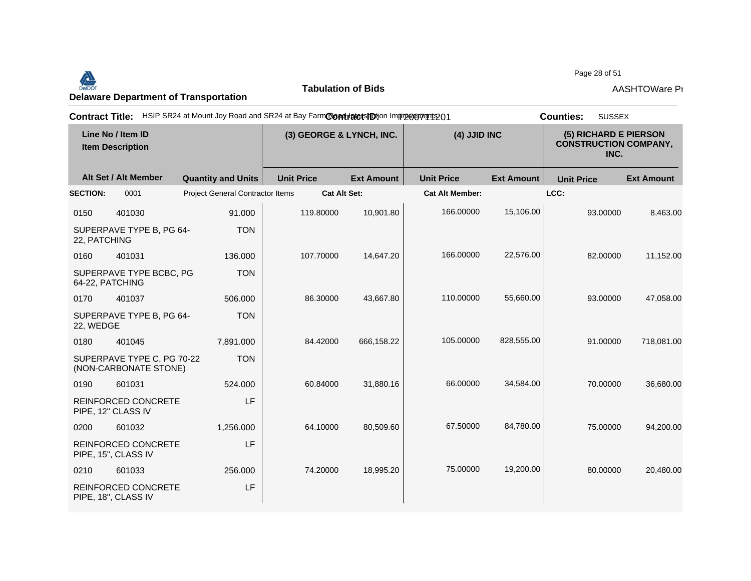**Delaware Department of Transportation**

**Tabulation of Bids**

AASHTOWare Pr

**Contract Title:** HSIP SR24 at Mount Joy Road and SR24 at Bay Farm Road Intersection Improvements **Contract ID:** T200711201 **Counties:** SUSSEX

| Line No / Item ID / Item Description | Alt Set / Alt Member | Quantity and Units | (3) GEORGE & LYNCH, INC. Unit Price | (3) GEORGE & LYNCH, INC. Ext Amount | (4) JJID INC Unit Price | (4) JJID INC Ext Amount | (5) RICHARD E PIERSON CONSTRUCTION COMPANY, INC. Unit Price | (5) RICHARD E PIERSON CONSTRUCTION COMPANY, INC. Ext Amount |
|---|---|---|---|---|---|---|---|---|
| **SECTION:** 0001 | | Project General Contractor Items | **Cat Alt Set:** | | **Cat Alt Member:** | | **LCC:** | |
| 0150 401030 SUPERPAVE TYPE B, PG 64-22, PATCHING | | 91.000 TON | 119.80000 | 10,901.80 | 166.00000 | 15,106.00 | 93.00000 | 8,463.00 |
| 0160 401031 SUPERPAVE TYPE BCBC, PG 64-22, PATCHING | | 136.000 TON | 107.70000 | 14,647.20 | 166.00000 | 22,576.00 | 82.00000 | 11,152.00 |
| 0170 401037 SUPERPAVE TYPE B, PG 64-22, WEDGE | | 506.000 TON | 86.30000 | 43,667.80 | 110.00000 | 55,660.00 | 93.00000 | 47,058.00 |
| 0180 401045 SUPERPAVE TYPE C, PG 70-22 (NON-CARBONATE STONE) | | 7,891.000 TON | 84.42000 | 666,158.22 | 105.00000 | 828,555.00 | 91.00000 | 718,081.00 |
| 0190 601031 REINFORCED CONCRETE PIPE, 12" CLASS IV | | 524.000 LF | 60.84000 | 31,880.16 | 66.00000 | 34,584.00 | 70.00000 | 36,680.00 |
| 0200 601032 REINFORCED CONCRETE PIPE, 15", CLASS IV | | 1,256.000 LF | 64.10000 | 80,509.60 | 67.50000 | 84,780.00 | 75.00000 | 94,200.00 |
| 0210 601033 REINFORCED CONCRETE PIPE, 18", CLASS IV | | 256.000 LF | 74.20000 | 18,995.20 | 75.00000 | 19,200.00 | 80.00000 | 20,480.00 |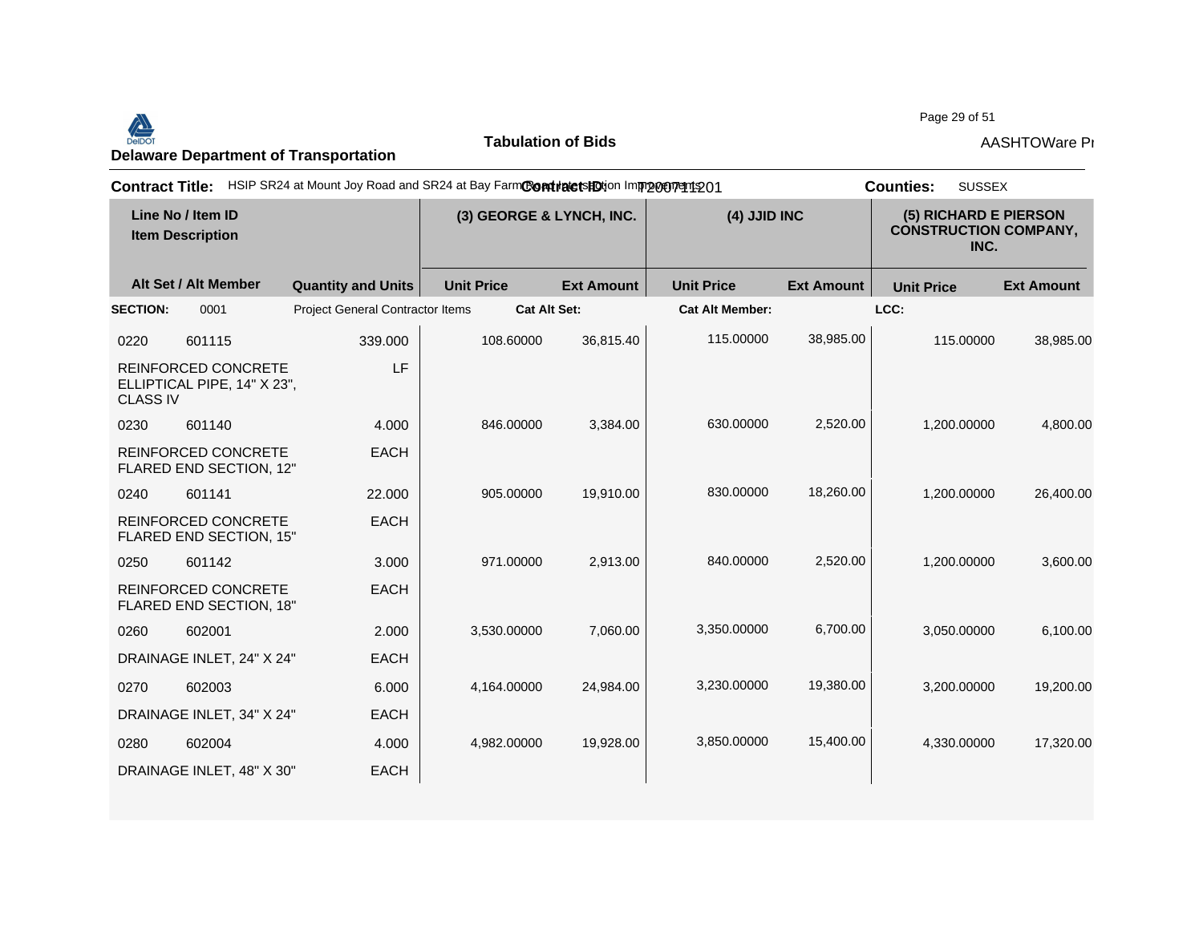## Delaware Department of Transportation

**Tabulation of Bids**

AASHTOWare Pr

**Contract Title:** HSIP SR24 at Mount Joy Road and SR24 at Bay Farm Road Intersection Improvements **Contract ID:** T200711201 **Counties:** SUSSEX

| Line No / Item ID | | | (3) GEORGE & LYNCH, INC. | | (4) JJID INC | | (5) RICHARD E PIERSON CONSTRUCTION COMPANY, INC. | |
|---|---|---|---|---|---|---|---|---|
| **Item Description** | | | | | | | | |
| **Alt Set / Alt Member** | | **Quantity and Units** | **Unit Price** | **Ext Amount** | **Unit Price** | **Ext Amount** | **Unit Price** | **Ext Amount** |
| **SECTION:** | 0001 | Project General Contractor Items | **Cat Alt Set:** | | **Cat Alt Member:** | | **LCC:** | |
| 0220 | 601115 | 339.000 | 108.60000 | 36,815.40 | 115.00000 | 38,985.00 | 115.00000 | 38,985.00 |
| REINFORCED CONCRETE ELLIPTICAL PIPE, 14" X 23", CLASS IV | | LF | | | | | | |
| 0230 | 601140 | 4.000 | 846.00000 | 3,384.00 | 630.00000 | 2,520.00 | 1,200.00000 | 4,800.00 |
| REINFORCED CONCRETE FLARED END SECTION, 12" | | EACH | | | | | | |
| 0240 | 601141 | 22.000 | 905.00000 | 19,910.00 | 830.00000 | 18,260.00 | 1,200.00000 | 26,400.00 |
| REINFORCED CONCRETE FLARED END SECTION, 15" | | EACH | | | | | | |
| 0250 | 601142 | 3.000 | 971.00000 | 2,913.00 | 840.00000 | 2,520.00 | 1,200.00000 | 3,600.00 |
| REINFORCED CONCRETE FLARED END SECTION, 18" | | EACH | | | | | | |
| 0260 | 602001 | 2.000 | 3,530.00000 | 7,060.00 | 3,350.00000 | 6,700.00 | 3,050.00000 | 6,100.00 |
| DRAINAGE INLET, 24" X 24" | | EACH | | | | | | |
| 0270 | 602003 | 6.000 | 4,164.00000 | 24,984.00 | 3,230.00000 | 19,380.00 | 3,200.00000 | 19,200.00 |
| DRAINAGE INLET, 34" X 24" | | EACH | | | | | | |
| 0280 | 602004 | 4.000 | 4,982.00000 | 19,928.00 | 3,850.00000 | 15,400.00 | 4,330.00000 | 17,320.00 |
| DRAINAGE INLET, 48" X 30" | | EACH | | | | | | |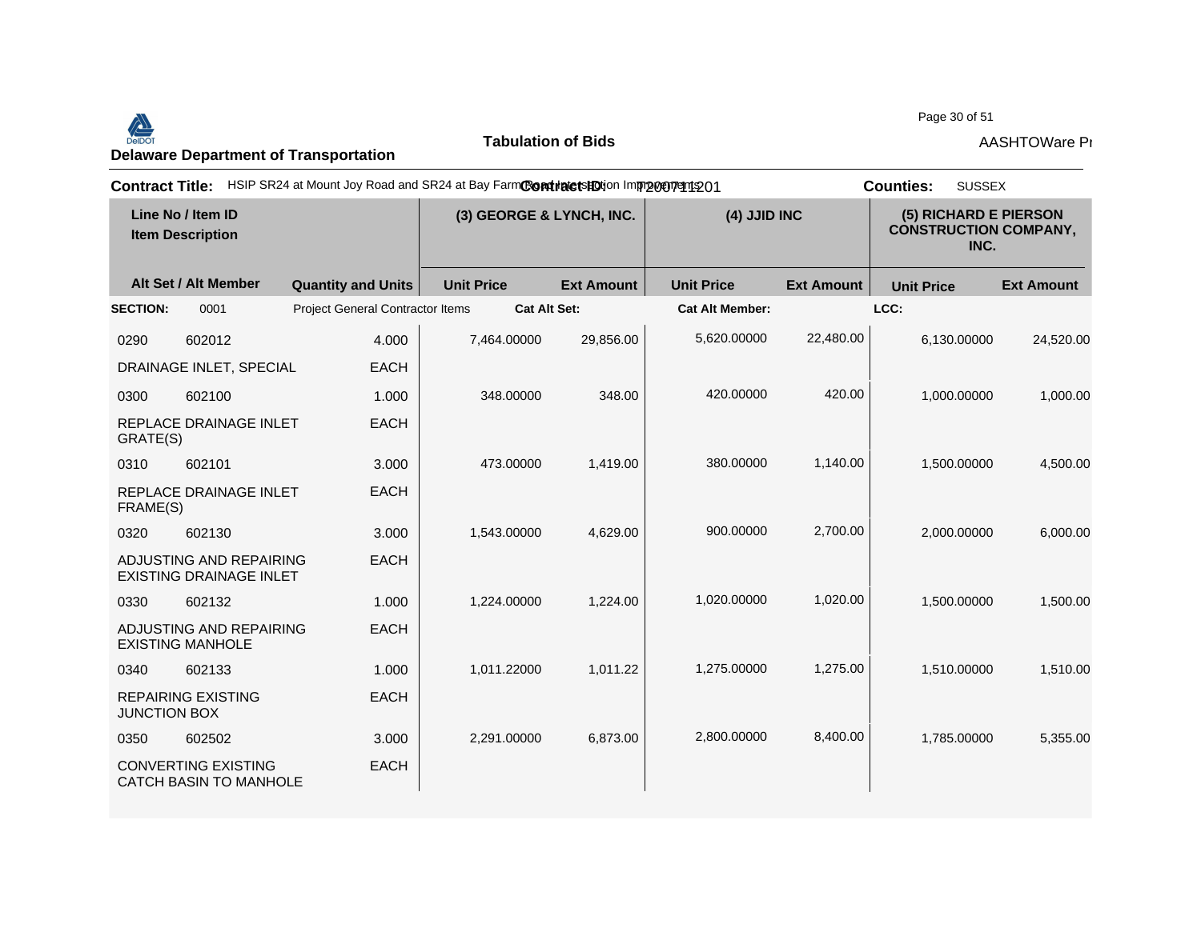**Delaware Department of Transportation**

**Tabulation of Bids**

AASHTOWare Pr

**Contract Title:** HSIP SR24 at Mount Joy Road and SR24 at Bay Farm Road Intersection Improvements **Contract ID:** T200711201 **Counties:** SUSSEX

| Line No / Item ID | | | (3) GEORGE & LYNCH, INC. | | (4) JJID INC | | (5) RICHARD E PIERSON CONSTRUCTION COMPANY, INC. | |
|---|---|---|---|---|---|---|---|---|
| Item Description | Alt Set / Alt Member | Quantity and Units | Unit Price | Ext Amount | Unit Price | Ext Amount | Unit Price | Ext Amount |
| **SECTION:** 0001 | | Project General Contractor Items | **Cat Alt Set:** | | **Cat Alt Member:** | | **LCC:** | |
| 0290 602012 | | 4.000 | 7,464.00000 | 29,856.00 | 5,620.00000 | 22,480.00 | 6,130.00000 | 24,520.00 |
| DRAINAGE INLET, SPECIAL | | EACH | | | | | | |
| 0300 602100 | | 1.000 | 348.00000 | 348.00 | 420.00000 | 420.00 | 1,000.00000 | 1,000.00 |
| REPLACE DRAINAGE INLET GRATE(S) | | EACH | | | | | | |
| 0310 602101 | | 3.000 | 473.00000 | 1,419.00 | 380.00000 | 1,140.00 | 1,500.00000 | 4,500.00 |
| REPLACE DRAINAGE INLET FRAME(S) | | EACH | | | | | | |
| 0320 602130 | | 3.000 | 1,543.00000 | 4,629.00 | 900.00000 | 2,700.00 | 2,000.00000 | 6,000.00 |
| ADJUSTING AND REPAIRING EXISTING DRAINAGE INLET | | EACH | | | | | | |
| 0330 602132 | | 1.000 | 1,224.00000 | 1,224.00 | 1,020.00000 | 1,020.00 | 1,500.00000 | 1,500.00 |
| ADJUSTING AND REPAIRING EXISTING MANHOLE | | EACH | | | | | | |
| 0340 602133 | | 1.000 | 1,011.22000 | 1,011.22 | 1,275.00000 | 1,275.00 | 1,510.00000 | 1,510.00 |
| REPAIRING EXISTING JUNCTION BOX | | EACH | | | | | | |
| 0350 602502 | | 3.000 | 2,291.00000 | 6,873.00 | 2,800.00000 | 8,400.00 | 1,785.00000 | 5,355.00 |
| CONVERTING EXISTING CATCH BASIN TO MANHOLE | | EACH | | | | | | |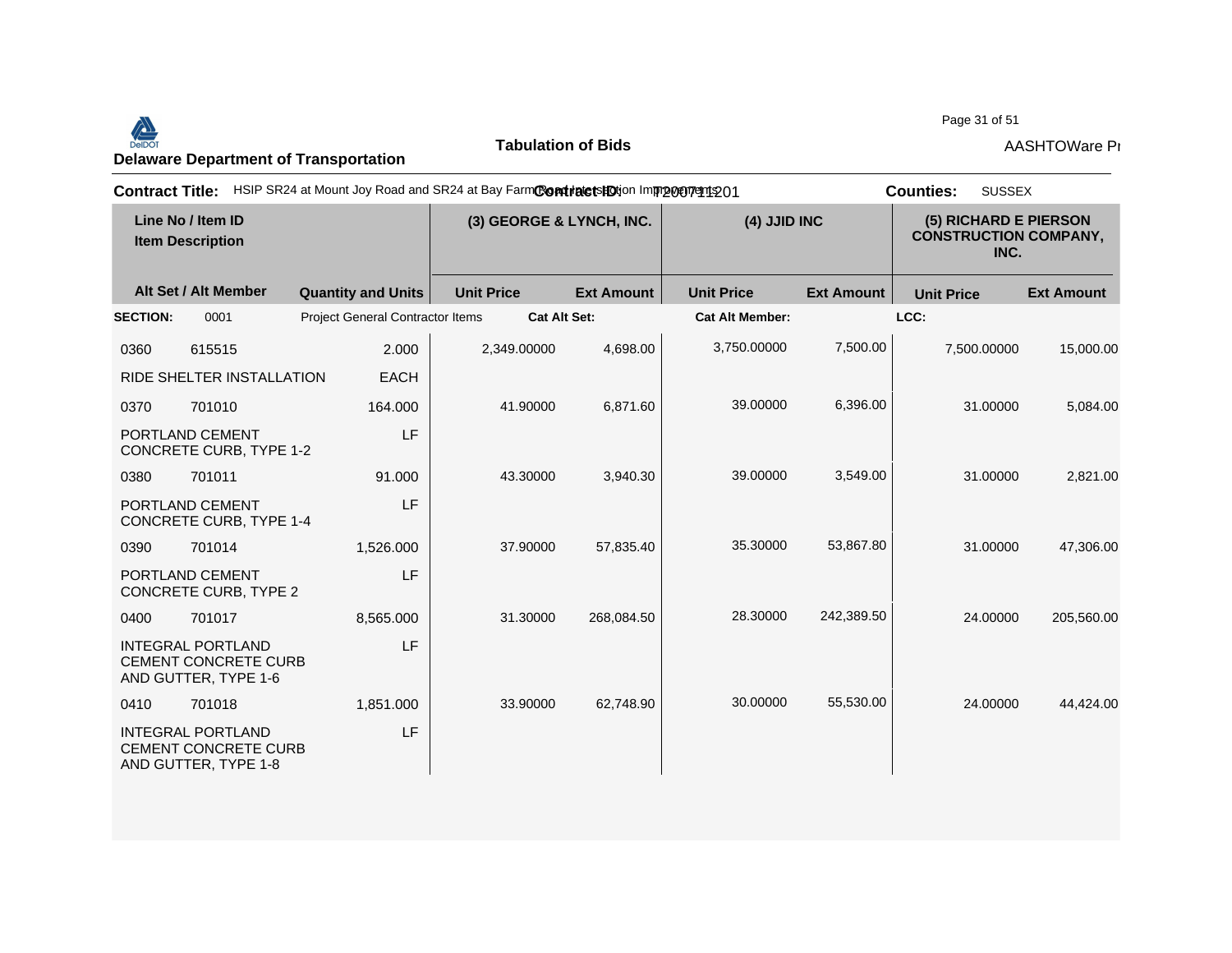**Delaware Department of Transportation**

**Tabulation of Bids**

AASHTOWare Pr

**Contract Title:** HSIP SR24 at Mount Joy Road and SR24 at Bay Farm Road Intersection Improvements **Contract ID:** T200711201 **Counties:** SUSSEX

| Line No / Item ID | | | (3) GEORGE & LYNCH, INC. | | (4) JJID INC | | (5) RICHARD E PIERSON CONSTRUCTION COMPANY, INC. | |
|---|---|---|---|---|---|---|---|---|
| Item Description | | | | | | | | |
| Alt Set / Alt Member | | Quantity and Units | Unit Price | Ext Amount | Unit Price | Ext Amount | Unit Price | Ext Amount |
| **SECTION:** | 0001 | Project General Contractor Items | **Cat Alt Set:** | | **Cat Alt Member:** | | **LCC:** | |
| 0360 | 615515 | 2.000 | 2,349.00000 | 4,698.00 | 3,750.00000 | 7,500.00 | 7,500.00000 | 15,000.00 |
| RIDE SHELTER INSTALLATION | | EACH | | | | | | |
| 0370 | 701010 | 164.000 | 41.90000 | 6,871.60 | 39.00000 | 6,396.00 | 31.00000 | 5,084.00 |
| PORTLAND CEMENT CONCRETE CURB, TYPE 1-2 | | LF | | | | | | |
| 0380 | 701011 | 91.000 | 43.30000 | 3,940.30 | 39.00000 | 3,549.00 | 31.00000 | 2,821.00 |
| PORTLAND CEMENT CONCRETE CURB, TYPE 1-4 | | LF | | | | | | |
| 0390 | 701014 | 1,526.000 | 37.90000 | 57,835.40 | 35.30000 | 53,867.80 | 31.00000 | 47,306.00 |
| PORTLAND CEMENT CONCRETE CURB, TYPE 2 | | LF | | | | | | |
| 0400 | 701017 | 8,565.000 | 31.30000 | 268,084.50 | 28.30000 | 242,389.50 | 24.00000 | 205,560.00 |
| INTEGRAL PORTLAND CEMENT CONCRETE CURB AND GUTTER, TYPE 1-6 | | LF | | | | | | |
| 0410 | 701018 | 1,851.000 | 33.90000 | 62,748.90 | 30.00000 | 55,530.00 | 24.00000 | 44,424.00 |
| INTEGRAL PORTLAND CEMENT CONCRETE CURB AND GUTTER, TYPE 1-8 | | LF | | | | | | |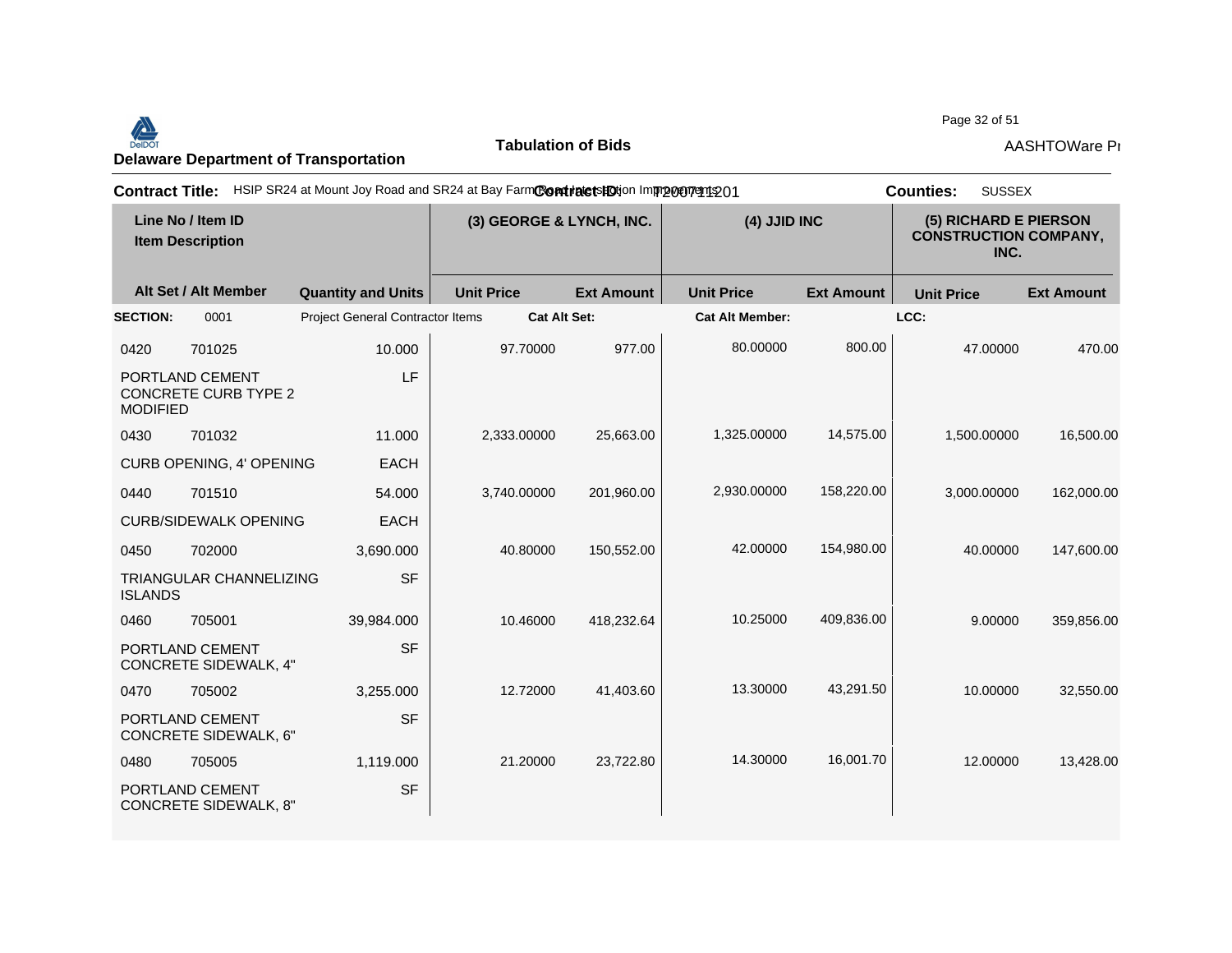**Delaware Department of Transportation**

**Tabulation of Bids**

AASHTOWare Pr

**Contract Title:** HSIP SR24 at Mount Joy Road and SR24 at Bay Farm Road Intersection Improvements **Contract ID:** T200711201 **Counties:** SUSSEX

| Line No / Item ID | | | (3) GEORGE & LYNCH, INC. | | (4) JJID INC | | (5) RICHARD E PIERSON CONSTRUCTION COMPANY, INC. | |
|---|---|---|---|---|---|---|---|---|
| Item Description | | | | | | | | |
| Alt Set / Alt Member | | Quantity and Units | Unit Price | Ext Amount | Unit Price | Ext Amount | Unit Price | Ext Amount |
| **SECTION:** | 0001 | Project General Contractor Items | **Cat Alt Set:** | | **Cat Alt Member:** | | **LCC:** | |
| 0420 | 701025 | 10.000 | 97.70000 | 977.00 | 80.00000 | 800.00 | 47.00000 | 470.00 |
| PORTLAND CEMENT CONCRETE CURB TYPE 2 MODIFIED | | LF | | | | | | |
| 0430 | 701032 | 11.000 | 2,333.00000 | 25,663.00 | 1,325.00000 | 14,575.00 | 1,500.00000 | 16,500.00 |
| CURB OPENING, 4' OPENING | | EACH | | | | | | |
| 0440 | 701510 | 54.000 | 3,740.00000 | 201,960.00 | 2,930.00000 | 158,220.00 | 3,000.00000 | 162,000.00 |
| CURB/SIDEWALK OPENING | | EACH | | | | | | |
| 0450 | 702000 | 3,690.000 | 40.80000 | 150,552.00 | 42.00000 | 154,980.00 | 40.00000 | 147,600.00 |
| TRIANGULAR CHANNELIZING ISLANDS | | SF | | | | | | |
| 0460 | 705001 | 39,984.000 | 10.46000 | 418,232.64 | 10.25000 | 409,836.00 | 9.00000 | 359,856.00 |
| PORTLAND CEMENT CONCRETE SIDEWALK, 4" | | SF | | | | | | |
| 0470 | 705002 | 3,255.000 | 12.72000 | 41,403.60 | 13.30000 | 43,291.50 | 10.00000 | 32,550.00 |
| PORTLAND CEMENT CONCRETE SIDEWALK, 6" | | SF | | | | | | |
| 0480 | 705005 | 1,119.000 | 21.20000 | 23,722.80 | 14.30000 | 16,001.70 | 12.00000 | 13,428.00 |
| PORTLAND CEMENT CONCRETE SIDEWALK, 8" | | SF | | | | | | |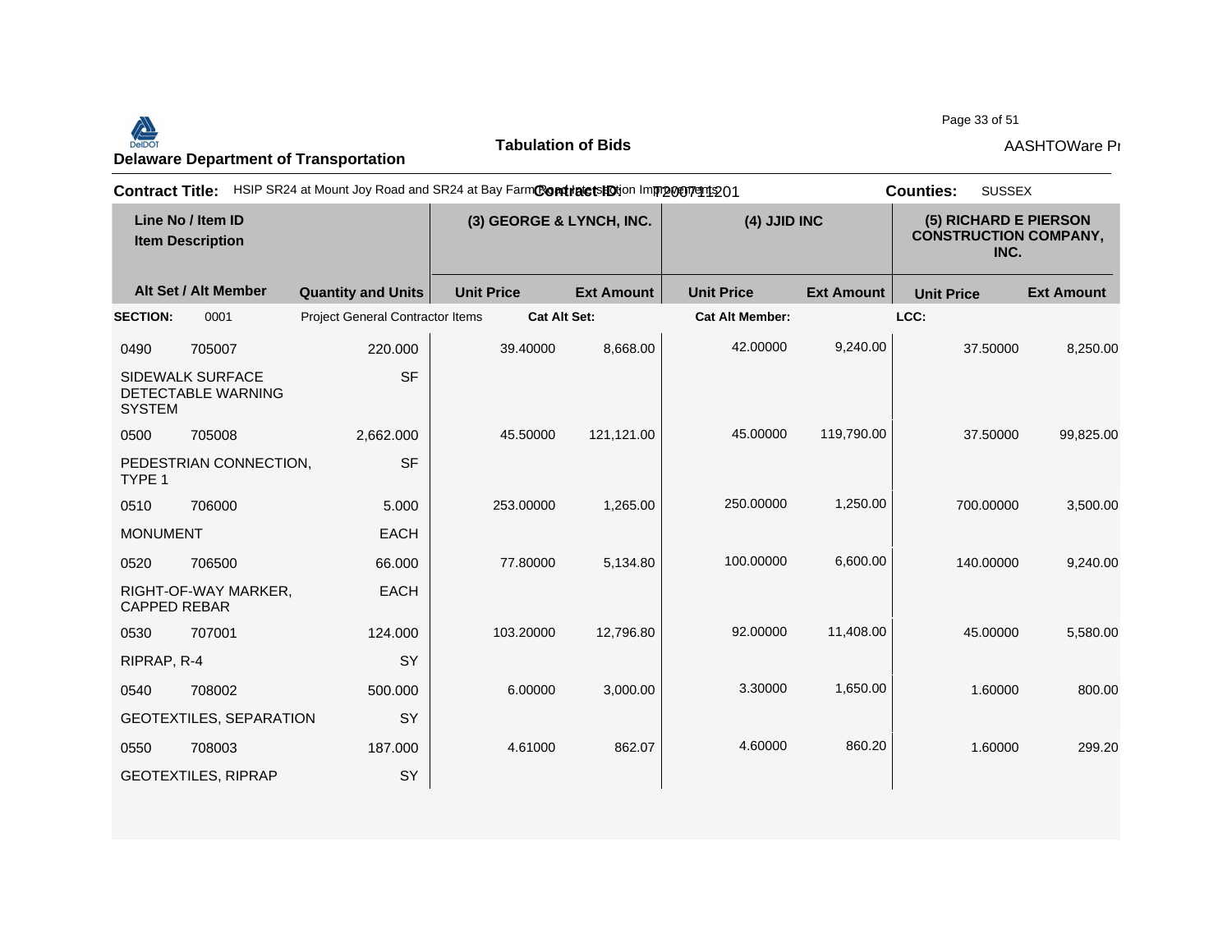**Delaware Department of Transportation**

**Tabulation of Bids**

**Contract Title:** HSIP SR24 at Mount Joy Road and SR24 at Bay Farm Road Intersection Improvements **Contract ID:** T200711201 **Counties:** SUSSEX

| Line No / Item ID | | | (3) GEORGE & LYNCH, INC. | | (4) JJID INC | | (5) RICHARD E PIERSON CONSTRUCTION COMPANY, INC. | |
|---|---|---|---|---|---|---|---|---|
| Item Description | | | | | | | | |
| Alt Set / Alt Member | | Quantity and Units | Unit Price | Ext Amount | Unit Price | Ext Amount | Unit Price | Ext Amount |
| **SECTION:** | 0001 | Project General Contractor Items | **Cat Alt Set:** | | **Cat Alt Member:** | | **LCC:** | |
| 0490 | 705007 | 220.000 | 39.40000 | 8,668.00 | 42.00000 | 9,240.00 | 37.50000 | 8,250.00 |
| SIDEWALK SURFACE DETECTABLE WARNING SYSTEM | | SF | | | | | | |
| 0500 | 705008 | 2,662.000 | 45.50000 | 121,121.00 | 45.00000 | 119,790.00 | 37.50000 | 99,825.00 |
| PEDESTRIAN CONNECTION, TYPE 1 | | SF | | | | | | |
| 0510 | 706000 | 5.000 | 253.00000 | 1,265.00 | 250.00000 | 1,250.00 | 700.00000 | 3,500.00 |
| MONUMENT | | EACH | | | | | | |
| 0520 | 706500 | 66.000 | 77.80000 | 5,134.80 | 100.00000 | 6,600.00 | 140.00000 | 9,240.00 |
| RIGHT-OF-WAY MARKER, CAPPED REBAR | | EACH | | | | | | |
| 0530 | 707001 | 124.000 | 103.20000 | 12,796.80 | 92.00000 | 11,408.00 | 45.00000 | 5,580.00 |
| RIPRAP, R-4 | | SY | | | | | | |
| 0540 | 708002 | 500.000 | 6.00000 | 3,000.00 | 3.30000 | 1,650.00 | 1.60000 | 800.00 |
| GEOTEXTILES, SEPARATION | | SY | | | | | | |
| 0550 | 708003 | 187.000 | 4.61000 | 862.07 | 4.60000 | 860.20 | 1.60000 | 299.20 |
| GEOTEXTILES, RIPRAP | | SY | | | | | | |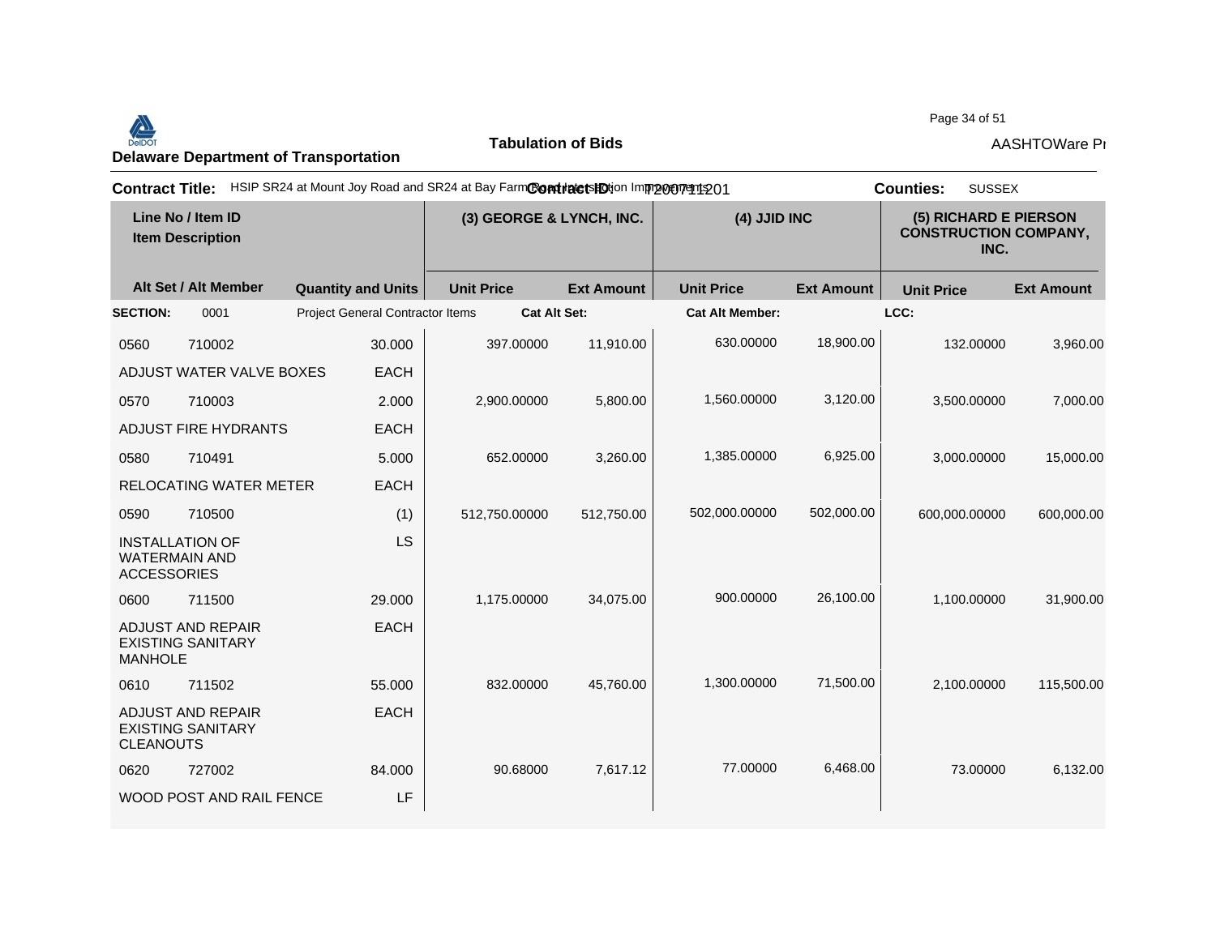**Delaware Department of Transportation**

**Tabulation of Bids**

AASHTOWare Pr

**Contract Title:** HSIP SR24 at Mount Joy Road and SR24 at Bay Farm Road Intersection Improvements **Contract ID:** T201711201 **Counties:** SUSSEX

| Line No / Item ID | Item Description | Quantity and Units | (3) GEORGE & LYNCH, INC. Unit Price | (3) GEORGE & LYNCH, INC. Ext Amount | (4) JJID INC Unit Price | (4) JJID INC Ext Amount | (5) RICHARD E PIERSON CONSTRUCTION COMPANY, INC. Unit Price | (5) RICHARD E PIERSON CONSTRUCTION COMPANY, INC. Ext Amount |
|---|---|---|---|---|---|---|---|---|
| **SECTION:** 0001 | Project General Contractor Items | | | | | | | |
| 0560 710002 | ADJUST WATER VALVE BOXES | 30.000 EACH | 397.00000 | 11,910.00 | 630.00000 | 18,900.00 | 132.00000 | 3,960.00 |
| 0570 710003 | ADJUST FIRE HYDRANTS | 2.000 EACH | 2,900.00000 | 5,800.00 | 1,560.00000 | 3,120.00 | 3,500.00000 | 7,000.00 |
| 0580 710491 | RELOCATING WATER METER | 5.000 EACH | 652.00000 | 3,260.00 | 1,385.00000 | 6,925.00 | 3,000.00000 | 15,000.00 |
| 0590 710500 | INSTALLATION OF WATERMAIN AND ACCESSORIES | (1) LS | 512,750.00000 | 512,750.00 | 502,000.00000 | 502,000.00 | 600,000.00000 | 600,000.00 |
| 0600 711500 | ADJUST AND REPAIR EXISTING SANITARY MANHOLE | 29.000 EACH | 1,175.00000 | 34,075.00 | 900.00000 | 26,100.00 | 1,100.00000 | 31,900.00 |
| 0610 711502 | ADJUST AND REPAIR EXISTING SANITARY CLEANOUTS | 55.000 EACH | 832.00000 | 45,760.00 | 1,300.00000 | 71,500.00 | 2,100.00000 | 115,500.00 |
| 0620 727002 | WOOD POST AND RAIL FENCE | 84.000 LF | 90.68000 | 7,617.12 | 77.00000 | 6,468.00 | 73.00000 | 6,132.00 |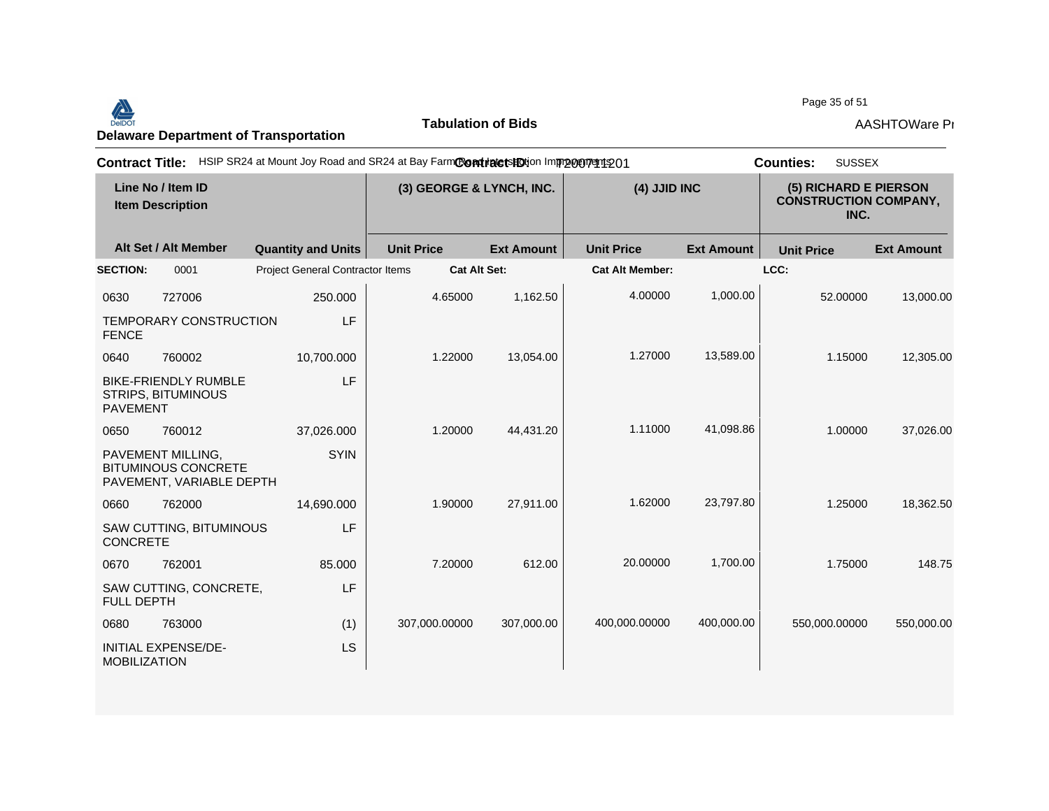**Delaware Department of Transportation**

**Tabulation of Bids**

AASHTOWare Pr

**Contract Title:** HSIP SR24 at Mount Joy Road and SR24 at Bay Farm Road Intersection Improvements **Contract ID:** T200711201 **Counties:** SUSSEX

| Line No / Item ID / Item Description | Quantity and Units | (3) GEORGE & LYNCH, INC. Unit Price | (3) GEORGE & LYNCH, INC. Ext Amount | (4) JJID INC Unit Price | (4) JJID INC Ext Amount | (5) RICHARD E PIERSON CONSTRUCTION COMPANY, INC. Unit Price | (5) RICHARD E PIERSON CONSTRUCTION COMPANY, INC. Ext Amount |
|---|---|---|---|---|---|---|---|
| **SECTION:** 0001 Project General Contractor Items | | | | | | | |
| 0630 727006 TEMPORARY CONSTRUCTION FENCE | 250.000 LF | 4.65000 | 1,162.50 | 4.00000 | 1,000.00 | 52.00000 | 13,000.00 |
| 0640 760002 BIKE-FRIENDLY RUMBLE STRIPS, BITUMINOUS PAVEMENT | 10,700.000 LF | 1.22000 | 13,054.00 | 1.27000 | 13,589.00 | 1.15000 | 12,305.00 |
| 0650 760012 PAVEMENT MILLING, BITUMINOUS CONCRETE PAVEMENT, VARIABLE DEPTH | 37,026.000 SYIN | 1.20000 | 44,431.20 | 1.11000 | 41,098.86 | 1.00000 | 37,026.00 |
| 0660 762000 SAW CUTTING, BITUMINOUS CONCRETE | 14,690.000 LF | 1.90000 | 27,911.00 | 1.62000 | 23,797.80 | 1.25000 | 18,362.50 |
| 0670 762001 SAW CUTTING, CONCRETE, FULL DEPTH | 85.000 LF | 7.20000 | 612.00 | 20.00000 | 1,700.00 | 1.75000 | 148.75 |
| 0680 763000 INITIAL EXPENSE/DE-MOBILIZATION | (1) LS | 307,000.00000 | 307,000.00 | 400,000.00000 | 400,000.00 | 550,000.00000 | 550,000.00 |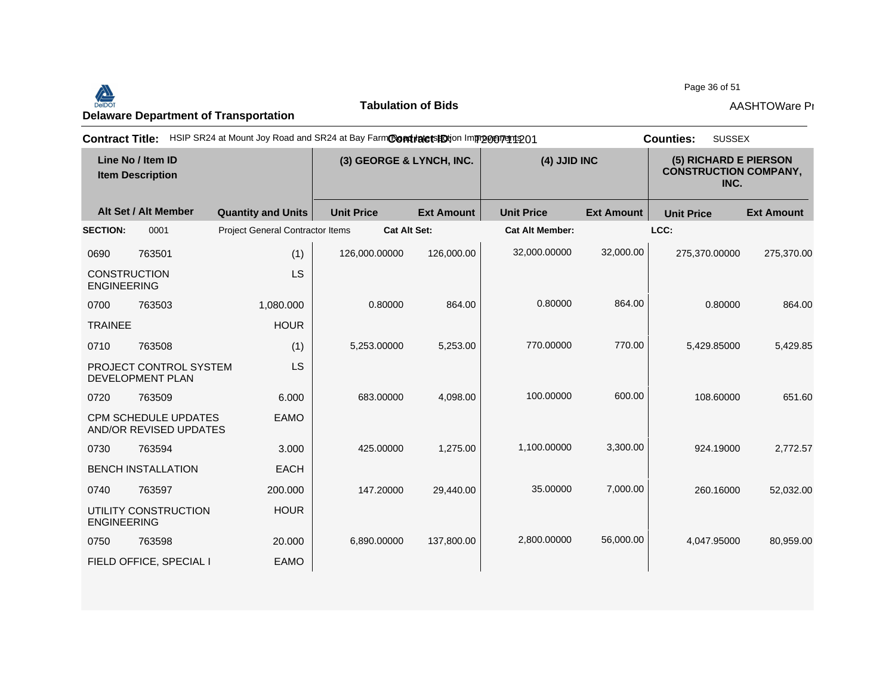**Delaware Department of Transportation**

**Tabulation of Bids**

AASHTOWare Pr

**Contract Title:** HSIP SR24 at Mount Joy Road and SR24 at Bay Farm Road Intersection Improvements **Contract ID:** T200711201 **Counties:** SUSSEX

| Line No / Item ID<br>Item Description | | | (3) GEORGE & LYNCH, INC. | | (4) JJID INC | | (5) RICHARD E PIERSON CONSTRUCTION COMPANY, INC. | |
|---|---|---|---|---|---|---|---|---|
| **Alt Set / Alt Member** | | **Quantity and Units** | **Unit Price** | **Ext Amount** | **Unit Price** | **Ext Amount** | **Unit Price** | **Ext Amount** |
| **SECTION:** | 0001 | Project General Contractor Items | **Cat Alt Set:** | | **Cat Alt Member:** | | **LCC:** | |
| 0690 | 763501 | (1) | 126,000.00000 | 126,000.00 | 32,000.00000 | 32,000.00 | 275,370.00000 | 275,370.00 |
| CONSTRUCTION ENGINEERING | | LS | | | | | | |
| 0700 | 763503 | 1,080.000 | 0.80000 | 864.00 | 0.80000 | 864.00 | 0.80000 | 864.00 |
| TRAINEE | | HOUR | | | | | | |
| 0710 | 763508 | (1) | 5,253.00000 | 5,253.00 | 770.00000 | 770.00 | 5,429.85000 | 5,429.85 |
| PROJECT CONTROL SYSTEM DEVELOPMENT PLAN | | LS | | | | | | |
| 0720 | 763509 | 6.000 | 683.00000 | 4,098.00 | 100.00000 | 600.00 | 108.60000 | 651.60 |
| CPM SCHEDULE UPDATES AND/OR REVISED UPDATES | | EAMO | | | | | | |
| 0730 | 763594 | 3.000 | 425.00000 | 1,275.00 | 1,100.00000 | 3,300.00 | 924.19000 | 2,772.57 |
| BENCH INSTALLATION | | EACH | | | | | | |
| 0740 | 763597 | 200.000 | 147.20000 | 29,440.00 | 35.00000 | 7,000.00 | 260.16000 | 52,032.00 |
| UTILITY CONSTRUCTION ENGINEERING | | HOUR | | | | | | |
| 0750 | 763598 | 20.000 | 6,890.00000 | 137,800.00 | 2,800.00000 | 56,000.00 | 4,047.95000 | 80,959.00 |
| FIELD OFFICE, SPECIAL I | | EAMO | | | | | | |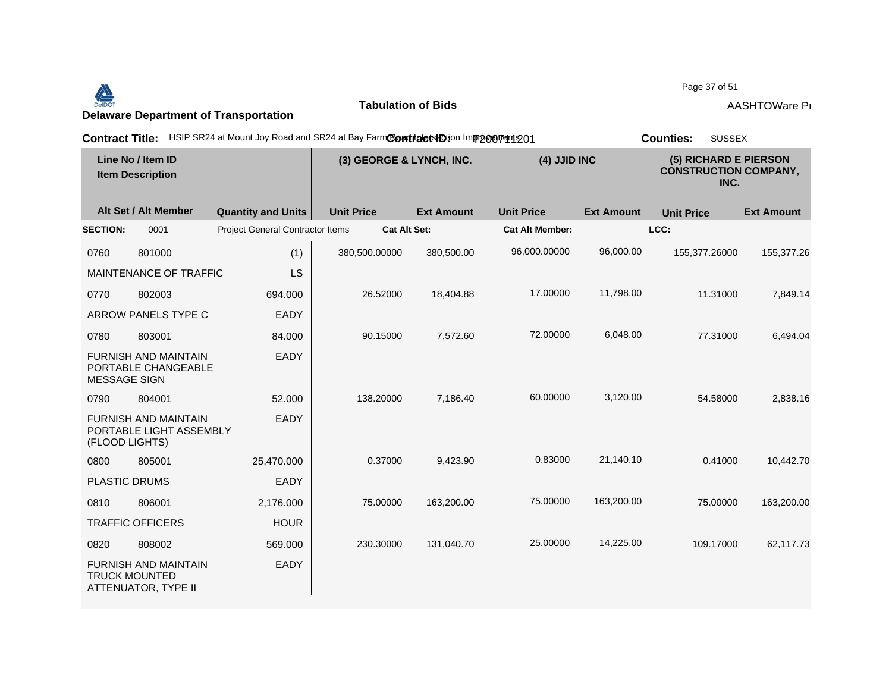**Delaware Department of Transportation**

**Tabulation of Bids**

AASHTOWare Pr

**Contract Title:** HSIP SR24 at Mount Joy Road and SR24 at Bay Farm Road Intersection Improvements

**Contract ID:** T200711201

**Counties:** SUSSEX

| Line No / Item ID | | | (3) GEORGE & LYNCH, INC. | | (4) JJID INC | | (5) RICHARD E PIERSON CONSTRUCTION COMPANY, INC. | |
|---|---|---|---|---|---|---|---|---|
| Item Description | | | | | | | | |
| Alt Set / Alt Member | | Quantity and Units | Unit Price | Ext Amount | Unit Price | Ext Amount | Unit Price | Ext Amount |
| **SECTION:** | 0001 | Project General Contractor Items | **Cat Alt Set:** | | **Cat Alt Member:** | | **LCC:** | |
| 0760 | 801000 | (1) | 380,500.00000 | 380,500.00 | 96,000.00000 | 96,000.00 | 155,377.26000 | 155,377.26 |
| MAINTENANCE OF TRAFFIC | | LS | | | | | | |
| 0770 | 802003 | 694.000 | 26.52000 | 18,404.88 | 17.00000 | 11,798.00 | 11.31000 | 7,849.14 |
| ARROW PANELS TYPE C | | EADY | | | | | | |
| 0780 | 803001 | 84.000 | 90.15000 | 7,572.60 | 72.00000 | 6,048.00 | 77.31000 | 6,494.04 |
| FURNISH AND MAINTAIN PORTABLE CHANGEABLE MESSAGE SIGN | | EADY | | | | | | |
| 0790 | 804001 | 52.000 | 138.20000 | 7,186.40 | 60.00000 | 3,120.00 | 54.58000 | 2,838.16 |
| FURNISH AND MAINTAIN PORTABLE LIGHT ASSEMBLY (FLOOD LIGHTS) | | EADY | | | | | | |
| 0800 | 805001 | 25,470.000 | 0.37000 | 9,423.90 | 0.83000 | 21,140.10 | 0.41000 | 10,442.70 |
| PLASTIC DRUMS | | EADY | | | | | | |
| 0810 | 806001 | 2,176.000 | 75.00000 | 163,200.00 | 75.00000 | 163,200.00 | 75.00000 | 163,200.00 |
| TRAFFIC OFFICERS | | HOUR | | | | | | |
| 0820 | 808002 | 569.000 | 230.30000 | 131,040.70 | 25.00000 | 14,225.00 | 109.17000 | 62,117.73 |
| FURNISH AND MAINTAIN TRUCK MOUNTED ATTENUATOR, TYPE II | | EADY | | | | | | |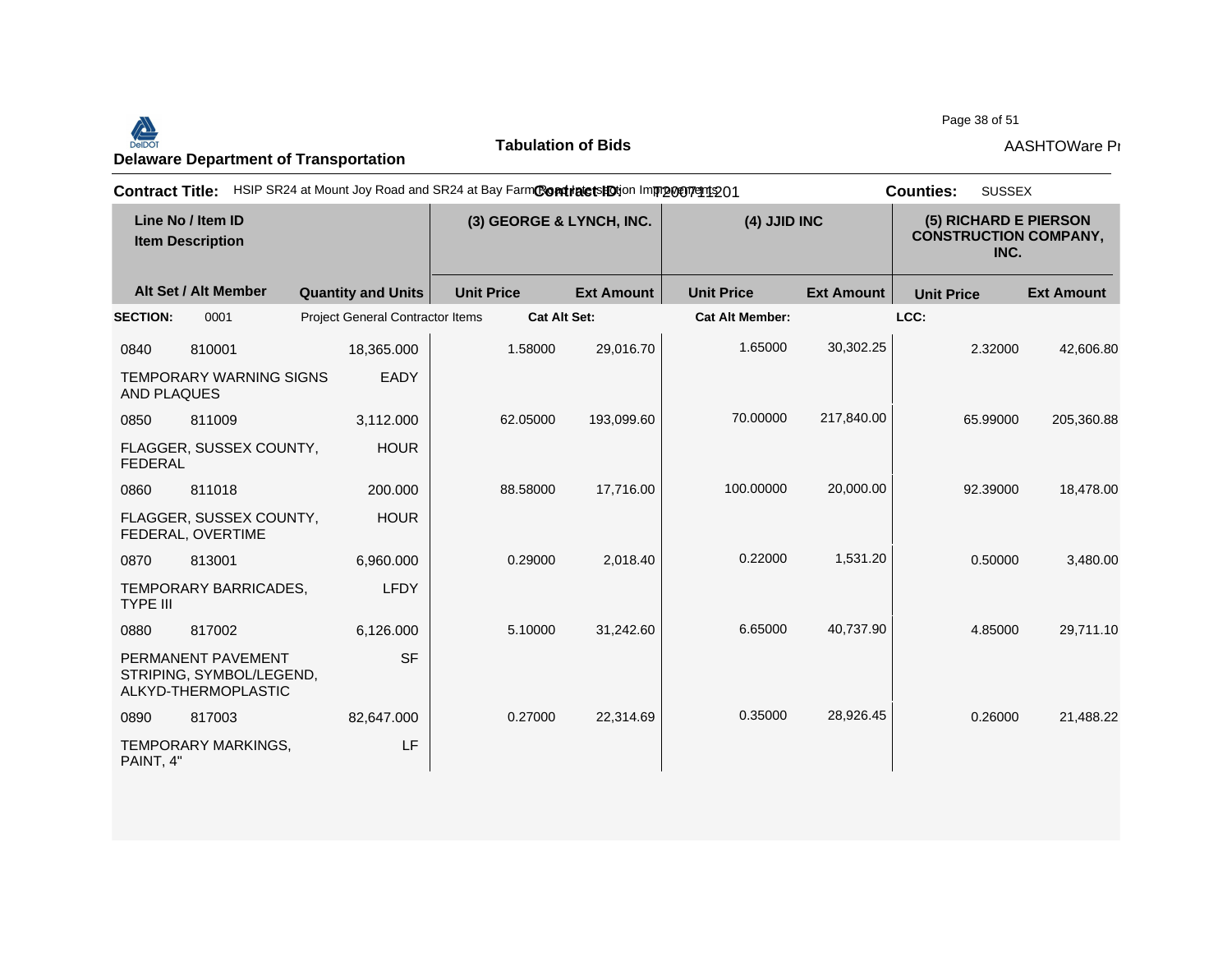**Delaware Department of Transportation**

**Tabulation of Bids**

AASHTOWare Pr

**Contract Title:** HSIP SR24 at Mount Joy Road and SR24 at Bay Farm Road Intersection Improvements **Contract ID:** T200711201 **Counties:** SUSSEX

| Line No / Item ID<br>Item Description | | | (3) GEORGE & LYNCH, INC. | | (4) JJID INC | | (5) RICHARD E PIERSON CONSTRUCTION COMPANY, INC. | |
|---|---|---|---|---|---|---|---|---|
| Alt Set / Alt Member | | Quantity and Units | Unit Price | Ext Amount | Unit Price | Ext Amount | Unit Price | Ext Amount |
| **SECTION:** | 0001 | Project General Contractor Items | **Cat Alt Set:** | | **Cat Alt Member:** | | **LCC:** | |
| 0840 | 810001 | 18,365.000 | 1.58000 | 29,016.70 | 1.65000 | 30,302.25 | 2.32000 | 42,606.80 |
| TEMPORARY WARNING SIGNS AND PLAQUES | | EADY | | | | | | |
| 0850 | 811009 | 3,112.000 | 62.05000 | 193,099.60 | 70.00000 | 217,840.00 | 65.99000 | 205,360.88 |
| FLAGGER, SUSSEX COUNTY, FEDERAL | | HOUR | | | | | | |
| 0860 | 811018 | 200.000 | 88.58000 | 17,716.00 | 100.00000 | 20,000.00 | 92.39000 | 18,478.00 |
| FLAGGER, SUSSEX COUNTY, FEDERAL, OVERTIME | | HOUR | | | | | | |
| 0870 | 813001 | 6,960.000 | 0.29000 | 2,018.40 | 0.22000 | 1,531.20 | 0.50000 | 3,480.00 |
| TEMPORARY BARRICADES, TYPE III | | LFDY | | | | | | |
| 0880 | 817002 | 6,126.000 | 5.10000 | 31,242.60 | 6.65000 | 40,737.90 | 4.85000 | 29,711.10 |
| PERMANENT PAVEMENT STRIPING, SYMBOL/LEGEND, ALKYD-THERMOPLASTIC | | SF | | | | | | |
| 0890 | 817003 | 82,647.000 | 0.27000 | 22,314.69 | 0.35000 | 28,926.45 | 0.26000 | 21,488.22 |
| TEMPORARY MARKINGS, PAINT, 4" | | LF | | | | | | |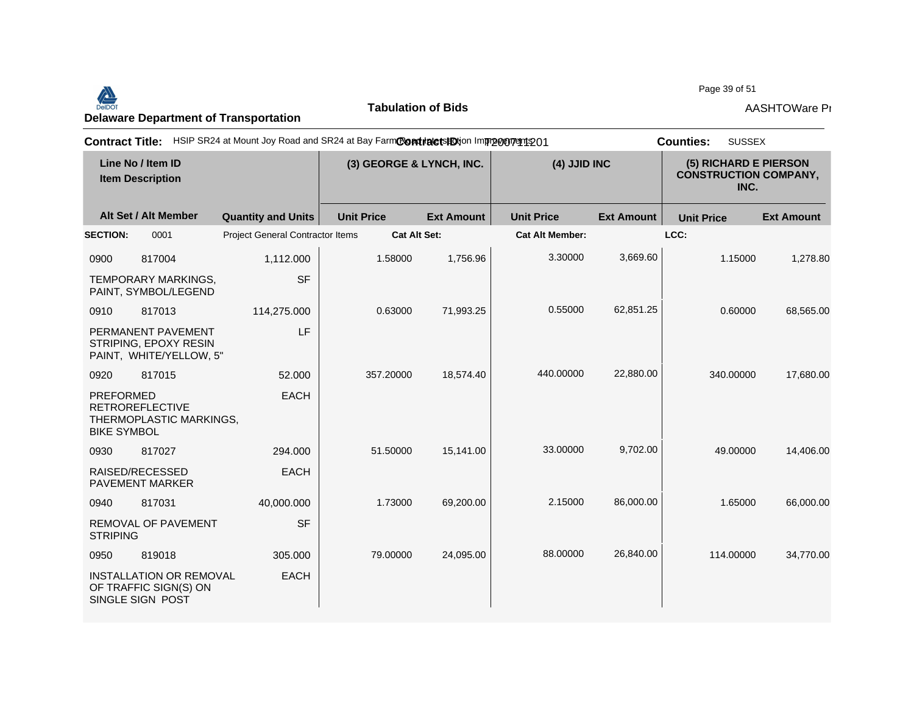**Delaware Department of Transportation**

**Tabulation of Bids**

**Contract Title:** HSIP SR24 at Mount Joy Road and SR24 at Bay Farm Road Intersection Improvements **Contract ID:** T200711201 **Counties:** SUSSEX

| Line No / Item ID<br>Item Description | | | (3) GEORGE & LYNCH, INC. | | (4) JJID INC | | (5) RICHARD E PIERSON CONSTRUCTION COMPANY, INC. | |
|---|---|---|---|---|---|---|---|---|
| **Alt Set / Alt Member** | | **Quantity and Units** | **Unit Price** | **Ext Amount** | **Unit Price** | **Ext Amount** | **Unit Price** | **Ext Amount** |
| **SECTION:** | 0001 | Project General Contractor Items | **Cat Alt Set:** | | **Cat Alt Member:** | | **LCC:** | |
| 0900 | 817004 | 1,112.000 | 1.58000 | 1,756.96 | 3.30000 | 3,669.60 | 1.15000 | 1,278.80 |
| TEMPORARY MARKINGS, PAINT, SYMBOL/LEGEND | | SF | | | | | | |
| 0910 | 817013 | 114,275.000 | 0.63000 | 71,993.25 | 0.55000 | 62,851.25 | 0.60000 | 68,565.00 |
| PERMANENT PAVEMENT STRIPING, EPOXY RESIN PAINT, WHITE/YELLOW, 5" | | LF | | | | | | |
| 0920 | 817015 | 52.000 | 357.20000 | 18,574.40 | 440.00000 | 22,880.00 | 340.00000 | 17,680.00 |
| PREFORMED RETROREFLECTIVE THERMOPLASTIC MARKINGS, BIKE SYMBOL | | EACH | | | | | | |
| 0930 | 817027 | 294.000 | 51.50000 | 15,141.00 | 33.00000 | 9,702.00 | 49.00000 | 14,406.00 |
| RAISED/RECESSED PAVEMENT MARKER | | EACH | | | | | | |
| 0940 | 817031 | 40,000.000 | 1.73000 | 69,200.00 | 2.15000 | 86,000.00 | 1.65000 | 66,000.00 |
| REMOVAL OF PAVEMENT STRIPING | | SF | | | | | | |
| 0950 | 819018 | 305.000 | 79.00000 | 24,095.00 | 88.00000 | 26,840.00 | 114.00000 | 34,770.00 |
| INSTALLATION OR REMOVAL OF TRAFFIC SIGN(S) ON SINGLE SIGN POST | | EACH | | | | | | |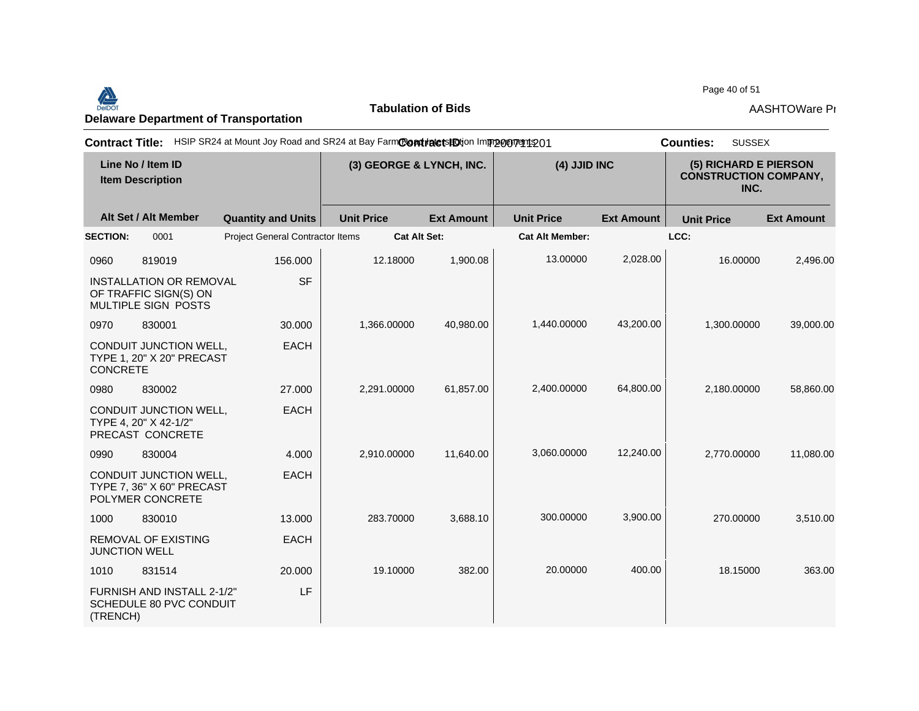## Delaware Department of Transportation

**Tabulation of Bids**

AASHTOWare Pr

**Contract Title:** HSIP SR24 at Mount Joy Road and SR24 at Bay Farm Road Intersection Improvements **Contract ID:** T200711201 **Counties:** SUSSEX

| Line No / Item ID | | | (3) GEORGE & LYNCH, INC. | | (4) JJID INC | | (5) RICHARD E PIERSON CONSTRUCTION COMPANY, INC. | |
|---|---|---|---|---|---|---|---|---|
| Item Description | | | | | | | | |
| Alt Set / Alt Member | | Quantity and Units | Unit Price | Ext Amount | Unit Price | Ext Amount | Unit Price | Ext Amount |
| **SECTION:** | 0001 | Project General Contractor Items | **Cat Alt Set:** | | **Cat Alt Member:** | | **LCC:** | |
| 0960 | 819019 | 156.000 | 12.18000 | 1,900.08 | 13.00000 | 2,028.00 | 16.00000 | 2,496.00 |
| INSTALLATION OR REMOVAL OF TRAFFIC SIGN(S) ON MULTIPLE SIGN POSTS | | SF | | | | | | |
| 0970 | 830001 | 30.000 | 1,366.00000 | 40,980.00 | 1,440.00000 | 43,200.00 | 1,300.00000 | 39,000.00 |
| CONDUIT JUNCTION WELL, TYPE 1, 20" X 20" PRECAST CONCRETE | | EACH | | | | | | |
| 0980 | 830002 | 27.000 | 2,291.00000 | 61,857.00 | 2,400.00000 | 64,800.00 | 2,180.00000 | 58,860.00 |
| CONDUIT JUNCTION WELL, TYPE 4, 20" X 42-1/2" PRECAST CONCRETE | | EACH | | | | | | |
| 0990 | 830004 | 4.000 | 2,910.00000 | 11,640.00 | 3,060.00000 | 12,240.00 | 2,770.00000 | 11,080.00 |
| CONDUIT JUNCTION WELL, TYPE 7, 36" X 60" PRECAST POLYMER CONCRETE | | EACH | | | | | | |
| 1000 | 830010 | 13.000 | 283.70000 | 3,688.10 | 300.00000 | 3,900.00 | 270.00000 | 3,510.00 |
| REMOVAL OF EXISTING JUNCTION WELL | | EACH | | | | | | |
| 1010 | 831514 | 20.000 | 19.10000 | 382.00 | 20.00000 | 400.00 | 18.15000 | 363.00 |
| FURNISH AND INSTALL 2-1/2" SCHEDULE 80 PVC CONDUIT (TRENCH) | | LF | | | | | | |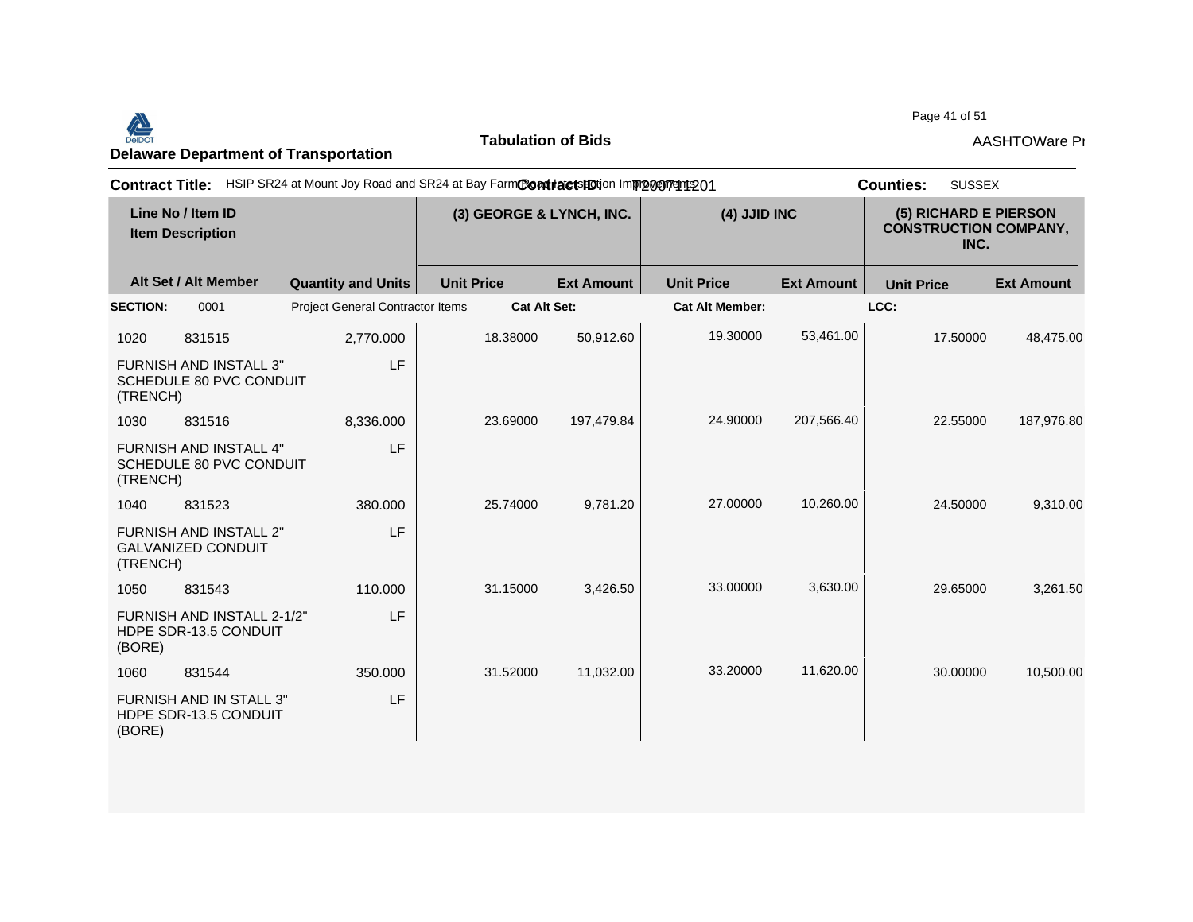**Delaware Department of Transportation**

**Tabulation of Bids**

AASHTOWare Pr

**Contract Title:** HSIP SR24 at Mount Joy Road and SR24 at Bay Farm Road Intersection Improvements **Contract ID:** T200711201 **Counties:** SUSSEX

| Line No / Item ID | Item Description | Quantity and Units | (3) GEORGE & LYNCH, INC. Unit Price | (3) GEORGE & LYNCH, INC. Ext Amount | (4) JJID INC Unit Price | (4) JJID INC Ext Amount | (5) RICHARD E PIERSON CONSTRUCTION COMPANY, INC. Unit Price | (5) RICHARD E PIERSON CONSTRUCTION COMPANY, INC. Ext Amount |
|---|---|---|---|---|---|---|---|---|
| **SECTION:** 0001 | Project General Contractor Items | | **Cat Alt Set:** | | **Cat Alt Member:** | | **LCC:** | |
| 1020 831515 | FURNISH AND INSTALL 3" SCHEDULE 80 PVC CONDUIT (TRENCH) | 2,770.000 LF | 18.38000 | 50,912.60 | 19.30000 | 53,461.00 | 17.50000 | 48,475.00 |
| 1030 831516 | FURNISH AND INSTALL 4" SCHEDULE 80 PVC CONDUIT (TRENCH) | 8,336.000 LF | 23.69000 | 197,479.84 | 24.90000 | 207,566.40 | 22.55000 | 187,976.80 |
| 1040 831523 | FURNISH AND INSTALL 2" GALVANIZED CONDUIT (TRENCH) | 380.000 LF | 25.74000 | 9,781.20 | 27.00000 | 10,260.00 | 24.50000 | 9,310.00 |
| 1050 831543 | FURNISH AND INSTALL 2-1/2" HDPE SDR-13.5 CONDUIT (BORE) | 110.000 LF | 31.15000 | 3,426.50 | 33.00000 | 3,630.00 | 29.65000 | 3,261.50 |
| 1060 831544 | FURNISH AND IN STALL 3" HDPE SDR-13.5 CONDUIT (BORE) | 350.000 LF | 31.52000 | 11,032.00 | 33.20000 | 11,620.00 | 30.00000 | 10,500.00 |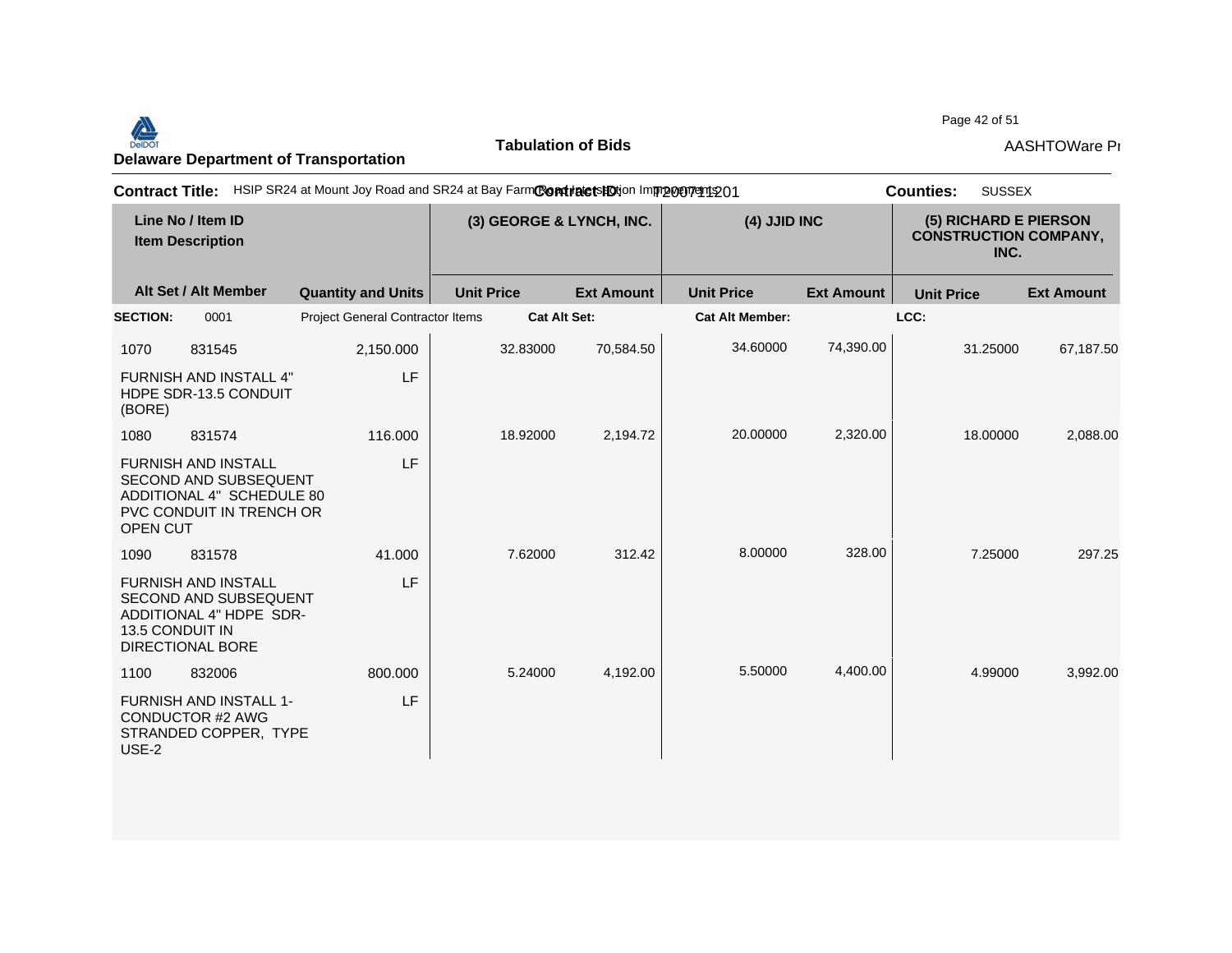**Delaware Department of Transportation**

**Tabulation of Bids**

AASHTOWare Pr

**Contract Title:** HSIP SR24 at Mount Joy Road and SR24 at Bay Farm Road Intersection Improvements **Contract ID:** T200711201 **Counties:** SUSSEX

| Line No / Item ID | | | (3) GEORGE & LYNCH, INC. | | (4) JJID INC | | (5) RICHARD E PIERSON CONSTRUCTION COMPANY, INC. | |
|---|---|---|---|---|---|---|---|---|
| Item Description | | | | | | | | |
| Alt Set / Alt Member | | Quantity and Units | Unit Price | Ext Amount | Unit Price | Ext Amount | Unit Price | Ext Amount |
| **SECTION:** | 0001 | Project General Contractor Items | **Cat Alt Set:** | | **Cat Alt Member:** | | **LCC:** | |
| 1070 | 831545 | 2,150.000 | 32.83000 | 70,584.50 | 34.60000 | 74,390.00 | 31.25000 | 67,187.50 |
| FURNISH AND INSTALL 4" HDPE SDR-13.5 CONDUIT (BORE) | | LF | | | | | | |
| 1080 | 831574 | 116.000 | 18.92000 | 2,194.72 | 20.00000 | 2,320.00 | 18.00000 | 2,088.00 |
| FURNISH AND INSTALL SECOND AND SUBSEQUENT ADDITIONAL 4" SCHEDULE 80 PVC CONDUIT IN TRENCH OR OPEN CUT | | LF | | | | | | |
| 1090 | 831578 | 41.000 | 7.62000 | 312.42 | 8.00000 | 328.00 | 7.25000 | 297.25 |
| FURNISH AND INSTALL SECOND AND SUBSEQUENT ADDITIONAL 4" HDPE SDR-13.5 CONDUIT IN DIRECTIONAL BORE | | LF | | | | | | |
| 1100 | 832006 | 800.000 | 5.24000 | 4,192.00 | 5.50000 | 4,400.00 | 4.99000 | 3,992.00 |
| FURNISH AND INSTALL 1-CONDUCTOR #2 AWG STRANDED COPPER, TYPE USE-2 | | LF | | | | | | |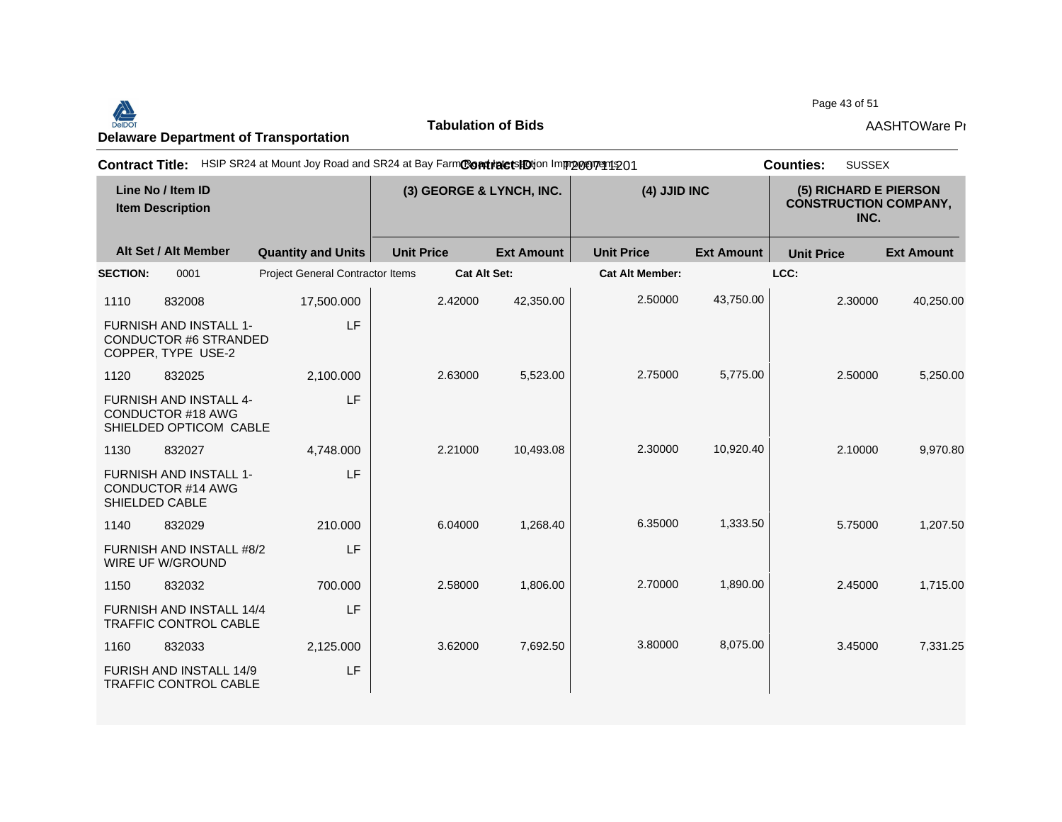# Delaware Department of Transportation

## Tabulation of Bids

AASHTOWare Pr

**Contract Title:** HSIP SR24 at Mount Joy Road and SR24 at Bay Farm Road Intersection Improvements **Contract ID:** T200711201 **Counties:** SUSSEX

| Line No / Item ID | Item Description | Quantity and Units | (3) GEORGE & LYNCH, INC. Unit Price | (3) GEORGE & LYNCH, INC. Ext Amount | (4) JJID INC Unit Price | (4) JJID INC Ext Amount | (5) RICHARD E PIERSON CONSTRUCTION COMPANY, INC. Unit Price | (5) RICHARD E PIERSON CONSTRUCTION COMPANY, INC. Ext Amount |
|---|---|---|---|---|---|---|---|---|
| **SECTION:** 0001 | Project General Contractor Items | | **Cat Alt Set:** | | **Cat Alt Member:** | | **LCC:** | |
| 1110 832008 | FURNISH AND INSTALL 1-CONDUCTOR #6 STRANDED COPPER, TYPE USE-2 | 17,500.000 LF | 2.42000 | 42,350.00 | 2.50000 | 43,750.00 | 2.30000 | 40,250.00 |
| 1120 832025 | FURNISH AND INSTALL 4-CONDUCTOR #18 AWG SHIELDED OPTICOM CABLE | 2,100.000 LF | 2.63000 | 5,523.00 | 2.75000 | 5,775.00 | 2.50000 | 5,250.00 |
| 1130 832027 | FURNISH AND INSTALL 1-CONDUCTOR #14 AWG SHIELDED CABLE | 4,748.000 LF | 2.21000 | 10,493.08 | 2.30000 | 10,920.40 | 2.10000 | 9,970.80 |
| 1140 832029 | FURNISH AND INSTALL #8/2 WIRE UF W/GROUND | 210.000 LF | 6.04000 | 1,268.40 | 6.35000 | 1,333.50 | 5.75000 | 1,207.50 |
| 1150 832032 | FURNISH AND INSTALL 14/4 TRAFFIC CONTROL CABLE | 700.000 LF | 2.58000 | 1,806.00 | 2.70000 | 1,890.00 | 2.45000 | 1,715.00 |
| 1160 832033 | FURISH AND INSTALL 14/9 TRAFFIC CONTROL CABLE | 2,125.000 LF | 3.62000 | 7,692.50 | 3.80000 | 8,075.00 | 3.45000 | 7,331.25 |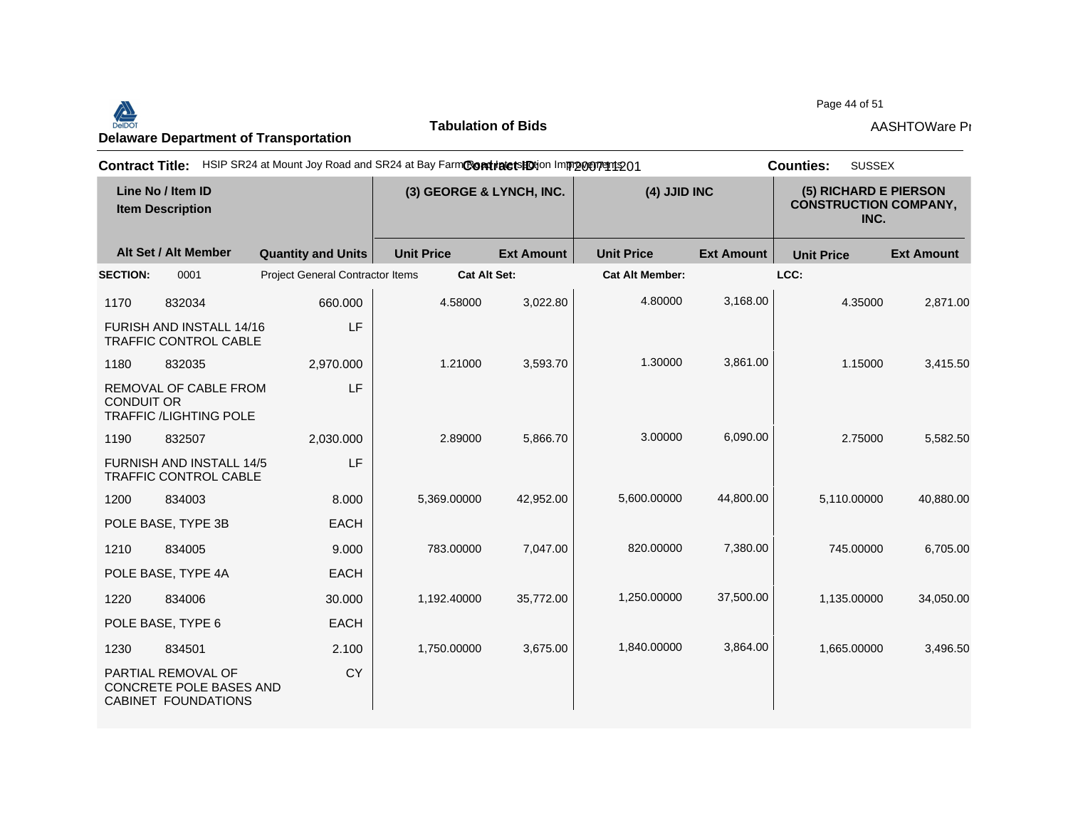**Delaware Department of Transportation**

**Tabulation of Bids**

AASHTOWare Pr

**Contract Title:** HSIP SR24 at Mount Joy Road and SR24 at Bay Farm Road Intersection Improvements **Contract ID:** T200711201 **Counties:** SUSSEX

| Line No / Item ID | Item Description | Quantity and Units | (3) GEORGE & LYNCH, INC. Unit Price | (3) GEORGE & LYNCH, INC. Ext Amount | (4) JJID INC Unit Price | (4) JJID INC Ext Amount | (5) RICHARD E PIERSON CONSTRUCTION COMPANY, INC. Unit Price | (5) RICHARD E PIERSON CONSTRUCTION COMPANY, INC. Ext Amount |
|---|---|---|---|---|---|---|---|---|
| **SECTION:** 0001 | Project General Contractor Items | | **Cat Alt Set:** | | **Cat Alt Member:** | | **LCC:** | |
| 1170 832034 | FURISH AND INSTALL 14/16 TRAFFIC CONTROL CABLE | 660.000 LF | 4.58000 | 3,022.80 | 4.80000 | 3,168.00 | 4.35000 | 2,871.00 |
| 1180 832035 | REMOVAL OF CABLE FROM CONDUIT OR TRAFFIC /LIGHTING POLE | 2,970.000 LF | 1.21000 | 3,593.70 | 1.30000 | 3,861.00 | 1.15000 | 3,415.50 |
| 1190 832507 | FURNISH AND INSTALL 14/5 TRAFFIC CONTROL CABLE | 2,030.000 LF | 2.89000 | 5,866.70 | 3.00000 | 6,090.00 | 2.75000 | 5,582.50 |
| 1200 834003 | POLE BASE, TYPE 3B | 8.000 EACH | 5,369.00000 | 42,952.00 | 5,600.00000 | 44,800.00 | 5,110.00000 | 40,880.00 |
| 1210 834005 | POLE BASE, TYPE 4A | 9.000 EACH | 783.00000 | 7,047.00 | 820.00000 | 7,380.00 | 745.00000 | 6,705.00 |
| 1220 834006 | POLE BASE, TYPE 6 | 30.000 EACH | 1,192.40000 | 35,772.00 | 1,250.00000 | 37,500.00 | 1,135.00000 | 34,050.00 |
| 1230 834501 | PARTIAL REMOVAL OF CONCRETE POLE BASES AND CABINET FOUNDATIONS | 2.100 CY | 1,750.00000 | 3,675.00 | 1,840.00000 | 3,864.00 | 1,665.00000 | 3,496.50 |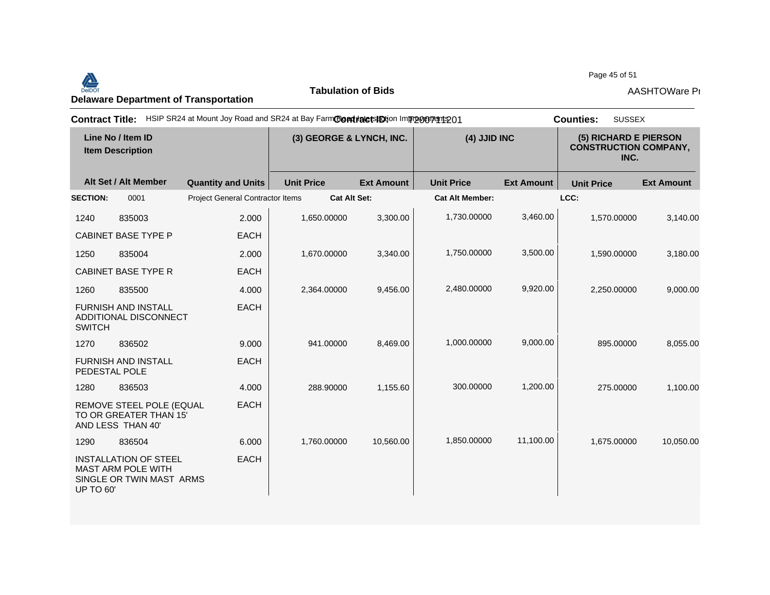**Delaware Department of Transportation**

**Tabulation of Bids**

AASHTOWare Pr

**Contract Title:** HSIP SR24 at Mount Joy Road and SR24 at Bay Farm Road Intersection Improvements **Contract ID:** T200711201 **Counties:** SUSSEX

| Line No / Item ID | Item Description | Quantity and Units | (3) GEORGE & LYNCH, INC. Unit Price | (3) GEORGE & LYNCH, INC. Ext Amount | (4) JJID INC Unit Price | (4) JJID INC Ext Amount | (5) RICHARD E PIERSON CONSTRUCTION COMPANY, INC. Unit Price | (5) RICHARD E PIERSON CONSTRUCTION COMPANY, INC. Ext Amount |
|---|---|---|---|---|---|---|---|---|
| **SECTION:** 0001 | Project General Contractor Items | **Cat Alt Set:** | | | **Cat Alt Member:** | | **LCC:** | |
| 1240 835003 | CABINET BASE TYPE P | 2.000 EACH | 1,650.00000 | 3,300.00 | 1,730.00000 | 3,460.00 | 1,570.00000 | 3,140.00 |
| 1250 835004 | CABINET BASE TYPE R | 2.000 EACH | 1,670.00000 | 3,340.00 | 1,750.00000 | 3,500.00 | 1,590.00000 | 3,180.00 |
| 1260 835500 | FURNISH AND INSTALL ADDITIONAL DISCONNECT SWITCH | 4.000 EACH | 2,364.00000 | 9,456.00 | 2,480.00000 | 9,920.00 | 2,250.00000 | 9,000.00 |
| 1270 836502 | FURNISH AND INSTALL PEDESTAL POLE | 9.000 EACH | 941.00000 | 8,469.00 | 1,000.00000 | 9,000.00 | 895.00000 | 8,055.00 |
| 1280 836503 | REMOVE STEEL POLE (EQUAL TO OR GREATER THAN 15' AND LESS THAN 40' | 4.000 EACH | 288.90000 | 1,155.60 | 300.00000 | 1,200.00 | 275.00000 | 1,100.00 |
| 1290 836504 | INSTALLATION OF STEEL MAST ARM POLE WITH SINGLE OR TWIN MAST ARMS UP TO 60' | 6.000 EACH | 1,760.00000 | 10,560.00 | 1,850.00000 | 11,100.00 | 1,675.00000 | 10,050.00 |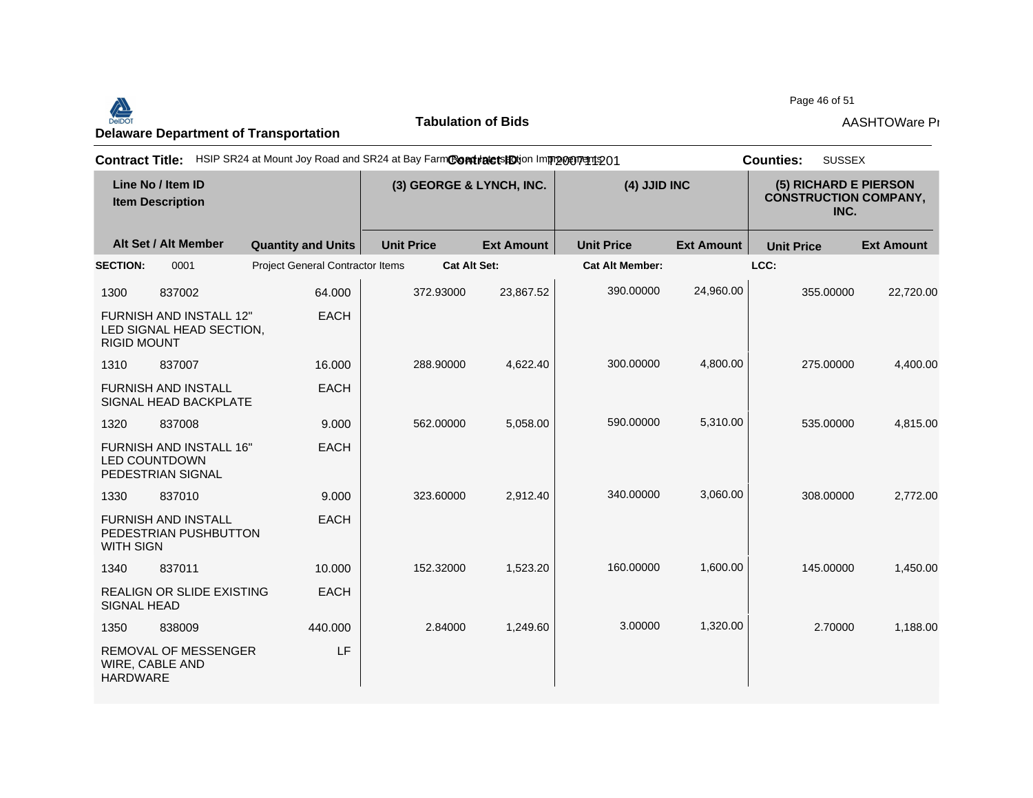# Delaware Department of Transportation

## Tabulation of Bids

AASHTOWare Pr

**Contract Title:** HSIP SR24 at Mount Joy Road and SR24 at Bay Farm Road Intersection Improvements **Contract ID:** T200711201 **Counties:** SUSSEX

| Line No / Item ID | Item Description | Quantity and Units | (3) GEORGE & LYNCH, INC. Unit Price | (3) GEORGE & LYNCH, INC. Ext Amount | (4) JJID INC Unit Price | (4) JJID INC Ext Amount | (5) RICHARD E PIERSON CONSTRUCTION COMPANY, INC. Unit Price | (5) RICHARD E PIERSON CONSTRUCTION COMPANY, INC. Ext Amount |
|---|---|---|---|---|---|---|---|---|
| **SECTION:** 0001 | Project General Contractor Items | | **Cat Alt Set:** | | **Cat Alt Member:** | | **LCC:** | |
| 1300 837002 | FURNISH AND INSTALL 12" LED SIGNAL HEAD SECTION, RIGID MOUNT | 64.000 EACH | 372.93000 | 23,867.52 | 390.00000 | 24,960.00 | 355.00000 | 22,720.00 |
| 1310 837007 | FURNISH AND INSTALL SIGNAL HEAD BACKPLATE | 16.000 EACH | 288.90000 | 4,622.40 | 300.00000 | 4,800.00 | 275.00000 | 4,400.00 |
| 1320 837008 | FURNISH AND INSTALL 16" LED COUNTDOWN PEDESTRIAN SIGNAL | 9.000 EACH | 562.00000 | 5,058.00 | 590.00000 | 5,310.00 | 535.00000 | 4,815.00 |
| 1330 837010 | FURNISH AND INSTALL PEDESTRIAN PUSHBUTTON WITH SIGN | 9.000 EACH | 323.60000 | 2,912.40 | 340.00000 | 3,060.00 | 308.00000 | 2,772.00 |
| 1340 837011 | REALIGN OR SLIDE EXISTING SIGNAL HEAD | 10.000 EACH | 152.32000 | 1,523.20 | 160.00000 | 1,600.00 | 145.00000 | 1,450.00 |
| 1350 838009 | REMOVAL OF MESSENGER WIRE, CABLE AND HARDWARE | 440.000 LF | 2.84000 | 1,249.60 | 3.00000 | 1,320.00 | 2.70000 | 1,188.00 |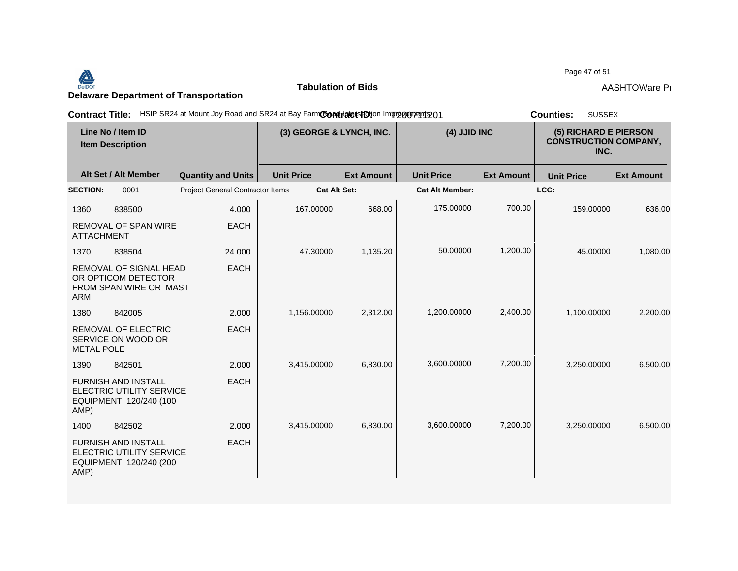**Delaware Department of Transportation**

**Tabulation of Bids**

**Contract Title:** HSIP SR24 at Mount Joy Road and SR24 at Bay Farm Road Intersection Improvements **Contract ID:** T200711201 **Counties:** SUSSEX

| Line No / Item ID<br>Item Description | | | (3) GEORGE & LYNCH, INC. | | (4) JJID INC | | (5) RICHARD E PIERSON CONSTRUCTION COMPANY, INC. | |
|---|---|---|---|---|---|---|---|---|
| **Alt Set / Alt Member** | | **Quantity and Units** | **Unit Price** | **Ext Amount** | **Unit Price** | **Ext Amount** | **Unit Price** | **Ext Amount** |
| **SECTION:** | 0001 | Project General Contractor Items | **Cat Alt Set:** | | **Cat Alt Member:** | | **LCC:** | |
| 1360 | 838500 | 4.000 | 167.00000 | 668.00 | 175.00000 | 700.00 | 159.00000 | 636.00 |
| REMOVAL OF SPAN WIRE ATTACHMENT | | EACH | | | | | | |
| 1370 | 838504 | 24.000 | 47.30000 | 1,135.20 | 50.00000 | 1,200.00 | 45.00000 | 1,080.00 |
| REMOVAL OF SIGNAL HEAD OR OPTICOM DETECTOR FROM SPAN WIRE OR MAST ARM | | EACH | | | | | | |
| 1380 | 842005 | 2.000 | 1,156.00000 | 2,312.00 | 1,200.00000 | 2,400.00 | 1,100.00000 | 2,200.00 |
| REMOVAL OF ELECTRIC SERVICE ON WOOD OR METAL POLE | | EACH | | | | | | |
| 1390 | 842501 | 2.000 | 3,415.00000 | 6,830.00 | 3,600.00000 | 7,200.00 | 3,250.00000 | 6,500.00 |
| FURNISH AND INSTALL ELECTRIC UTILITY SERVICE EQUIPMENT 120/240 (100 AMP) | | EACH | | | | | | |
| 1400 | 842502 | 2.000 | 3,415.00000 | 6,830.00 | 3,600.00000 | 7,200.00 | 3,250.00000 | 6,500.00 |
| FURNISH AND INSTALL ELECTRIC UTILITY SERVICE EQUIPMENT 120/240 (200 AMP) | | EACH | | | | | | |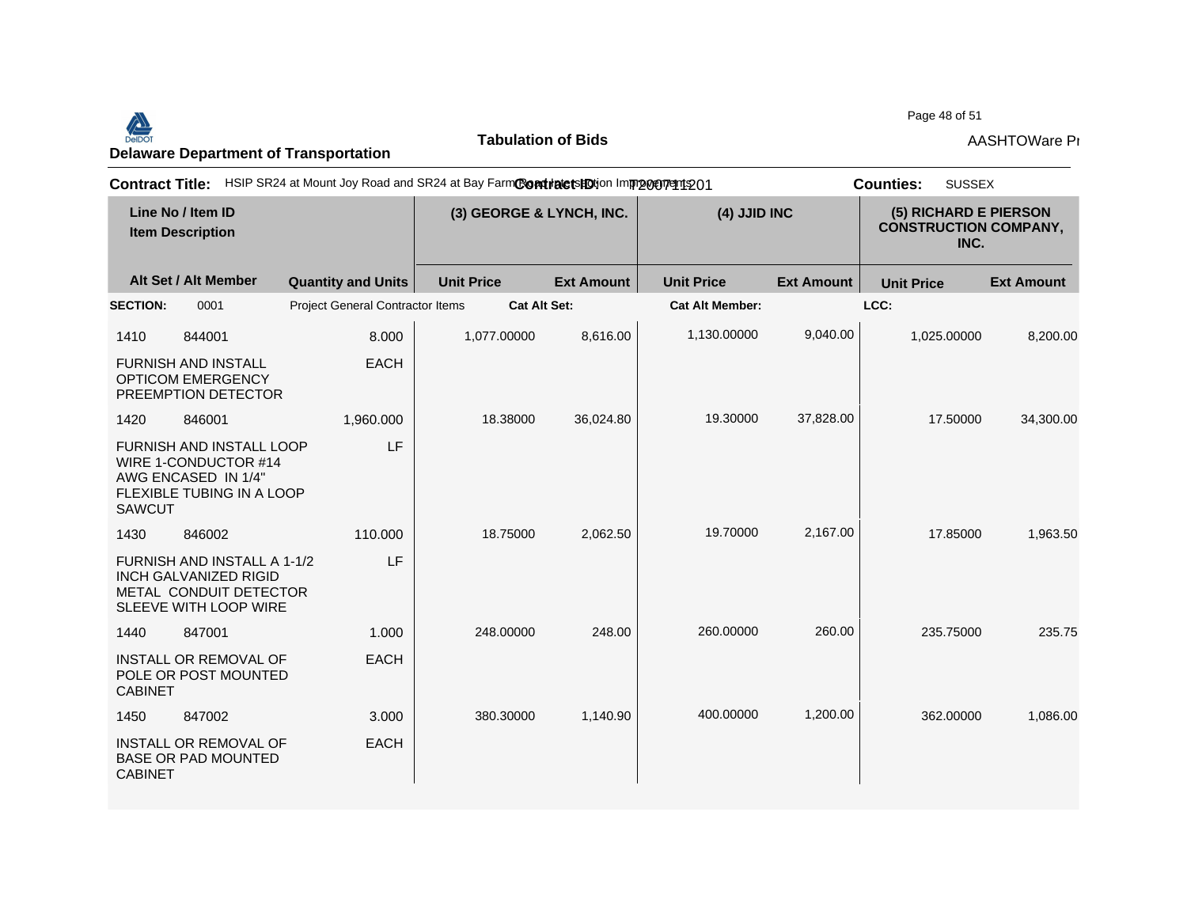**Delaware Department of Transportation**

**Tabulation of Bids**

AASHTOWare Pr

**Contract Title:** HSIP SR24 at Mount Joy Road and SR24 at Bay Farm Road Intersection Improvements **Contract ID:** T200711201 **Counties:** SUSSEX

| Line No / Item ID<br>Item Description | | | (3) GEORGE & LYNCH, INC. | | (4) JJID INC | | (5) RICHARD E PIERSON CONSTRUCTION COMPANY, INC. | |
|---|---|---|---|---|---|---|---|---|
| Alt Set / Alt Member | | Quantity and Units | Unit Price | Ext Amount | Unit Price | Ext Amount | Unit Price | Ext Amount |
| **SECTION:** | 0001 | Project General Contractor Items | **Cat Alt Set:** | | **Cat Alt Member:** | | **LCC:** | |
| 1410 | 844001 | 8.000 | 1,077.00000 | 8,616.00 | 1,130.00000 | 9,040.00 | 1,025.00000 | 8,200.00 |
| FURNISH AND INSTALL OPTICOM EMERGENCY PREEMPTION DETECTOR | | EACH | | | | | | |
| 1420 | 846001 | 1,960.000 | 18.38000 | 36,024.80 | 19.30000 | 37,828.00 | 17.50000 | 34,300.00 |
| FURNISH AND INSTALL LOOP WIRE 1-CONDUCTOR #14 AWG ENCASED IN 1/4" FLEXIBLE TUBING IN A LOOP SAWCUT | | LF | | | | | | |
| 1430 | 846002 | 110.000 | 18.75000 | 2,062.50 | 19.70000 | 2,167.00 | 17.85000 | 1,963.50 |
| FURNISH AND INSTALL A 1-1/2 INCH GALVANIZED RIGID METAL CONDUIT DETECTOR SLEEVE WITH LOOP WIRE | | LF | | | | | | |
| 1440 | 847001 | 1.000 | 248.00000 | 248.00 | 260.00000 | 260.00 | 235.75000 | 235.75 |
| INSTALL OR REMOVAL OF POLE OR POST MOUNTED CABINET | | EACH | | | | | | |
| 1450 | 847002 | 3.000 | 380.30000 | 1,140.90 | 400.00000 | 1,200.00 | 362.00000 | 1,086.00 |
| INSTALL OR REMOVAL OF BASE OR PAD MOUNTED CABINET | | EACH | | | | | | |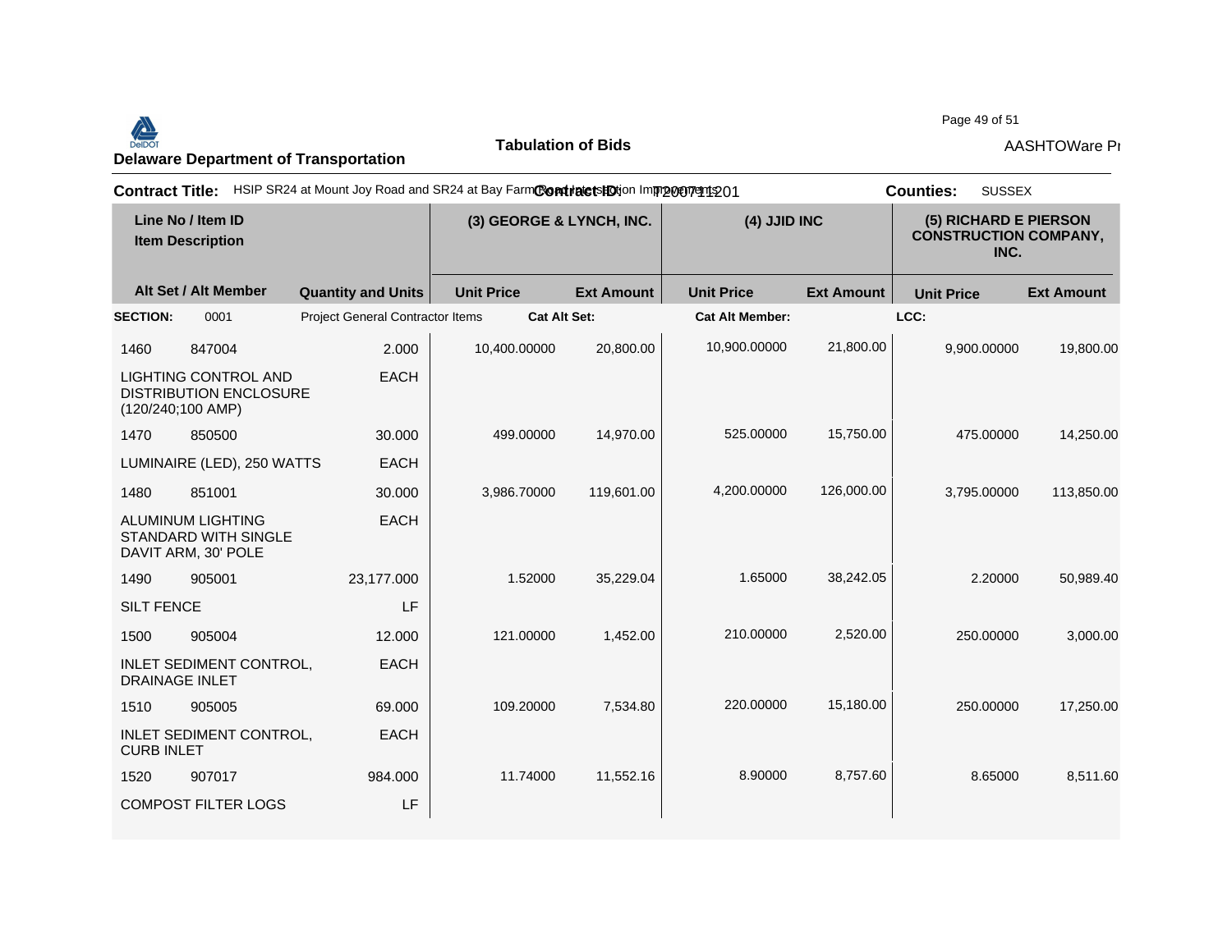**Delaware Department of Transportation**

**Tabulation of Bids**

AASHTOWare Pr

**Contract Title:** HSIP SR24 at Mount Joy Road and SR24 at Bay Farm Road Intersection Improvements **Contract ID:** T200711201 **Counties:** SUSSEX

| Line No / Item ID | Item Description | Quantity and Units | (3) GEORGE & LYNCH, INC. Unit Price | (3) GEORGE & LYNCH, INC. Ext Amount | (4) JJID INC Unit Price | (4) JJID INC Ext Amount | (5) RICHARD E PIERSON CONSTRUCTION COMPANY, INC. Unit Price | (5) RICHARD E PIERSON CONSTRUCTION COMPANY, INC. Ext Amount |
|---|---|---|---|---|---|---|---|---|
| **SECTION:** 0001 | Project General Contractor Items | | **Cat Alt Set:** | | **Cat Alt Member:** | | **LCC:** | |
| 1460 / 847004 | LIGHTING CONTROL AND DISTRIBUTION ENCLOSURE (120/240;100 AMP) | 2.000 EACH | 10,400.00000 | 20,800.00 | 10,900.00000 | 21,800.00 | 9,900.00000 | 19,800.00 |
| 1470 / 850500 | LUMINAIRE (LED), 250 WATTS | 30.000 EACH | 499.00000 | 14,970.00 | 525.00000 | 15,750.00 | 475.00000 | 14,250.00 |
| 1480 / 851001 | ALUMINUM LIGHTING STANDARD WITH SINGLE DAVIT ARM, 30' POLE | 30.000 EACH | 3,986.70000 | 119,601.00 | 4,200.00000 | 126,000.00 | 3,795.00000 | 113,850.00 |
| 1490 / 905001 | SILT FENCE | 23,177.000 LF | 1.52000 | 35,229.04 | 1.65000 | 38,242.05 | 2.20000 | 50,989.40 |
| 1500 / 905004 | INLET SEDIMENT CONTROL, DRAINAGE INLET | 12.000 EACH | 121.00000 | 1,452.00 | 210.00000 | 2,520.00 | 250.00000 | 3,000.00 |
| 1510 / 905005 | INLET SEDIMENT CONTROL, CURB INLET | 69.000 EACH | 109.20000 | 7,534.80 | 220.00000 | 15,180.00 | 250.00000 | 17,250.00 |
| 1520 / 907017 | COMPOST FILTER LOGS | 984.000 LF | 11.74000 | 11,552.16 | 8.90000 | 8,757.60 | 8.65000 | 8,511.60 |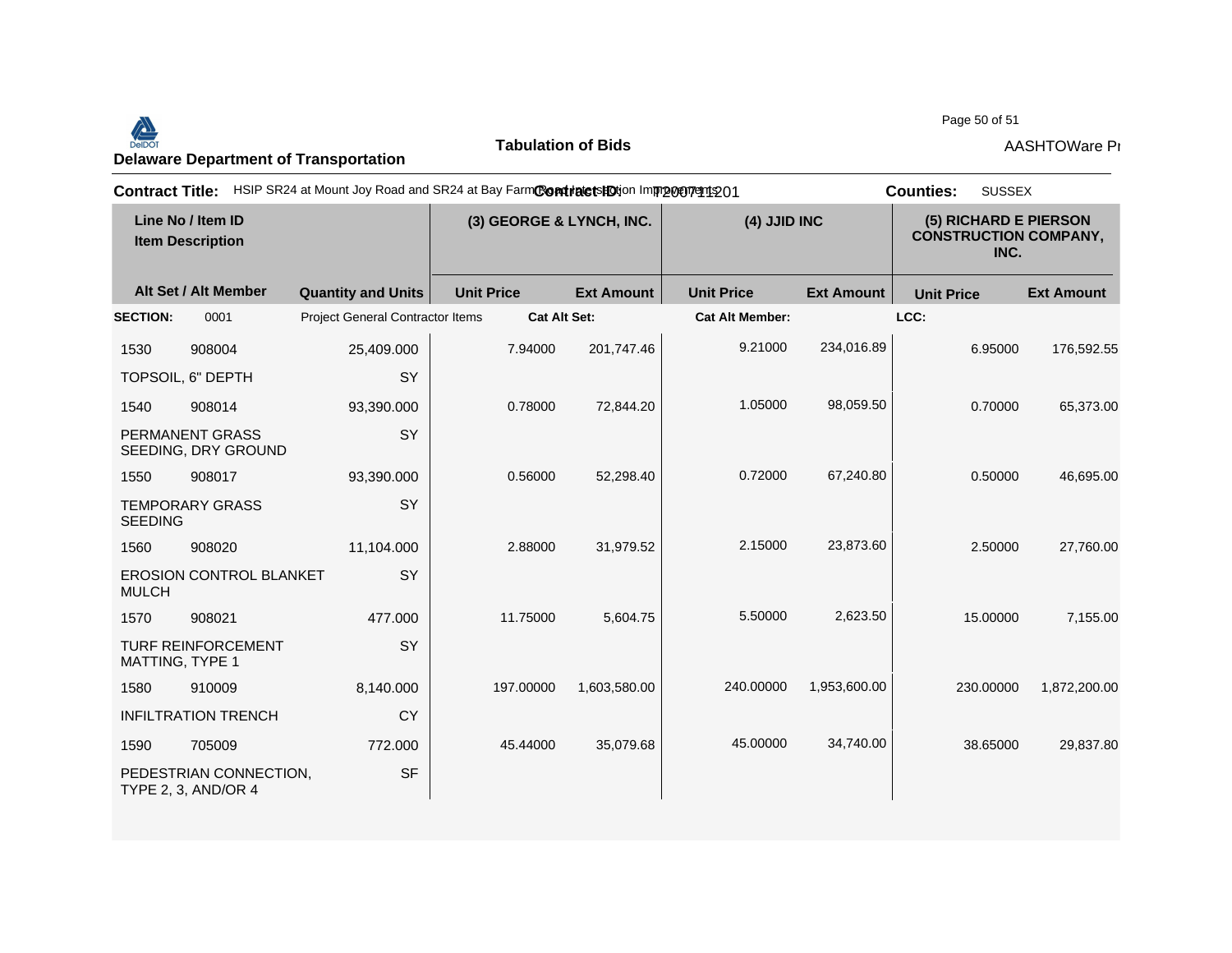**Delaware Department of Transportation**

**Tabulation of Bids**

AASHTOWare Pı

**Contract Title:** HSIP SR24 at Mount Joy Road and SR24 at Bay Farm Road Intersection Improvements **Contract ID:** T201711201 **Counties:** SUSSEX

| Line No / Item ID | Item Description | Alt Set / Alt Member | Quantity and Units | (3) GEORGE & LYNCH, INC. Unit Price | (3) GEORGE & LYNCH, INC. Ext Amount | (4) JJID INC Unit Price | (4) JJID INC Ext Amount | (5) RICHARD E PIERSON CONSTRUCTION COMPANY, INC. Unit Price | (5) RICHARD E PIERSON CONSTRUCTION COMPANY, INC. Ext Amount |
|---|---|---|---|---|---|---|---|---|---|
| **SECTION:** 0001 | Project General Contractor Items | | | **Cat Alt Set:** | | **Cat Alt Member:** | | **LCC:** | |
| 1530 908004 | TOPSOIL, 6" DEPTH | | 25,409.000 SY | 7.94000 | 201,747.46 | 9.21000 | 234,016.89 | 6.95000 | 176,592.55 |
| 1540 908014 | PERMANENT GRASS SEEDING, DRY GROUND | | 93,390.000 SY | 0.78000 | 72,844.20 | 1.05000 | 98,059.50 | 0.70000 | 65,373.00 |
| 1550 908017 | TEMPORARY GRASS SEEDING | | 93,390.000 SY | 0.56000 | 52,298.40 | 0.72000 | 67,240.80 | 0.50000 | 46,695.00 |
| 1560 908020 | EROSION CONTROL BLANKET MULCH | | 11,104.000 SY | 2.88000 | 31,979.52 | 2.15000 | 23,873.60 | 2.50000 | 27,760.00 |
| 1570 908021 | TURF REINFORCEMENT MATTING, TYPE 1 | | 477.000 SY | 11.75000 | 5,604.75 | 5.50000 | 2,623.50 | 15.00000 | 7,155.00 |
| 1580 910009 | INFILTRATION TRENCH | | 8,140.000 CY | 197.00000 | 1,603,580.00 | 240.00000 | 1,953,600.00 | 230.00000 | 1,872,200.00 |
| 1590 705009 | PEDESTRIAN CONNECTION, TYPE 2, 3, AND/OR 4 | | 772.000 SF | 45.44000 | 35,079.68 | 45.00000 | 34,740.00 | 38.65000 | 29,837.80 |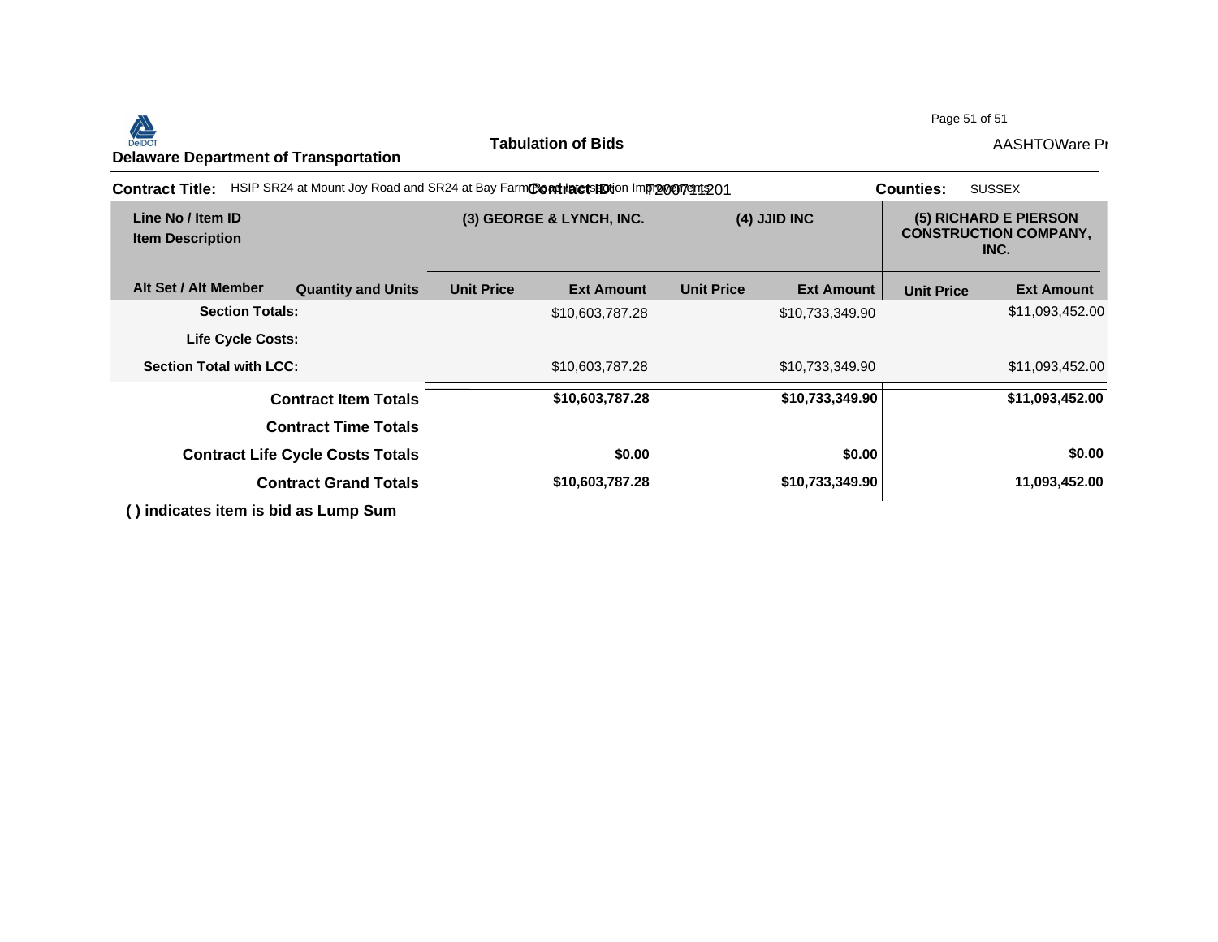**Delaware Department of Transportation**

**Tabulation of Bids**

AASHTOWare Pr

**Contract Title:** HSIP SR24 at Mount Joy Road and SR24 at Bay Farm Road Intersection Improvements **Contract ID:** T200711201 **Counties:** SUSSEX

| Line No / Item ID<br>Item Description | | (3) GEORGE & LYNCH, INC. | | (4) JJID INC | | (5) RICHARD E PIERSON CONSTRUCTION COMPANY, INC. | |
|---|---|---|---|---|---|---|---|
| **Alt Set / Alt Member** | **Quantity and Units** | **Unit Price** | **Ext Amount** | **Unit Price** | **Ext Amount** | **Unit Price** | **Ext Amount** |
| **Section Totals:** | | | $10,603,787.28 | | $10,733,349.90 | | $11,093,452.00 |
| **Life Cycle Costs:** | | | | | | | |
| **Section Total with LCC:** | | | $10,603,787.28 | | $10,733,349.90 | | $11,093,452.00 |
| **Contract Item Totals** | | | **$10,603,787.28** | | **$10,733,349.90** | | **$11,093,452.00** |
| **Contract Time Totals** | | | | | | | |
| **Contract Life Cycle Costs Totals** | | | **$0.00** | | **$0.00** | | **$0.00** |
| **Contract Grand Totals** | | | **$10,603,787.28** | | **$10,733,349.90** | | **11,093,452.00** |

**( ) indicates item is bid as Lump Sum**